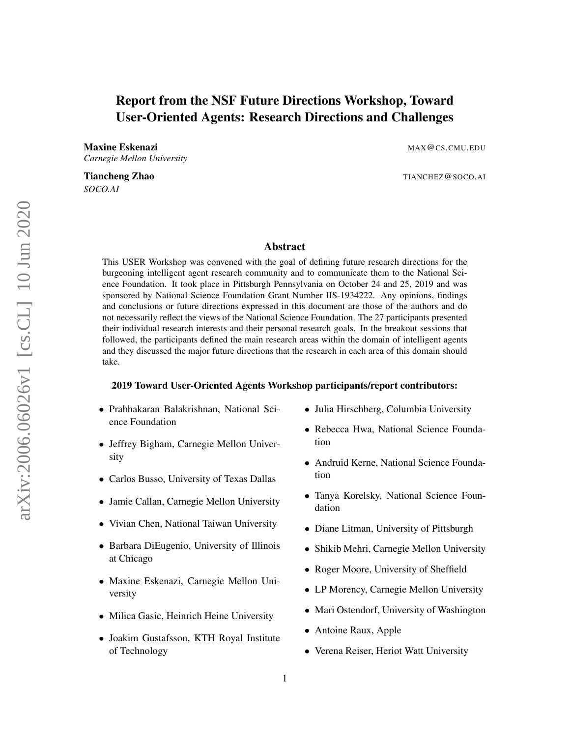# Report from the NSF Future Directions Workshop, Toward User-Oriented Agents: Research Directions and Challenges

**Maxine Eskenazi** MAX@CS.CMU.EDU
*Carnegie Mellon University*

**Tiancheng Zhao** TIANCHEZ@SOCO.AI
*SOCO.AI*

## Abstract

This USER Workshop was convened with the goal of defining future research directions for the burgeoning intelligent agent research community and to communicate them to the National Science Foundation. It took place in Pittsburgh Pennsylvania on October 24 and 25, 2019 and was sponsored by National Science Foundation Grant Number IIS-1934222. Any opinions, findings and conclusions or future directions expressed in this document are those of the authors and do not necessarily reflect the views of the National Science Foundation. The 27 participants presented their individual research interests and their personal research goals. In the breakout sessions that followed, the participants defined the main research areas within the domain of intelligent agents and they discussed the major future directions that the research in each area of this domain should take.

**2019 Toward User-Oriented Agents Workshop participants/report contributors:**

- Prabhakaran Balakrishnan, National Science Foundation
- Jeffrey Bigham, Carnegie Mellon University
- Carlos Busso, University of Texas Dallas
- Jamie Callan, Carnegie Mellon University
- Vivian Chen, National Taiwan University
- Barbara DiEugenio, University of Illinois at Chicago
- Maxine Eskenazi, Carnegie Mellon University
- Milica Gasic, Heinrich Heine University
- Joakim Gustafsson, KTH Royal Institute of Technology
- Julia Hirschberg, Columbia University
- Rebecca Hwa, National Science Foundation
- Andruid Kerne, National Science Foundation
- Tanya Korelsky, National Science Foundation
- Diane Litman, University of Pittsburgh
- Shikib Mehri, Carnegie Mellon University
- Roger Moore, University of Sheffield
- LP Morency, Carnegie Mellon University
- Mari Ostendorf, University of Washington
- Antoine Raux, Apple
- Verena Reiser, Heriot Watt University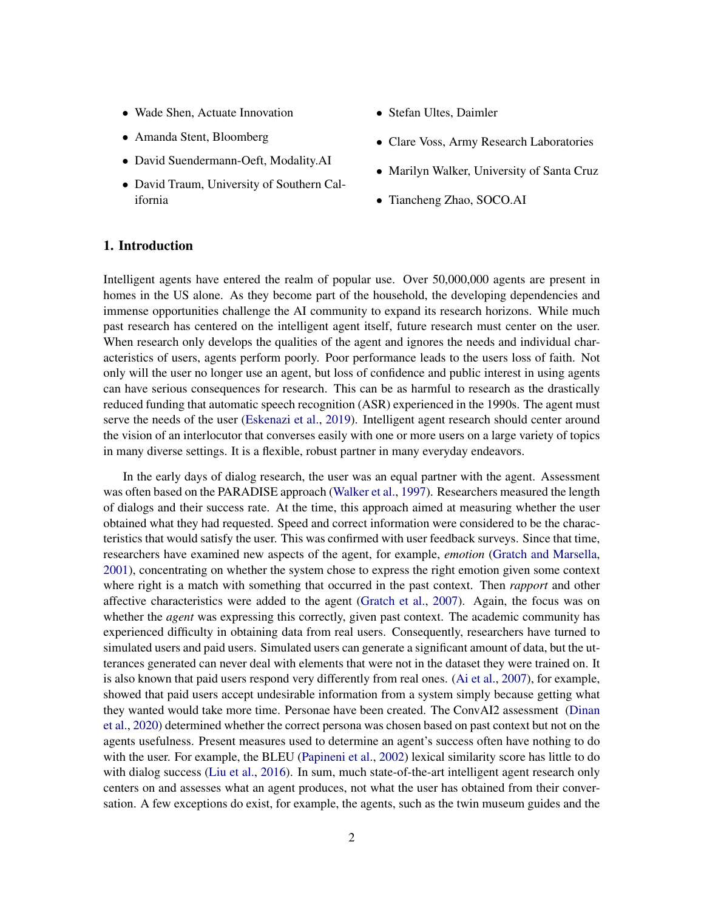- Wade Shen, Actuate Innovation
- Amanda Stent, Bloomberg
- David Suendermann-Oeft, Modality.AI
- David Traum, University of Southern California
- Stefan Ultes, Daimler
- Clare Voss, Army Research Laboratories
- Marilyn Walker, University of Santa Cruz
- Tiancheng Zhao, SOCO.AI

## 1. Introduction

Intelligent agents have entered the realm of popular use. Over 50,000,000 agents are present in homes in the US alone. As they become part of the household, the developing dependencies and immense opportunities challenge the AI community to expand its research horizons. While much past research has centered on the intelligent agent itself, future research must center on the user. When research only develops the qualities of the agent and ignores the needs and individual characteristics of users, agents perform poorly. Poor performance leads to the users loss of faith. Not only will the user no longer use an agent, but loss of confidence and public interest in using agents can have serious consequences for research. This can be as harmful to research as the drastically reduced funding that automatic speech recognition (ASR) experienced in the 1990s. The agent must serve the needs of the user (Eskenazi et al., 2019). Intelligent agent research should center around the vision of an interlocutor that converses easily with one or more users on a large variety of topics in many diverse settings. It is a flexible, robust partner in many everyday endeavors.

In the early days of dialog research, the user was an equal partner with the agent. Assessment was often based on the PARADISE approach (Walker et al., 1997). Researchers measured the length of dialogs and their success rate. At the time, this approach aimed at measuring whether the user obtained what they had requested. Speed and correct information were considered to be the characteristics that would satisfy the user. This was confirmed with user feedback surveys. Since that time, researchers have examined new aspects of the agent, for example, *emotion* (Gratch and Marsella, 2001), concentrating on whether the system chose to express the right emotion given some context where right is a match with something that occurred in the past context. Then *rapport* and other affective characteristics were added to the agent (Gratch et al., 2007). Again, the focus was on whether the *agent* was expressing this correctly, given past context. The academic community has experienced difficulty in obtaining data from real users. Consequently, researchers have turned to simulated users and paid users. Simulated users can generate a significant amount of data, but the utterances generated can never deal with elements that were not in the dataset they were trained on. It is also known that paid users respond very differently from real ones. (Ai et al., 2007), for example, showed that paid users accept undesirable information from a system simply because getting what they wanted would take more time. Personae have been created. The ConvAI2 assessment (Dinan et al., 2020) determined whether the correct persona was chosen based on past context but not on the agents usefulness. Present measures used to determine an agent's success often have nothing to do with the user. For example, the BLEU (Papineni et al., 2002) lexical similarity score has little to do with dialog success (Liu et al., 2016). In sum, much state-of-the-art intelligent agent research only centers on and assesses what an agent produces, not what the user has obtained from their conversation. A few exceptions do exist, for example, the agents, such as the twin museum guides and the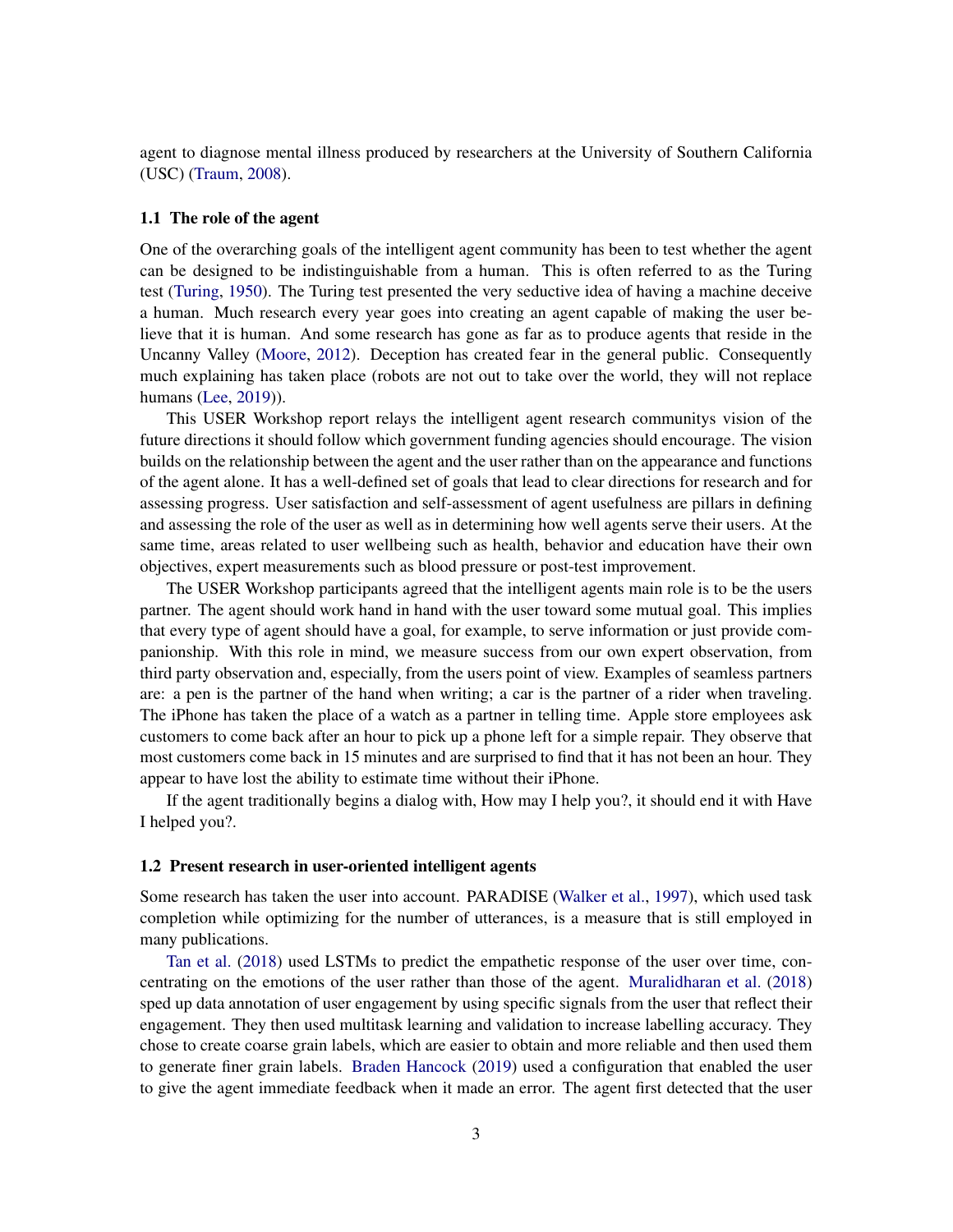agent to diagnose mental illness produced by researchers at the University of Southern California (USC) (Traum, 2008).

### 1.1 The role of the agent

One of the overarching goals of the intelligent agent community has been to test whether the agent can be designed to be indistinguishable from a human. This is often referred to as the Turing test (Turing, 1950). The Turing test presented the very seductive idea of having a machine deceive a human. Much research every year goes into creating an agent capable of making the user believe that it is human. And some research has gone as far as to produce agents that reside in the Uncanny Valley (Moore, 2012). Deception has created fear in the general public. Consequently much explaining has taken place (robots are not out to take over the world, they will not replace humans (Lee, 2019)).

This USER Workshop report relays the intelligent agent research communitys vision of the future directions it should follow which government funding agencies should encourage. The vision builds on the relationship between the agent and the user rather than on the appearance and functions of the agent alone. It has a well-defined set of goals that lead to clear directions for research and for assessing progress. User satisfaction and self-assessment of agent usefulness are pillars in defining and assessing the role of the user as well as in determining how well agents serve their users. At the same time, areas related to user wellbeing such as health, behavior and education have their own objectives, expert measurements such as blood pressure or post-test improvement.

The USER Workshop participants agreed that the intelligent agents main role is to be the users partner. The agent should work hand in hand with the user toward some mutual goal. This implies that every type of agent should have a goal, for example, to serve information or just provide companionship. With this role in mind, we measure success from our own expert observation, from third party observation and, especially, from the users point of view. Examples of seamless partners are: a pen is the partner of the hand when writing; a car is the partner of a rider when traveling. The iPhone has taken the place of a watch as a partner in telling time. Apple store employees ask customers to come back after an hour to pick up a phone left for a simple repair. They observe that most customers come back in 15 minutes and are surprised to find that it has not been an hour. They appear to have lost the ability to estimate time without their iPhone.

If the agent traditionally begins a dialog with, How may I help you?, it should end it with Have I helped you?.

### 1.2 Present research in user-oriented intelligent agents

Some research has taken the user into account. PARADISE (Walker et al., 1997), which used task completion while optimizing for the number of utterances, is a measure that is still employed in many publications.

Tan et al. (2018) used LSTMs to predict the empathetic response of the user over time, concentrating on the emotions of the user rather than those of the agent. Muralidharan et al. (2018) sped up data annotation of user engagement by using specific signals from the user that reflect their engagement. They then used multitask learning and validation to increase labelling accuracy. They chose to create coarse grain labels, which are easier to obtain and more reliable and then used them to generate finer grain labels. Braden Hancock (2019) used a configuration that enabled the user to give the agent immediate feedback when it made an error. The agent first detected that the user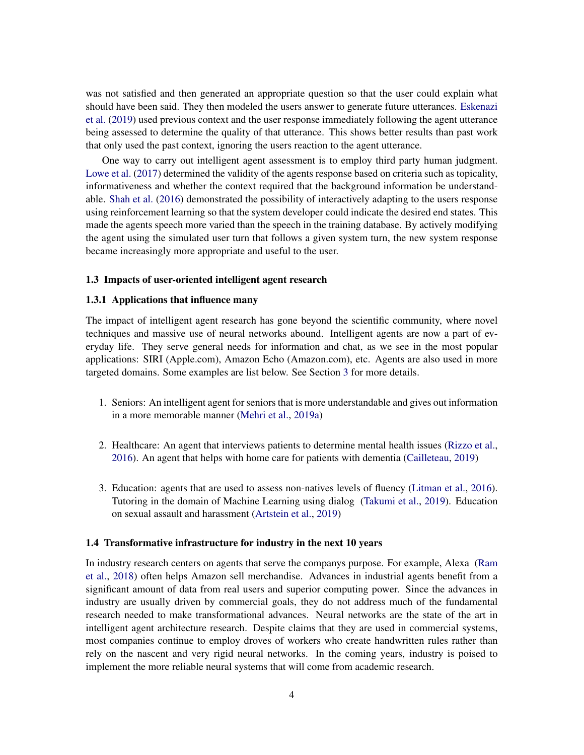was not satisfied and then generated an appropriate question so that the user could explain what should have been said. They then modeled the users answer to generate future utterances. Eskenazi et al. (2019) used previous context and the user response immediately following the agent utterance being assessed to determine the quality of that utterance. This shows better results than past work that only used the past context, ignoring the users reaction to the agent utterance.

One way to carry out intelligent agent assessment is to employ third party human judgment. Lowe et al. (2017) determined the validity of the agents response based on criteria such as topicality, informativeness and whether the context required that the background information be understandable. Shah et al. (2016) demonstrated the possibility of interactively adapting to the users response using reinforcement learning so that the system developer could indicate the desired end states. This made the agents speech more varied than the speech in the training database. By actively modifying the agent using the simulated user turn that follows a given system turn, the new system response became increasingly more appropriate and useful to the user.

### 1.3 Impacts of user-oriented intelligent agent research

#### 1.3.1 Applications that influence many

The impact of intelligent agent research has gone beyond the scientific community, where novel techniques and massive use of neural networks abound. Intelligent agents are now a part of everyday life. They serve general needs for information and chat, as we see in the most popular applications: SIRI (Apple.com), Amazon Echo (Amazon.com), etc. Agents are also used in more targeted domains. Some examples are list below. See Section 3 for more details.

1. Seniors: An intelligent agent for seniors that is more understandable and gives out information in a more memorable manner (Mehri et al., 2019a)

2. Healthcare: An agent that interviews patients to determine mental health issues (Rizzo et al., 2016). An agent that helps with home care for patients with dementia (Cailleteau, 2019)

3. Education: agents that are used to assess non-natives levels of fluency (Litman et al., 2016). Tutoring in the domain of Machine Learning using dialog (Takumi et al., 2019). Education on sexual assault and harassment (Artstein et al., 2019)

### 1.4 Transformative infrastructure for industry in the next 10 years

In industry research centers on agents that serve the companys purpose. For example, Alexa (Ram et al., 2018) often helps Amazon sell merchandise. Advances in industrial agents benefit from a significant amount of data from real users and superior computing power. Since the advances in industry are usually driven by commercial goals, they do not address much of the fundamental research needed to make transformational advances. Neural networks are the state of the art in intelligent agent architecture research. Despite claims that they are used in commercial systems, most companies continue to employ droves of workers who create handwritten rules rather than rely on the nascent and very rigid neural networks. In the coming years, industry is poised to implement the more reliable neural systems that will come from academic research.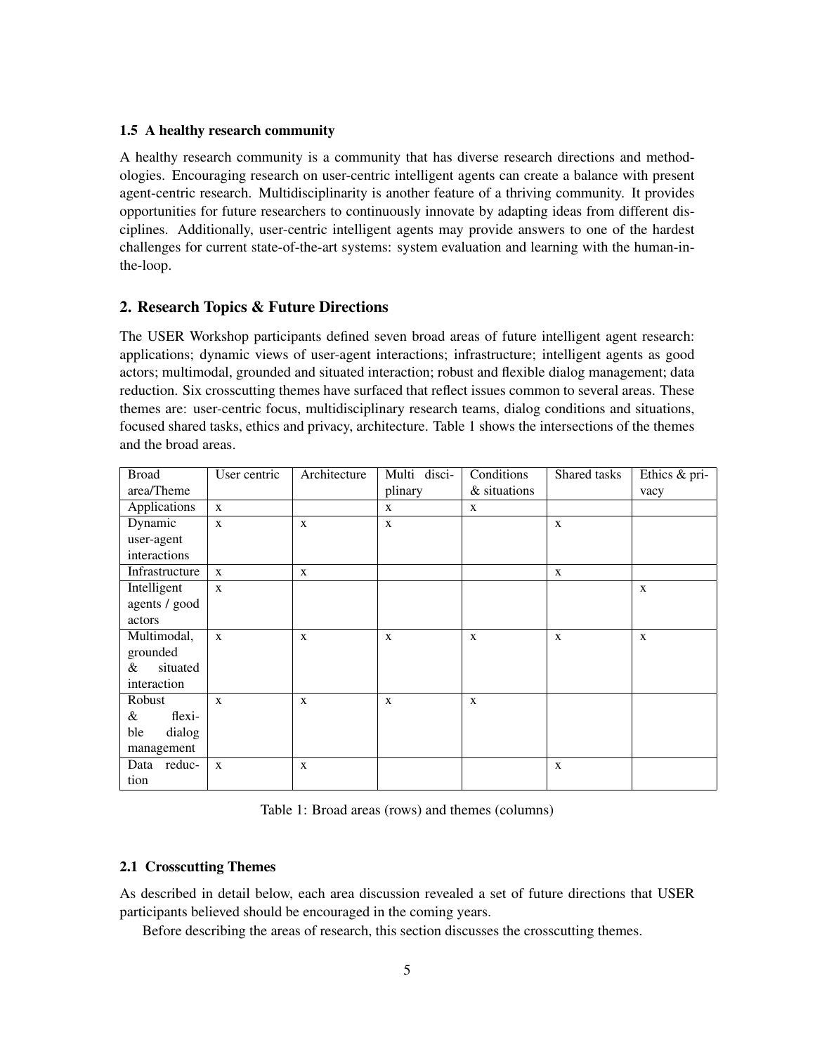### 1.5 A healthy research community

A healthy research community is a community that has diverse research directions and methodologies. Encouraging research on user-centric intelligent agents can create a balance with present agent-centric research. Multidisciplinarity is another feature of a thriving community. It provides opportunities for future researchers to continuously innovate by adapting ideas from different disciplines. Additionally, user-centric intelligent agents may provide answers to one of the hardest challenges for current state-of-the-art systems: system evaluation and learning with the human-in-the-loop.

## 2. Research Topics & Future Directions

The USER Workshop participants defined seven broad areas of future intelligent agent research: applications; dynamic views of user-agent interactions; infrastructure; intelligent agents as good actors; multimodal, grounded and situated interaction; robust and flexible dialog management; data reduction. Six crosscutting themes have surfaced that reflect issues common to several areas. These themes are: user-centric focus, multidisciplinary research teams, dialog conditions and situations, focused shared tasks, ethics and privacy, architecture. Table 1 shows the intersections of the themes and the broad areas.

| Broad area/Theme | User centric | Architecture | Multi disciplinary | Conditions & situations | Shared tasks | Ethics & privacy |
|---|---|---|---|---|---|---|
| Applications | x | | x | x | | |
| Dynamic user-agent interactions | x | x | x | | x | |
| Infrastructure | x | x | | | x | |
| Intelligent agents / good actors | x | | | | | x |
| Multimodal, grounded & situated interaction | x | x | x | x | x | x |
| Robust & flexible dialog management | x | x | x | x | | |
| Data reduction | x | x | | | x | |

Table 1: Broad areas (rows) and themes (columns)

### 2.1 Crosscutting Themes

As described in detail below, each area discussion revealed a set of future directions that USER participants believed should be encouraged in the coming years.

Before describing the areas of research, this section discusses the crosscutting themes.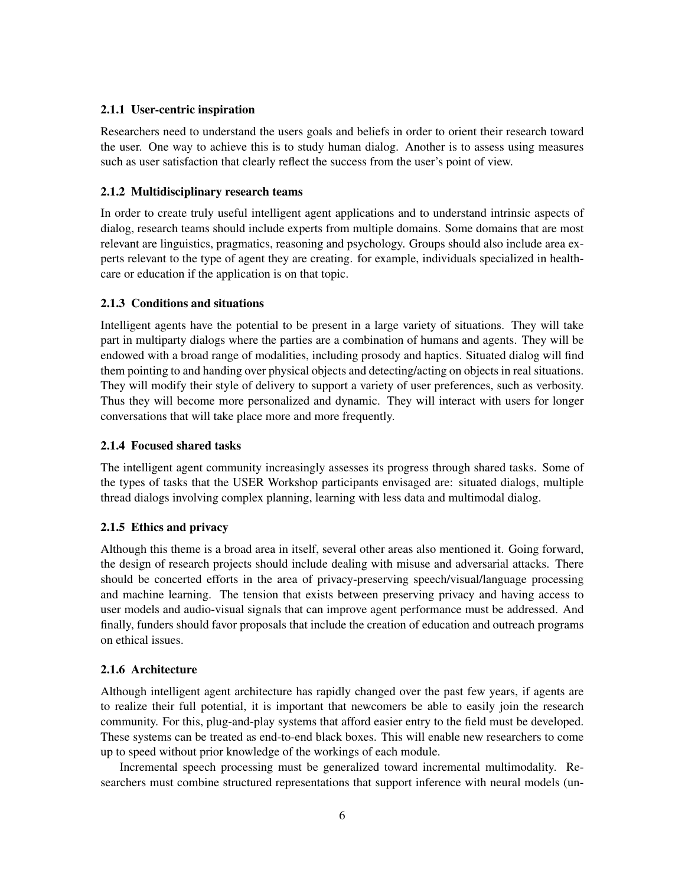#### 2.1.1 User-centric inspiration

Researchers need to understand the users goals and beliefs in order to orient their research toward the user. One way to achieve this is to study human dialog. Another is to assess using measures such as user satisfaction that clearly reflect the success from the user's point of view.

#### 2.1.2 Multidisciplinary research teams

In order to create truly useful intelligent agent applications and to understand intrinsic aspects of dialog, research teams should include experts from multiple domains. Some domains that are most relevant are linguistics, pragmatics, reasoning and psychology. Groups should also include area experts relevant to the type of agent they are creating. for example, individuals specialized in healthcare or education if the application is on that topic.

#### 2.1.3 Conditions and situations

Intelligent agents have the potential to be present in a large variety of situations. They will take part in multiparty dialogs where the parties are a combination of humans and agents. They will be endowed with a broad range of modalities, including prosody and haptics. Situated dialog will find them pointing to and handing over physical objects and detecting/acting on objects in real situations. They will modify their style of delivery to support a variety of user preferences, such as verbosity. Thus they will become more personalized and dynamic. They will interact with users for longer conversations that will take place more and more frequently.

#### 2.1.4 Focused shared tasks

The intelligent agent community increasingly assesses its progress through shared tasks. Some of the types of tasks that the USER Workshop participants envisaged are: situated dialogs, multiple thread dialogs involving complex planning, learning with less data and multimodal dialog.

#### 2.1.5 Ethics and privacy

Although this theme is a broad area in itself, several other areas also mentioned it. Going forward, the design of research projects should include dealing with misuse and adversarial attacks. There should be concerted efforts in the area of privacy-preserving speech/visual/language processing and machine learning. The tension that exists between preserving privacy and having access to user models and audio-visual signals that can improve agent performance must be addressed. And finally, funders should favor proposals that include the creation of education and outreach programs on ethical issues.

#### 2.1.6 Architecture

Although intelligent agent architecture has rapidly changed over the past few years, if agents are to realize their full potential, it is important that newcomers be able to easily join the research community. For this, plug-and-play systems that afford easier entry to the field must be developed. These systems can be treated as end-to-end black boxes. This will enable new researchers to come up to speed without prior knowledge of the workings of each module.

Incremental speech processing must be generalized toward incremental multimodality. Researchers must combine structured representations that support inference with neural models (un-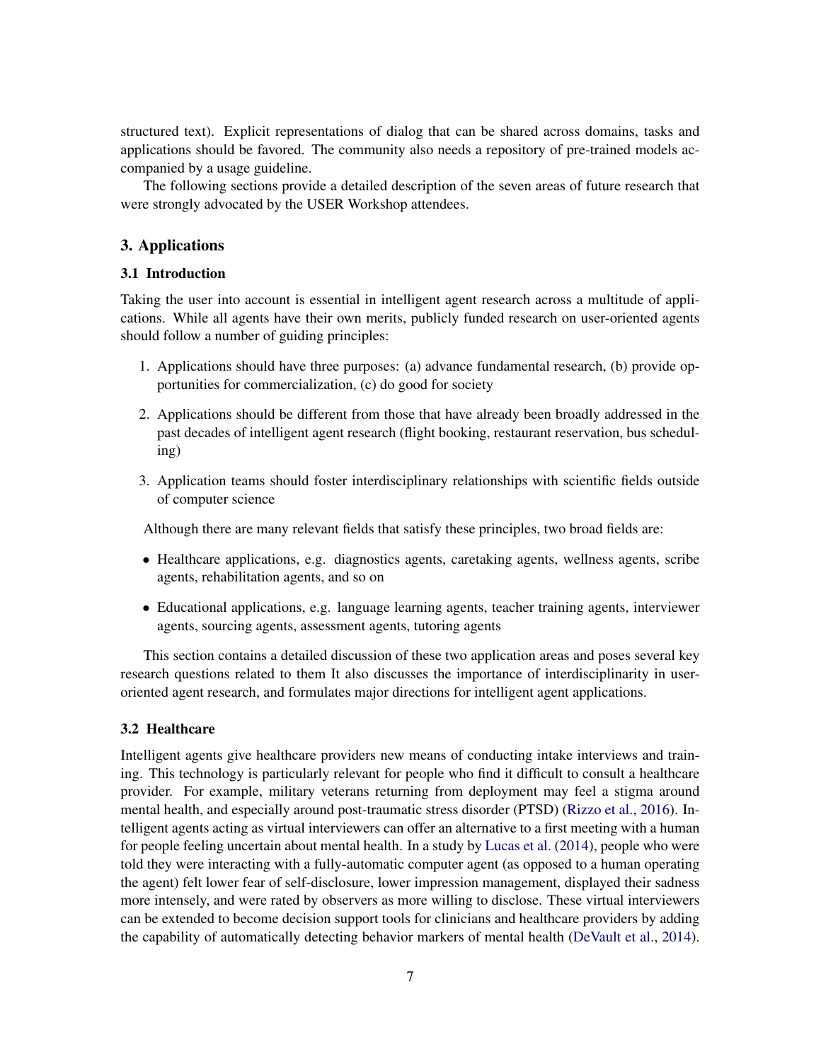structured text). Explicit representations of dialog that can be shared across domains, tasks and applications should be favored. The community also needs a repository of pre-trained models accompanied by a usage guideline.

The following sections provide a detailed description of the seven areas of future research that were strongly advocated by the USER Workshop attendees.

## 3. Applications

### 3.1 Introduction

Taking the user into account is essential in intelligent agent research across a multitude of applications. While all agents have their own merits, publicly funded research on user-oriented agents should follow a number of guiding principles:

1. Applications should have three purposes: (a) advance fundamental research, (b) provide opportunities for commercialization, (c) do good for society
2. Applications should be different from those that have already been broadly addressed in the past decades of intelligent agent research (flight booking, restaurant reservation, bus scheduling)
3. Application teams should foster interdisciplinary relationships with scientific fields outside of computer science

Although there are many relevant fields that satisfy these principles, two broad fields are:

- Healthcare applications, e.g. diagnostics agents, caretaking agents, wellness agents, scribe agents, rehabilitation agents, and so on
- Educational applications, e.g. language learning agents, teacher training agents, interviewer agents, sourcing agents, assessment agents, tutoring agents

This section contains a detailed discussion of these two application areas and poses several key research questions related to them It also discusses the importance of interdisciplinarity in user-oriented agent research, and formulates major directions for intelligent agent applications.

### 3.2 Healthcare

Intelligent agents give healthcare providers new means of conducting intake interviews and training. This technology is particularly relevant for people who find it difficult to consult a healthcare provider. For example, military veterans returning from deployment may feel a stigma around mental health, and especially around post-traumatic stress disorder (PTSD) (Rizzo et al., 2016). Intelligent agents acting as virtual interviewers can offer an alternative to a first meeting with a human for people feeling uncertain about mental health. In a study by Lucas et al. (2014), people who were told they were interacting with a fully-automatic computer agent (as opposed to a human operating the agent) felt lower fear of self-disclosure, lower impression management, displayed their sadness more intensely, and were rated by observers as more willing to disclose. These virtual interviewers can be extended to become decision support tools for clinicians and healthcare providers by adding the capability of automatically detecting behavior markers of mental health (DeVault et al., 2014).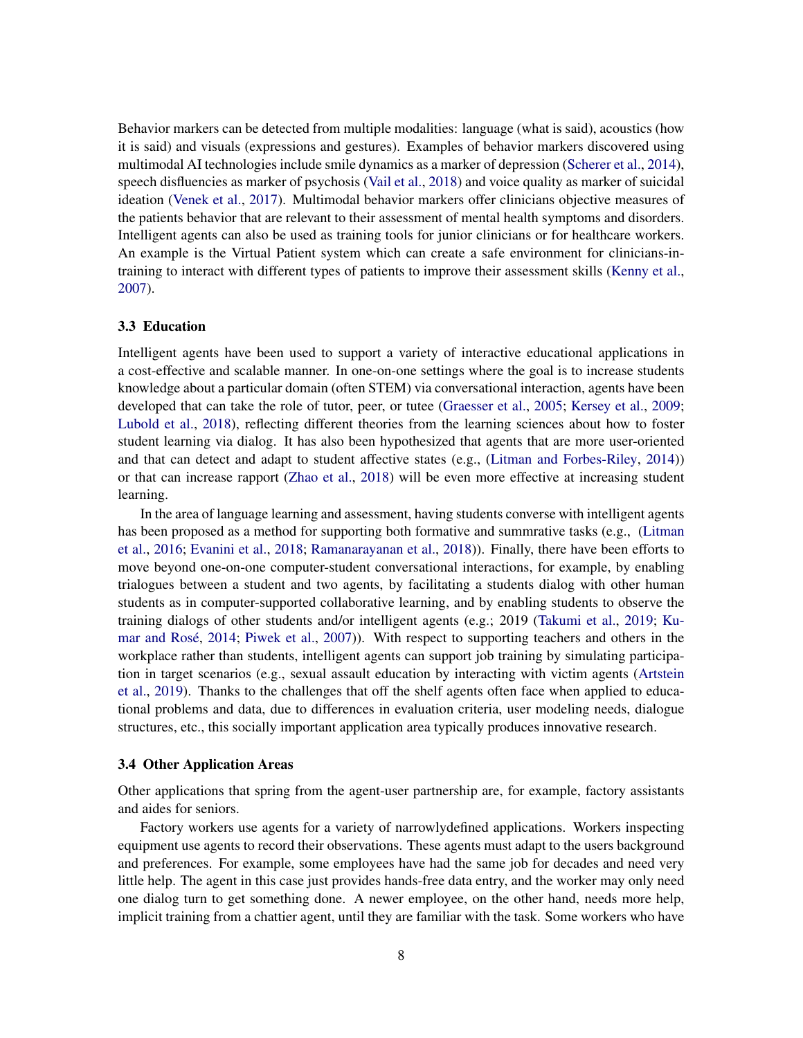Behavior markers can be detected from multiple modalities: language (what is said), acoustics (how it is said) and visuals (expressions and gestures). Examples of behavior markers discovered using multimodal AI technologies include smile dynamics as a marker of depression (Scherer et al., 2014), speech disfluencies as marker of psychosis (Vail et al., 2018) and voice quality as marker of suicidal ideation (Venek et al., 2017). Multimodal behavior markers offer clinicians objective measures of the patients behavior that are relevant to their assessment of mental health symptoms and disorders. Intelligent agents can also be used as training tools for junior clinicians or for healthcare workers. An example is the Virtual Patient system which can create a safe environment for clinicians-in-training to interact with different types of patients to improve their assessment skills (Kenny et al., 2007).

### 3.3 Education

Intelligent agents have been used to support a variety of interactive educational applications in a cost-effective and scalable manner. In one-on-one settings where the goal is to increase students knowledge about a particular domain (often STEM) via conversational interaction, agents have been developed that can take the role of tutor, peer, or tutee (Graesser et al., 2005; Kersey et al., 2009; Lubold et al., 2018), reflecting different theories from the learning sciences about how to foster student learning via dialog. It has also been hypothesized that agents that are more user-oriented and that can detect and adapt to student affective states (e.g., (Litman and Forbes-Riley, 2014)) or that can increase rapport (Zhao et al., 2018) will be even more effective at increasing student learning.

In the area of language learning and assessment, having students converse with intelligent agents has been proposed as a method for supporting both formative and summrative tasks (e.g., (Litman et al., 2016; Evanini et al., 2018; Ramanarayanan et al., 2018)). Finally, there have been efforts to move beyond one-on-one computer-student conversational interactions, for example, by enabling trialogues between a student and two agents, by facilitating a students dialog with other human students as in computer-supported collaborative learning, and by enabling students to observe the training dialogs of other students and/or intelligent agents (e.g.; 2019 (Takumi et al., 2019; Kumar and Rosé, 2014; Piwek et al., 2007)). With respect to supporting teachers and others in the workplace rather than students, intelligent agents can support job training by simulating participation in target scenarios (e.g., sexual assault education by interacting with victim agents (Artstein et al., 2019). Thanks to the challenges that off the shelf agents often face when applied to educational problems and data, due to differences in evaluation criteria, user modeling needs, dialogue structures, etc., this socially important application area typically produces innovative research.

### 3.4 Other Application Areas

Other applications that spring from the agent-user partnership are, for example, factory assistants and aides for seniors.

Factory workers use agents for a variety of narrowlydefined applications. Workers inspecting equipment use agents to record their observations. These agents must adapt to the users background and preferences. For example, some employees have had the same job for decades and need very little help. The agent in this case just provides hands-free data entry, and the worker may only need one dialog turn to get something done. A newer employee, on the other hand, needs more help, implicit training from a chattier agent, until they are familiar with the task. Some workers who have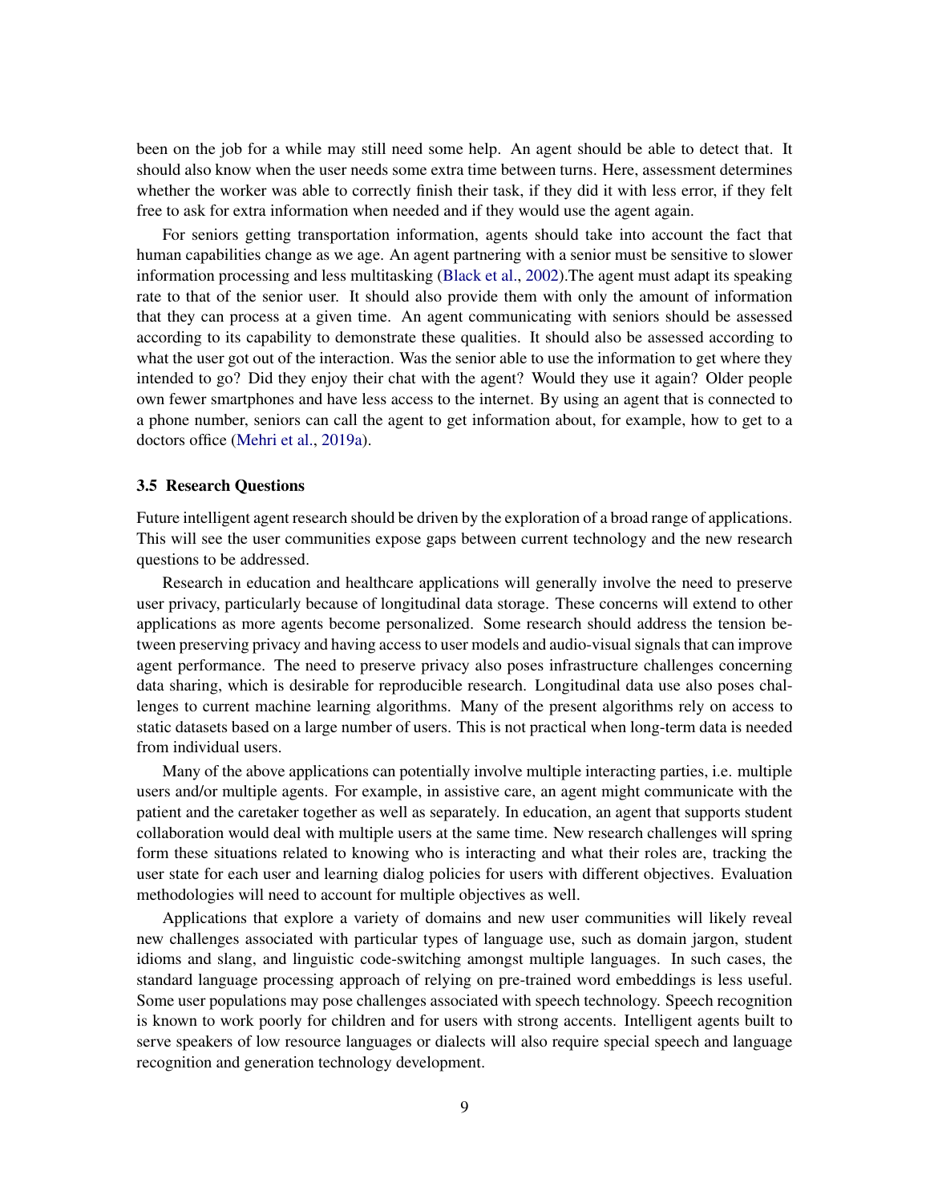been on the job for a while may still need some help. An agent should be able to detect that. It should also know when the user needs some extra time between turns. Here, assessment determines whether the worker was able to correctly finish their task, if they did it with less error, if they felt free to ask for extra information when needed and if they would use the agent again.

For seniors getting transportation information, agents should take into account the fact that human capabilities change as we age. An agent partnering with a senior must be sensitive to slower information processing and less multitasking (Black et al., 2002).The agent must adapt its speaking rate to that of the senior user. It should also provide them with only the amount of information that they can process at a given time. An agent communicating with seniors should be assessed according to its capability to demonstrate these qualities. It should also be assessed according to what the user got out of the interaction. Was the senior able to use the information to get where they intended to go? Did they enjoy their chat with the agent? Would they use it again? Older people own fewer smartphones and have less access to the internet. By using an agent that is connected to a phone number, seniors can call the agent to get information about, for example, how to get to a doctors office (Mehri et al., 2019a).

### 3.5 Research Questions

Future intelligent agent research should be driven by the exploration of a broad range of applications. This will see the user communities expose gaps between current technology and the new research questions to be addressed.

Research in education and healthcare applications will generally involve the need to preserve user privacy, particularly because of longitudinal data storage. These concerns will extend to other applications as more agents become personalized. Some research should address the tension between preserving privacy and having access to user models and audio-visual signals that can improve agent performance. The need to preserve privacy also poses infrastructure challenges concerning data sharing, which is desirable for reproducible research. Longitudinal data use also poses challenges to current machine learning algorithms. Many of the present algorithms rely on access to static datasets based on a large number of users. This is not practical when long-term data is needed from individual users.

Many of the above applications can potentially involve multiple interacting parties, i.e. multiple users and/or multiple agents. For example, in assistive care, an agent might communicate with the patient and the caretaker together as well as separately. In education, an agent that supports student collaboration would deal with multiple users at the same time. New research challenges will spring form these situations related to knowing who is interacting and what their roles are, tracking the user state for each user and learning dialog policies for users with different objectives. Evaluation methodologies will need to account for multiple objectives as well.

Applications that explore a variety of domains and new user communities will likely reveal new challenges associated with particular types of language use, such as domain jargon, student idioms and slang, and linguistic code-switching amongst multiple languages. In such cases, the standard language processing approach of relying on pre-trained word embeddings is less useful. Some user populations may pose challenges associated with speech technology. Speech recognition is known to work poorly for children and for users with strong accents. Intelligent agents built to serve speakers of low resource languages or dialects will also require special speech and language recognition and generation technology development.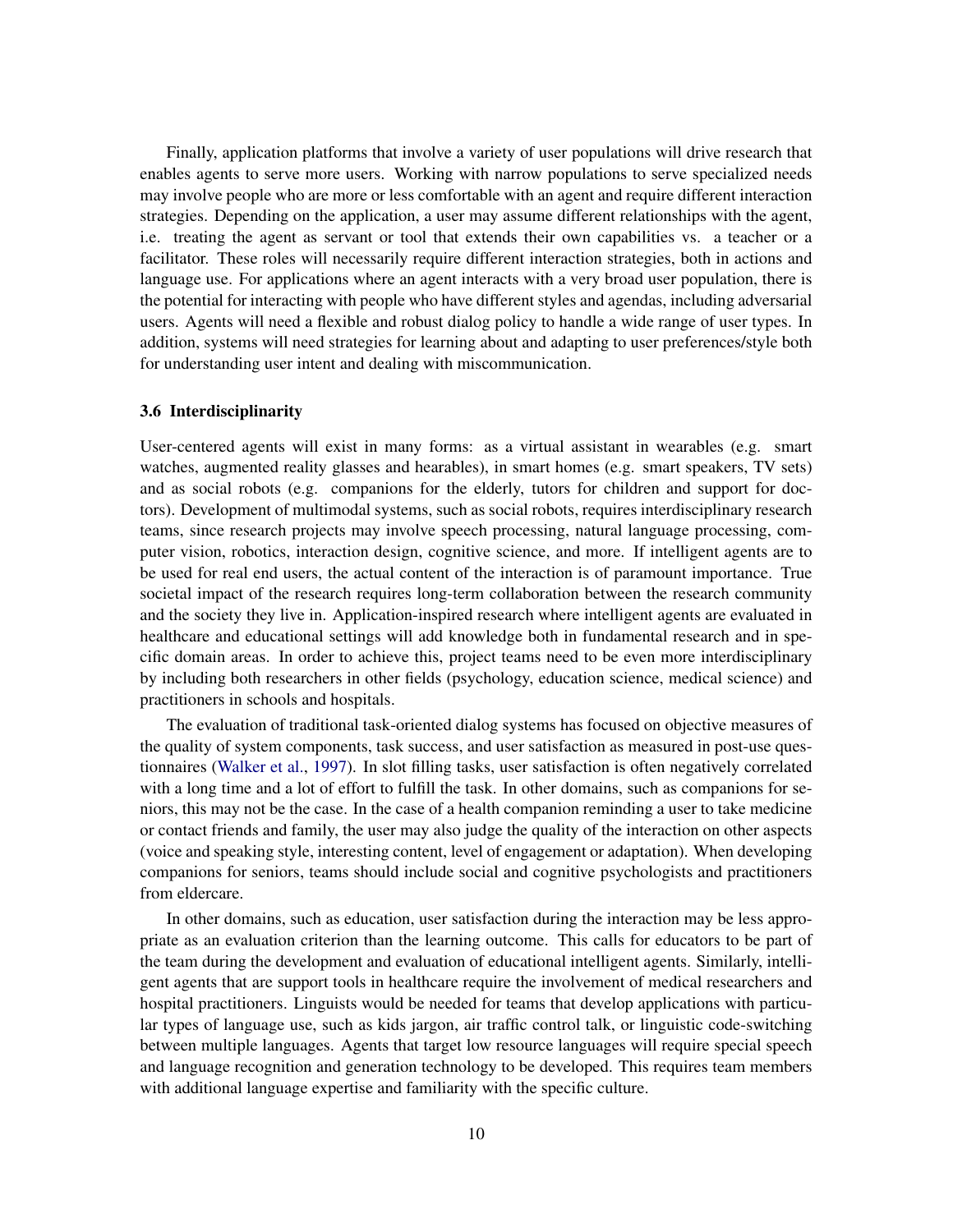Finally, application platforms that involve a variety of user populations will drive research that enables agents to serve more users. Working with narrow populations to serve specialized needs may involve people who are more or less comfortable with an agent and require different interaction strategies. Depending on the application, a user may assume different relationships with the agent, i.e. treating the agent as servant or tool that extends their own capabilities vs. a teacher or a facilitator. These roles will necessarily require different interaction strategies, both in actions and language use. For applications where an agent interacts with a very broad user population, there is the potential for interacting with people who have different styles and agendas, including adversarial users. Agents will need a flexible and robust dialog policy to handle a wide range of user types. In addition, systems will need strategies for learning about and adapting to user preferences/style both for understanding user intent and dealing with miscommunication.

### 3.6 Interdisciplinarity

User-centered agents will exist in many forms: as a virtual assistant in wearables (e.g. smart watches, augmented reality glasses and hearables), in smart homes (e.g. smart speakers, TV sets) and as social robots (e.g. companions for the elderly, tutors for children and support for doctors). Development of multimodal systems, such as social robots, requires interdisciplinary research teams, since research projects may involve speech processing, natural language processing, computer vision, robotics, interaction design, cognitive science, and more. If intelligent agents are to be used for real end users, the actual content of the interaction is of paramount importance. True societal impact of the research requires long-term collaboration between the research community and the society they live in. Application-inspired research where intelligent agents are evaluated in healthcare and educational settings will add knowledge both in fundamental research and in specific domain areas. In order to achieve this, project teams need to be even more interdisciplinary by including both researchers in other fields (psychology, education science, medical science) and practitioners in schools and hospitals.

The evaluation of traditional task-oriented dialog systems has focused on objective measures of the quality of system components, task success, and user satisfaction as measured in post-use questionnaires (Walker et al., 1997). In slot filling tasks, user satisfaction is often negatively correlated with a long time and a lot of effort to fulfill the task. In other domains, such as companions for seniors, this may not be the case. In the case of a health companion reminding a user to take medicine or contact friends and family, the user may also judge the quality of the interaction on other aspects (voice and speaking style, interesting content, level of engagement or adaptation). When developing companions for seniors, teams should include social and cognitive psychologists and practitioners from eldercare.

In other domains, such as education, user satisfaction during the interaction may be less appropriate as an evaluation criterion than the learning outcome. This calls for educators to be part of the team during the development and evaluation of educational intelligent agents. Similarly, intelligent agents that are support tools in healthcare require the involvement of medical researchers and hospital practitioners. Linguists would be needed for teams that develop applications with particular types of language use, such as kids jargon, air traffic control talk, or linguistic code-switching between multiple languages. Agents that target low resource languages will require special speech and language recognition and generation technology to be developed. This requires team members with additional language expertise and familiarity with the specific culture.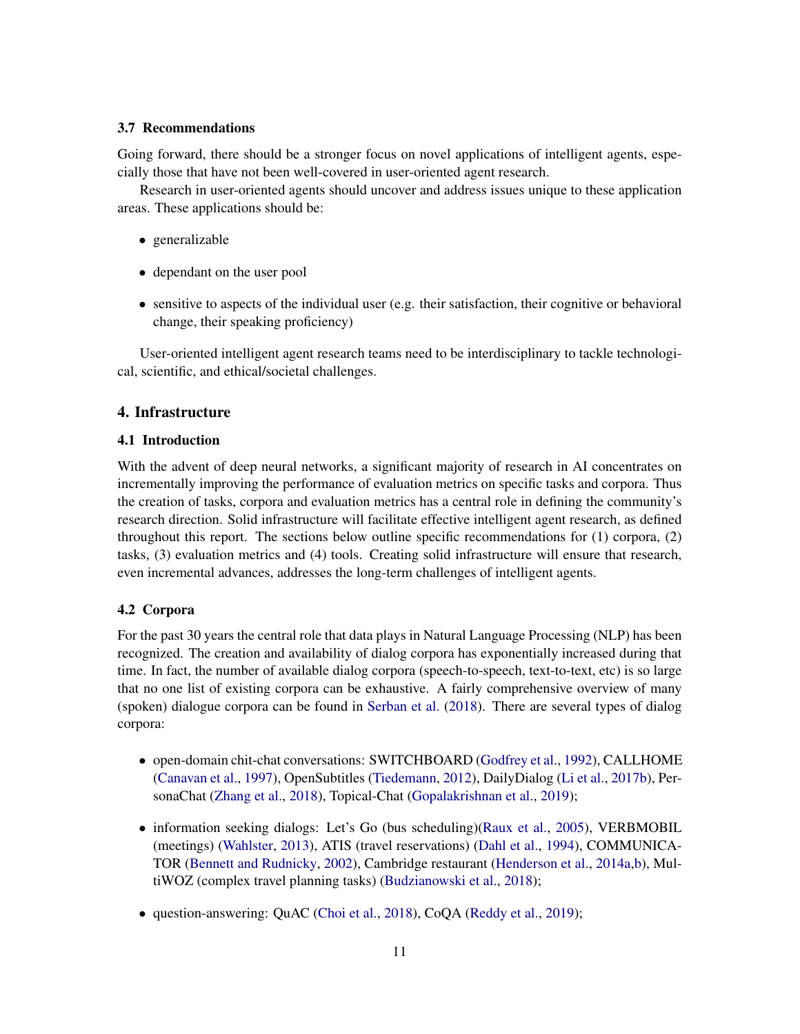### 3.7 Recommendations

Going forward, there should be a stronger focus on novel applications of intelligent agents, especially those that have not been well-covered in user-oriented agent research.

Research in user-oriented agents should uncover and address issues unique to these application areas. These applications should be:

- generalizable
- dependant on the user pool
- sensitive to aspects of the individual user (e.g. their satisfaction, their cognitive or behavioral change, their speaking proficiency)

User-oriented intelligent agent research teams need to be interdisciplinary to tackle technological, scientific, and ethical/societal challenges.

## 4. Infrastructure

### 4.1 Introduction

With the advent of deep neural networks, a significant majority of research in AI concentrates on incrementally improving the performance of evaluation metrics on specific tasks and corpora. Thus the creation of tasks, corpora and evaluation metrics has a central role in defining the community's research direction. Solid infrastructure will facilitate effective intelligent agent research, as defined throughout this report. The sections below outline specific recommendations for (1) corpora, (2) tasks, (3) evaluation metrics and (4) tools. Creating solid infrastructure will ensure that research, even incremental advances, addresses the long-term challenges of intelligent agents.

### 4.2 Corpora

For the past 30 years the central role that data plays in Natural Language Processing (NLP) has been recognized. The creation and availability of dialog corpora has exponentially increased during that time. In fact, the number of available dialog corpora (speech-to-speech, text-to-text, etc) is so large that no one list of existing corpora can be exhaustive. A fairly comprehensive overview of many (spoken) dialogue corpora can be found in Serban et al. (2018). There are several types of dialog corpora:

- open-domain chit-chat conversations: SWITCHBOARD (Godfrey et al., 1992), CALLHOME (Canavan et al., 1997), OpenSubtitles (Tiedemann, 2012), DailyDialog (Li et al., 2017b), PersonaChat (Zhang et al., 2018), Topical-Chat (Gopalakrishnan et al., 2019);
- information seeking dialogs: Let's Go (bus scheduling)(Raux et al., 2005), VERBMOBIL (meetings) (Wahlster, 2013), ATIS (travel reservations) (Dahl et al., 1994), COMMUNICATOR (Bennett and Rudnicky, 2002), Cambridge restaurant (Henderson et al., 2014a,b), MultiWOZ (complex travel planning tasks) (Budzianowski et al., 2018);
- question-answering: QuAC (Choi et al., 2018), CoQA (Reddy et al., 2019);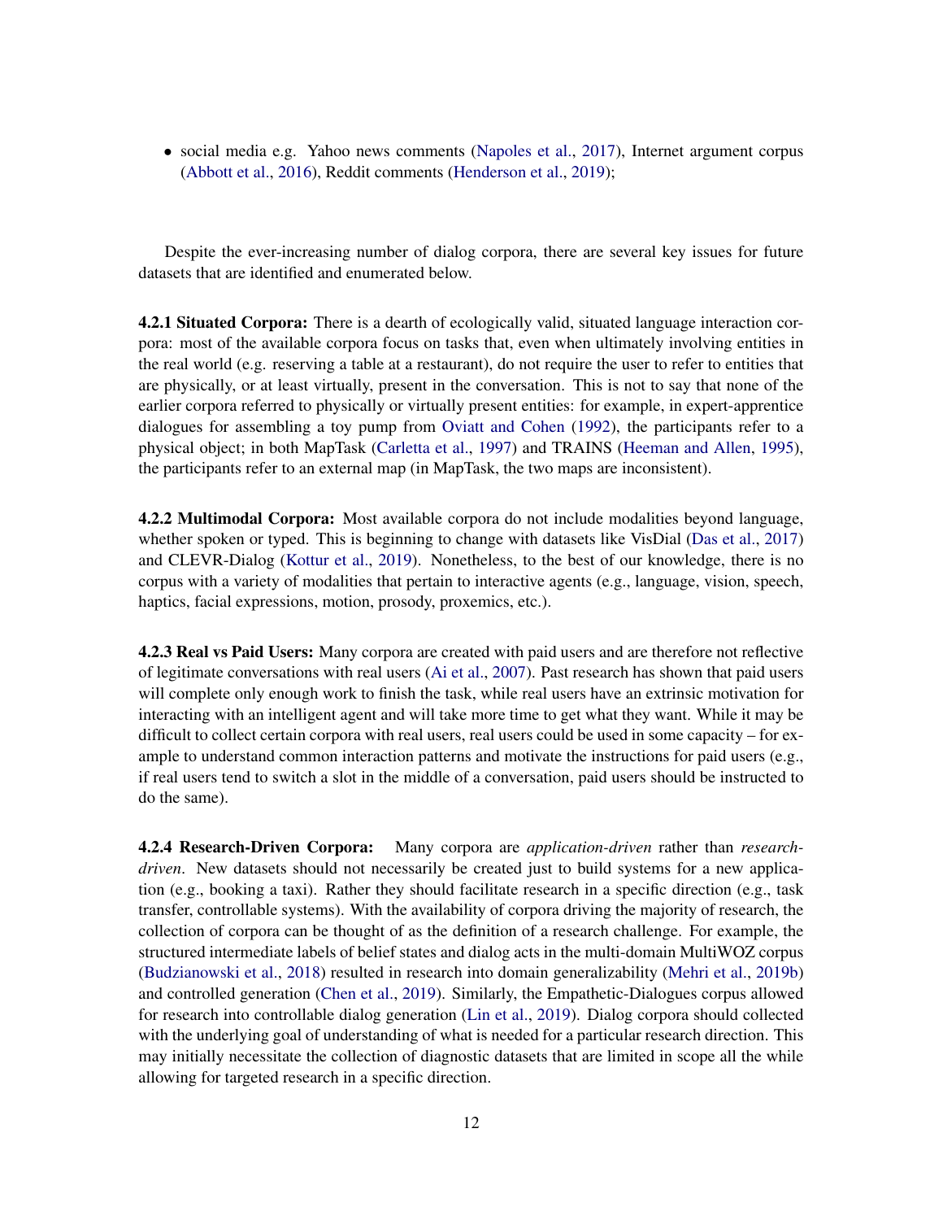- social media e.g. Yahoo news comments (Napoles et al., 2017), Internet argument corpus (Abbott et al., 2016), Reddit comments (Henderson et al., 2019);

Despite the ever-increasing number of dialog corpora, there are several key issues for future datasets that are identified and enumerated below.

**4.2.1 Situated Corpora:** There is a dearth of ecologically valid, situated language interaction corpora: most of the available corpora focus on tasks that, even when ultimately involving entities in the real world (e.g. reserving a table at a restaurant), do not require the user to refer to entities that are physically, or at least virtually, present in the conversation. This is not to say that none of the earlier corpora referred to physically or virtually present entities: for example, in expert-apprentice dialogues for assembling a toy pump from Oviatt and Cohen (1992), the participants refer to a physical object; in both MapTask (Carletta et al., 1997) and TRAINS (Heeman and Allen, 1995), the participants refer to an external map (in MapTask, the two maps are inconsistent).

**4.2.2 Multimodal Corpora:** Most available corpora do not include modalities beyond language, whether spoken or typed. This is beginning to change with datasets like VisDial (Das et al., 2017) and CLEVR-Dialog (Kottur et al., 2019). Nonetheless, to the best of our knowledge, there is no corpus with a variety of modalities that pertain to interactive agents (e.g., language, vision, speech, haptics, facial expressions, motion, prosody, proxemics, etc.).

**4.2.3 Real vs Paid Users:** Many corpora are created with paid users and are therefore not reflective of legitimate conversations with real users (Ai et al., 2007). Past research has shown that paid users will complete only enough work to finish the task, while real users have an extrinsic motivation for interacting with an intelligent agent and will take more time to get what they want. While it may be difficult to collect certain corpora with real users, real users could be used in some capacity – for example to understand common interaction patterns and motivate the instructions for paid users (e.g., if real users tend to switch a slot in the middle of a conversation, paid users should be instructed to do the same).

**4.2.4 Research-Driven Corpora:** Many corpora are *application-driven* rather than *research-driven*. New datasets should not necessarily be created just to build systems for a new application (e.g., booking a taxi). Rather they should facilitate research in a specific direction (e.g., task transfer, controllable systems). With the availability of corpora driving the majority of research, the collection of corpora can be thought of as the definition of a research challenge. For example, the structured intermediate labels of belief states and dialog acts in the multi-domain MultiWOZ corpus (Budzianowski et al., 2018) resulted in research into domain generalizability (Mehri et al., 2019b) and controlled generation (Chen et al., 2019). Similarly, the Empathetic-Dialogues corpus allowed for research into controllable dialog generation (Lin et al., 2019). Dialog corpora should collected with the underlying goal of understanding of what is needed for a particular research direction. This may initially necessitate the collection of diagnostic datasets that are limited in scope all the while allowing for targeted research in a specific direction.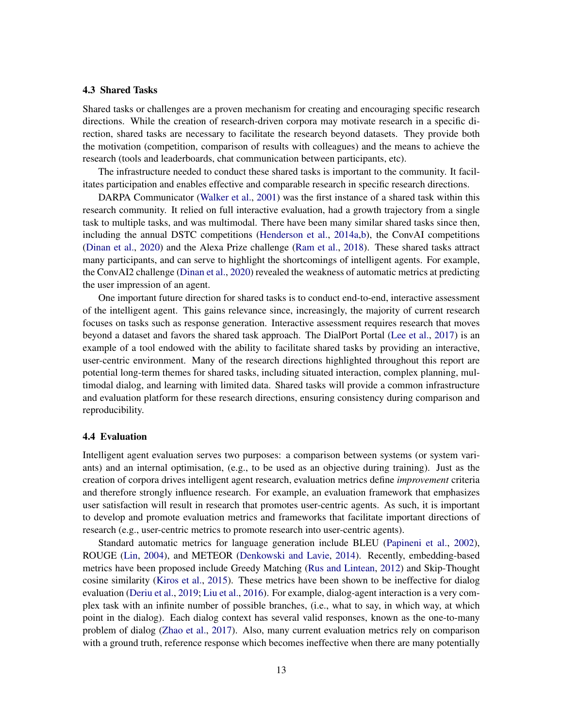### 4.3 Shared Tasks

Shared tasks or challenges are a proven mechanism for creating and encouraging specific research directions. While the creation of research-driven corpora may motivate research in a specific direction, shared tasks are necessary to facilitate the research beyond datasets. They provide both the motivation (competition, comparison of results with colleagues) and the means to achieve the research (tools and leaderboards, chat communication between participants, etc).

The infrastructure needed to conduct these shared tasks is important to the community. It facilitates participation and enables effective and comparable research in specific research directions.

DARPA Communicator (Walker et al., 2001) was the first instance of a shared task within this research community. It relied on full interactive evaluation, had a growth trajectory from a single task to multiple tasks, and was multimodal. There have been many similar shared tasks since then, including the annual DSTC competitions (Henderson et al., 2014a,b), the ConvAI competitions (Dinan et al., 2020) and the Alexa Prize challenge (Ram et al., 2018). These shared tasks attract many participants, and can serve to highlight the shortcomings of intelligent agents. For example, the ConvAI2 challenge (Dinan et al., 2020) revealed the weakness of automatic metrics at predicting the user impression of an agent.

One important future direction for shared tasks is to conduct end-to-end, interactive assessment of the intelligent agent. This gains relevance since, increasingly, the majority of current research focuses on tasks such as response generation. Interactive assessment requires research that moves beyond a dataset and favors the shared task approach. The DialPort Portal (Lee et al., 2017) is an example of a tool endowed with the ability to facilitate shared tasks by providing an interactive, user-centric environment. Many of the research directions highlighted throughout this report are potential long-term themes for shared tasks, including situated interaction, complex planning, multimodal dialog, and learning with limited data. Shared tasks will provide a common infrastructure and evaluation platform for these research directions, ensuring consistency during comparison and reproducibility.

### 4.4 Evaluation

Intelligent agent evaluation serves two purposes: a comparison between systems (or system variants) and an internal optimisation, (e.g., to be used as an objective during training). Just as the creation of corpora drives intelligent agent research, evaluation metrics define *improvement* criteria and therefore strongly influence research. For example, an evaluation framework that emphasizes user satisfaction will result in research that promotes user-centric agents. As such, it is important to develop and promote evaluation metrics and frameworks that facilitate important directions of research (e.g., user-centric metrics to promote research into user-centric agents).

Standard automatic metrics for language generation include BLEU (Papineni et al., 2002), ROUGE (Lin, 2004), and METEOR (Denkowski and Lavie, 2014). Recently, embedding-based metrics have been proposed include Greedy Matching (Rus and Lintean, 2012) and Skip-Thought cosine similarity (Kiros et al., 2015). These metrics have been shown to be ineffective for dialog evaluation (Deriu et al., 2019; Liu et al., 2016). For example, dialog-agent interaction is a very complex task with an infinite number of possible branches, (i.e., what to say, in which way, at which point in the dialog). Each dialog context has several valid responses, known as the one-to-many problem of dialog (Zhao et al., 2017). Also, many current evaluation metrics rely on comparison with a ground truth, reference response which becomes ineffective when there are many potentially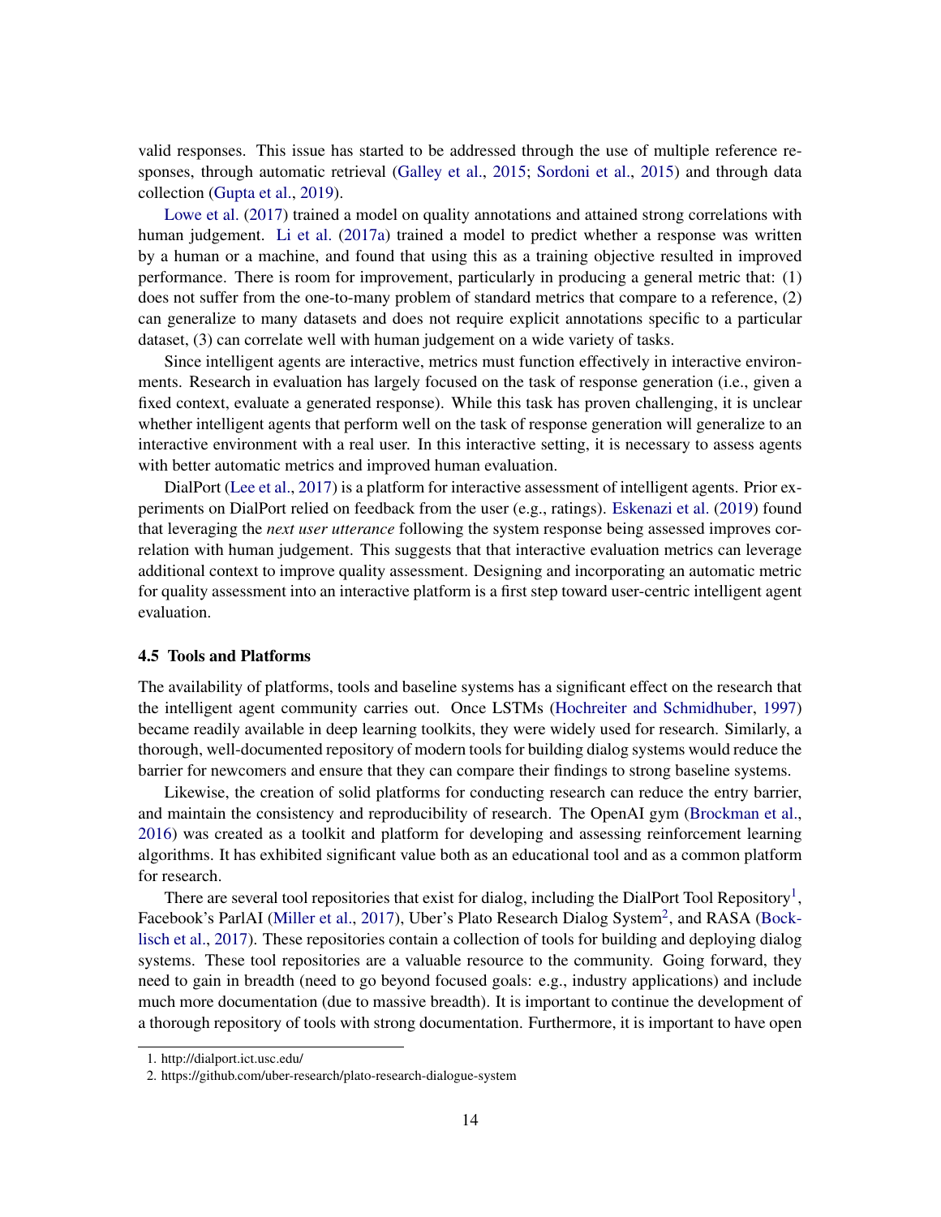valid responses. This issue has started to be addressed through the use of multiple reference responses, through automatic retrieval (Galley et al., 2015; Sordoni et al., 2015) and through data collection (Gupta et al., 2019).

Lowe et al. (2017) trained a model on quality annotations and attained strong correlations with human judgement. Li et al. (2017a) trained a model to predict whether a response was written by a human or a machine, and found that using this as a training objective resulted in improved performance. There is room for improvement, particularly in producing a general metric that: (1) does not suffer from the one-to-many problem of standard metrics that compare to a reference, (2) can generalize to many datasets and does not require explicit annotations specific to a particular dataset, (3) can correlate well with human judgement on a wide variety of tasks.

Since intelligent agents are interactive, metrics must function effectively in interactive environments. Research in evaluation has largely focused on the task of response generation (i.e., given a fixed context, evaluate a generated response). While this task has proven challenging, it is unclear whether intelligent agents that perform well on the task of response generation will generalize to an interactive environment with a real user. In this interactive setting, it is necessary to assess agents with better automatic metrics and improved human evaluation.

DialPort (Lee et al., 2017) is a platform for interactive assessment of intelligent agents. Prior experiments on DialPort relied on feedback from the user (e.g., ratings). Eskenazi et al. (2019) found that leveraging the *next user utterance* following the system response being assessed improves correlation with human judgement. This suggests that that interactive evaluation metrics can leverage additional context to improve quality assessment. Designing and incorporating an automatic metric for quality assessment into an interactive platform is a first step toward user-centric intelligent agent evaluation.

### 4.5 Tools and Platforms

The availability of platforms, tools and baseline systems has a significant effect on the research that the intelligent agent community carries out. Once LSTMs (Hochreiter and Schmidhuber, 1997) became readily available in deep learning toolkits, they were widely used for research. Similarly, a thorough, well-documented repository of modern tools for building dialog systems would reduce the barrier for newcomers and ensure that they can compare their findings to strong baseline systems.

Likewise, the creation of solid platforms for conducting research can reduce the entry barrier, and maintain the consistency and reproducibility of research. The OpenAI gym (Brockman et al., 2016) was created as a toolkit and platform for developing and assessing reinforcement learning algorithms. It has exhibited significant value both as an educational tool and as a common platform for research.

There are several tool repositories that exist for dialog, including the DialPort Tool Repository[1], Facebook's ParlAI (Miller et al., 2017), Uber's Plato Research Dialog System[2], and RASA (Bocklisch et al., 2017). These repositories contain a collection of tools for building and deploying dialog systems. These tool repositories are a valuable resource to the community. Going forward, they need to gain in breadth (need to go beyond focused goals: e.g., industry applications) and include much more documentation (due to massive breadth). It is important to continue the development of a thorough repository of tools with strong documentation. Furthermore, it is important to have open

1. http://dialport.ict.usc.edu/

2. https://github.com/uber-research/plato-research-dialogue-system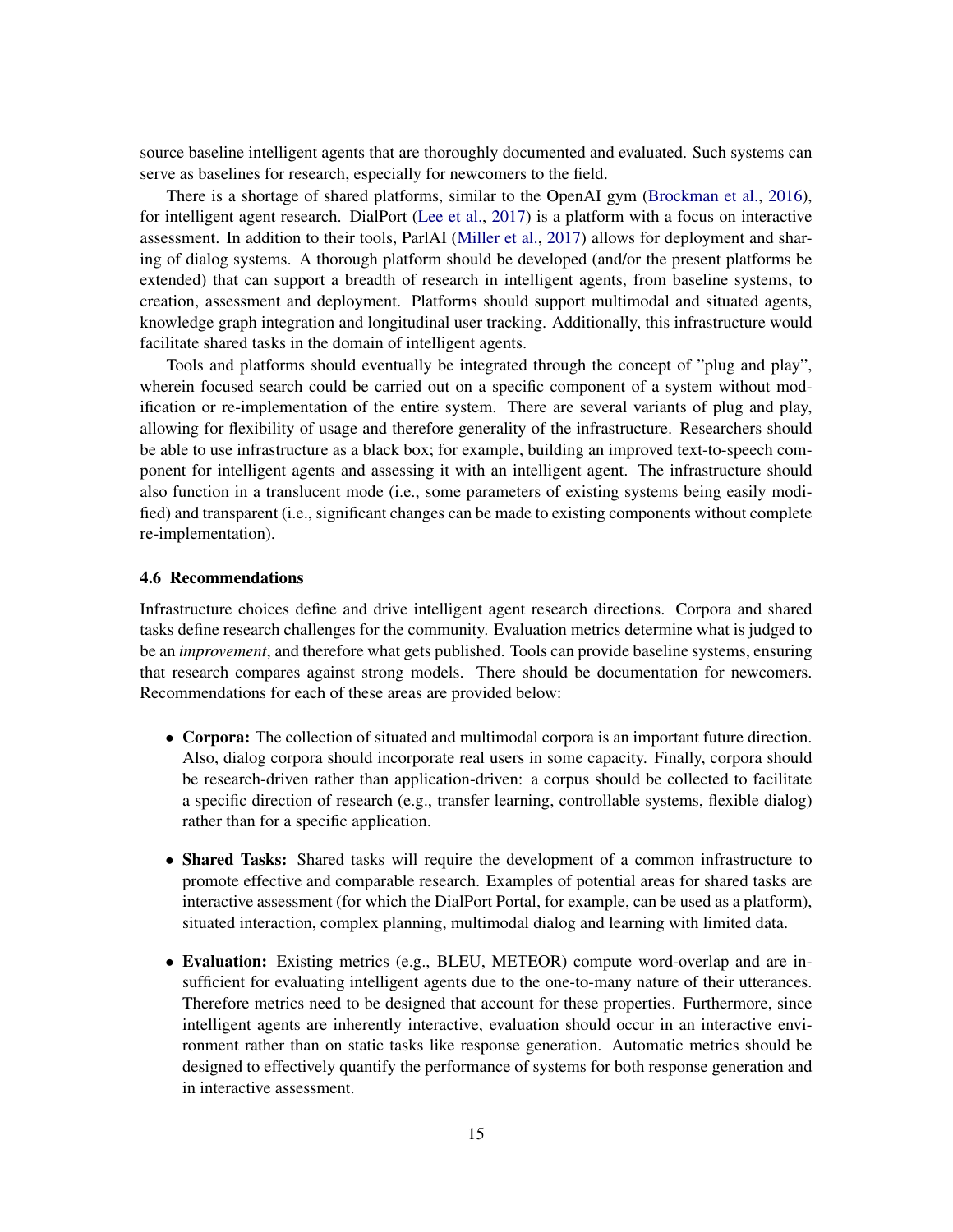source baseline intelligent agents that are thoroughly documented and evaluated. Such systems can serve as baselines for research, especially for newcomers to the field.

There is a shortage of shared platforms, similar to the OpenAI gym (Brockman et al., 2016), for intelligent agent research. DialPort (Lee et al., 2017) is a platform with a focus on interactive assessment. In addition to their tools, ParlAI (Miller et al., 2017) allows for deployment and sharing of dialog systems. A thorough platform should be developed (and/or the present platforms be extended) that can support a breadth of research in intelligent agents, from baseline systems, to creation, assessment and deployment. Platforms should support multimodal and situated agents, knowledge graph integration and longitudinal user tracking. Additionally, this infrastructure would facilitate shared tasks in the domain of intelligent agents.

Tools and platforms should eventually be integrated through the concept of "plug and play", wherein focused search could be carried out on a specific component of a system without modification or re-implementation of the entire system. There are several variants of plug and play, allowing for flexibility of usage and therefore generality of the infrastructure. Researchers should be able to use infrastructure as a black box; for example, building an improved text-to-speech component for intelligent agents and assessing it with an intelligent agent. The infrastructure should also function in a translucent mode (i.e., some parameters of existing systems being easily modified) and transparent (i.e., significant changes can be made to existing components without complete re-implementation).

### 4.6 Recommendations

Infrastructure choices define and drive intelligent agent research directions. Corpora and shared tasks define research challenges for the community. Evaluation metrics determine what is judged to be an *improvement*, and therefore what gets published. Tools can provide baseline systems, ensuring that research compares against strong models. There should be documentation for newcomers. Recommendations for each of these areas are provided below:

- **Corpora:** The collection of situated and multimodal corpora is an important future direction. Also, dialog corpora should incorporate real users in some capacity. Finally, corpora should be research-driven rather than application-driven: a corpus should be collected to facilitate a specific direction of research (e.g., transfer learning, controllable systems, flexible dialog) rather than for a specific application.

- **Shared Tasks:** Shared tasks will require the development of a common infrastructure to promote effective and comparable research. Examples of potential areas for shared tasks are interactive assessment (for which the DialPort Portal, for example, can be used as a platform), situated interaction, complex planning, multimodal dialog and learning with limited data.

- **Evaluation:** Existing metrics (e.g., BLEU, METEOR) compute word-overlap and are insufficient for evaluating intelligent agents due to the one-to-many nature of their utterances. Therefore metrics need to be designed that account for these properties. Furthermore, since intelligent agents are inherently interactive, evaluation should occur in an interactive environment rather than on static tasks like response generation. Automatic metrics should be designed to effectively quantify the performance of systems for both response generation and in interactive assessment.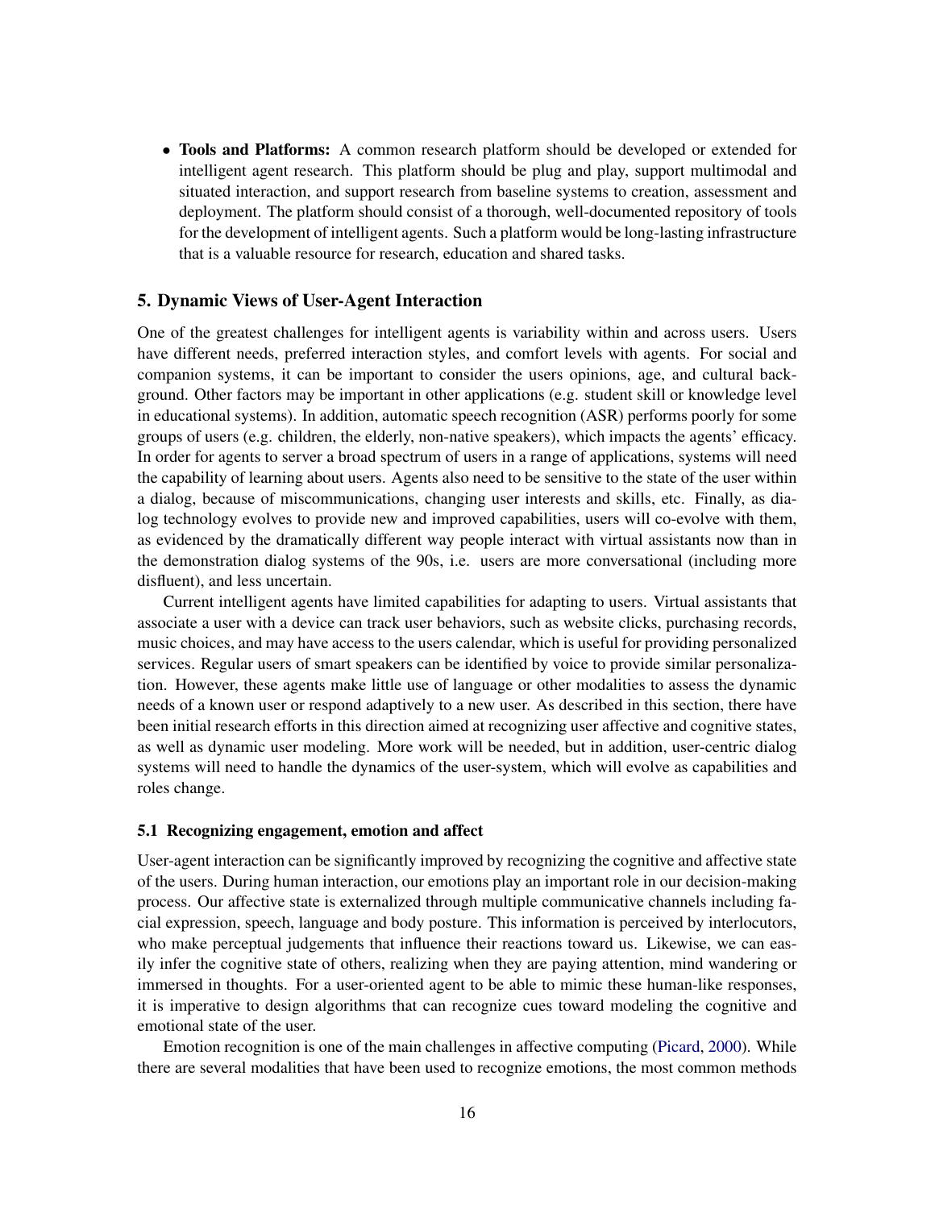- **Tools and Platforms:** A common research platform should be developed or extended for intelligent agent research. This platform should be plug and play, support multimodal and situated interaction, and support research from baseline systems to creation, assessment and deployment. The platform should consist of a thorough, well-documented repository of tools for the development of intelligent agents. Such a platform would be long-lasting infrastructure that is a valuable resource for research, education and shared tasks.

## 5. Dynamic Views of User-Agent Interaction

One of the greatest challenges for intelligent agents is variability within and across users. Users have different needs, preferred interaction styles, and comfort levels with agents. For social and companion systems, it can be important to consider the users opinions, age, and cultural background. Other factors may be important in other applications (e.g. student skill or knowledge level in educational systems). In addition, automatic speech recognition (ASR) performs poorly for some groups of users (e.g. children, the elderly, non-native speakers), which impacts the agents' efficacy. In order for agents to server a broad spectrum of users in a range of applications, systems will need the capability of learning about users. Agents also need to be sensitive to the state of the user within a dialog, because of miscommunications, changing user interests and skills, etc. Finally, as dialog technology evolves to provide new and improved capabilities, users will co-evolve with them, as evidenced by the dramatically different way people interact with virtual assistants now than in the demonstration dialog systems of the 90s, i.e. users are more conversational (including more disfluent), and less uncertain.

Current intelligent agents have limited capabilities for adapting to users. Virtual assistants that associate a user with a device can track user behaviors, such as website clicks, purchasing records, music choices, and may have access to the users calendar, which is useful for providing personalized services. Regular users of smart speakers can be identified by voice to provide similar personalization. However, these agents make little use of language or other modalities to assess the dynamic needs of a known user or respond adaptively to a new user. As described in this section, there have been initial research efforts in this direction aimed at recognizing user affective and cognitive states, as well as dynamic user modeling. More work will be needed, but in addition, user-centric dialog systems will need to handle the dynamics of the user-system, which will evolve as capabilities and roles change.

### 5.1 Recognizing engagement, emotion and affect

User-agent interaction can be significantly improved by recognizing the cognitive and affective state of the users. During human interaction, our emotions play an important role in our decision-making process. Our affective state is externalized through multiple communicative channels including facial expression, speech, language and body posture. This information is perceived by interlocutors, who make perceptual judgements that influence their reactions toward us. Likewise, we can easily infer the cognitive state of others, realizing when they are paying attention, mind wandering or immersed in thoughts. For a user-oriented agent to be able to mimic these human-like responses, it is imperative to design algorithms that can recognize cues toward modeling the cognitive and emotional state of the user.

Emotion recognition is one of the main challenges in affective computing (Picard, 2000). While there are several modalities that have been used to recognize emotions, the most common methods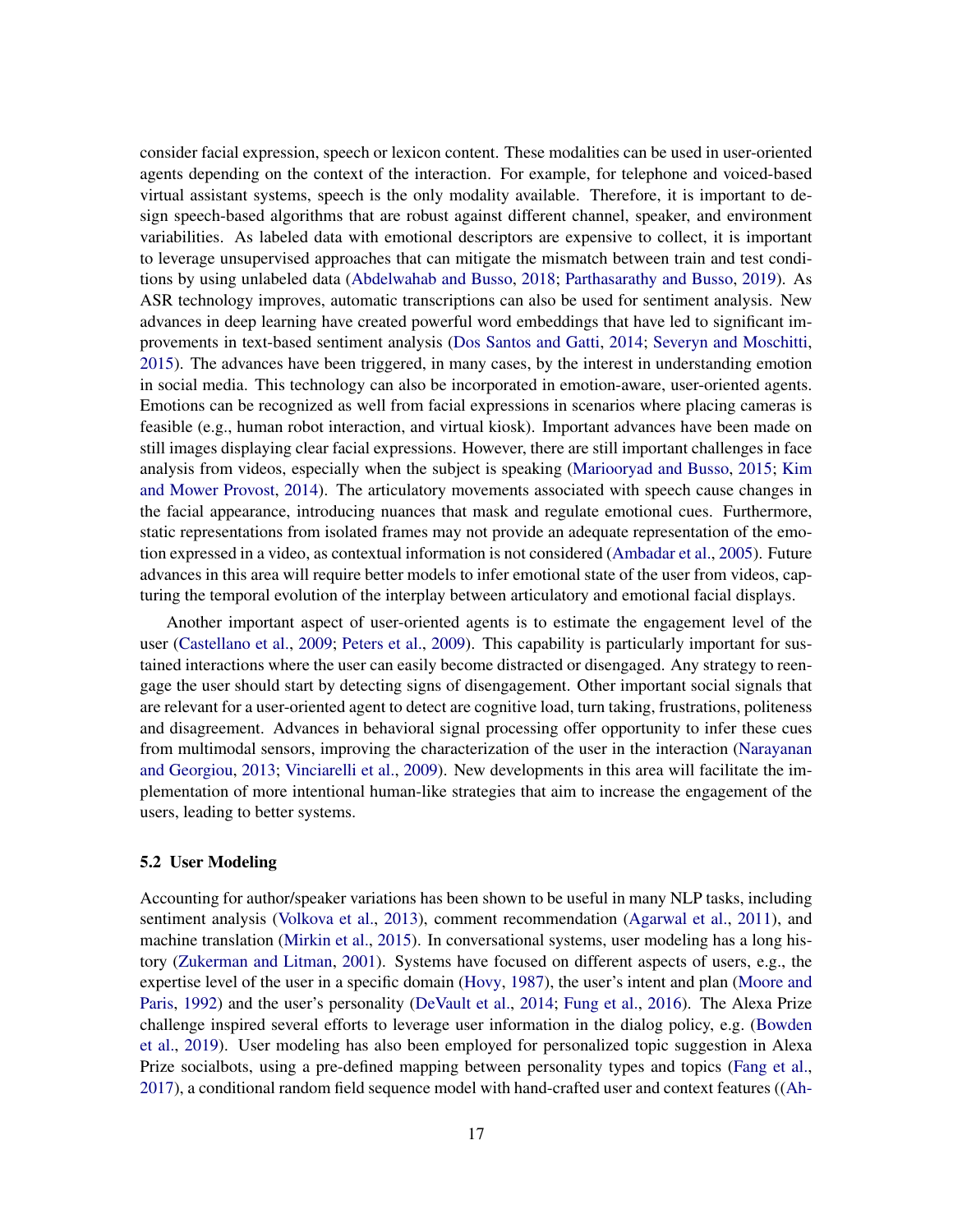consider facial expression, speech or lexicon content. These modalities can be used in user-oriented agents depending on the context of the interaction. For example, for telephone and voiced-based virtual assistant systems, speech is the only modality available. Therefore, it is important to design speech-based algorithms that are robust against different channel, speaker, and environment variabilities. As labeled data with emotional descriptors are expensive to collect, it is important to leverage unsupervised approaches that can mitigate the mismatch between train and test conditions by using unlabeled data (Abdelwahab and Busso, 2018; Parthasarathy and Busso, 2019). As ASR technology improves, automatic transcriptions can also be used for sentiment analysis. New advances in deep learning have created powerful word embeddings that have led to significant improvements in text-based sentiment analysis (Dos Santos and Gatti, 2014; Severyn and Moschitti, 2015). The advances have been triggered, in many cases, by the interest in understanding emotion in social media. This technology can also be incorporated in emotion-aware, user-oriented agents. Emotions can be recognized as well from facial expressions in scenarios where placing cameras is feasible (e.g., human robot interaction, and virtual kiosk). Important advances have been made on still images displaying clear facial expressions. However, there are still important challenges in face analysis from videos, especially when the subject is speaking (Mariooryad and Busso, 2015; Kim and Mower Provost, 2014). The articulatory movements associated with speech cause changes in the facial appearance, introducing nuances that mask and regulate emotional cues. Furthermore, static representations from isolated frames may not provide an adequate representation of the emotion expressed in a video, as contextual information is not considered (Ambadar et al., 2005). Future advances in this area will require better models to infer emotional state of the user from videos, capturing the temporal evolution of the interplay between articulatory and emotional facial displays.

Another important aspect of user-oriented agents is to estimate the engagement level of the user (Castellano et al., 2009; Peters et al., 2009). This capability is particularly important for sustained interactions where the user can easily become distracted or disengaged. Any strategy to reengage the user should start by detecting signs of disengagement. Other important social signals that are relevant for a user-oriented agent to detect are cognitive load, turn taking, frustrations, politeness and disagreement. Advances in behavioral signal processing offer opportunity to infer these cues from multimodal sensors, improving the characterization of the user in the interaction (Narayanan and Georgiou, 2013; Vinciarelli et al., 2009). New developments in this area will facilitate the implementation of more intentional human-like strategies that aim to increase the engagement of the users, leading to better systems.

### 5.2 User Modeling

Accounting for author/speaker variations has been shown to be useful in many NLP tasks, including sentiment analysis (Volkova et al., 2013), comment recommendation (Agarwal et al., 2011), and machine translation (Mirkin et al., 2015). In conversational systems, user modeling has a long history (Zukerman and Litman, 2001). Systems have focused on different aspects of users, e.g., the expertise level of the user in a specific domain (Hovy, 1987), the user's intent and plan (Moore and Paris, 1992) and the user's personality (DeVault et al., 2014; Fung et al., 2016). The Alexa Prize challenge inspired several efforts to leverage user information in the dialog policy, e.g. (Bowden et al., 2019). User modeling has also been employed for personalized topic suggestion in Alexa Prize socialbots, using a pre-defined mapping between personality types and topics (Fang et al., 2017), a conditional random field sequence model with hand-crafted user and context features ((Ah-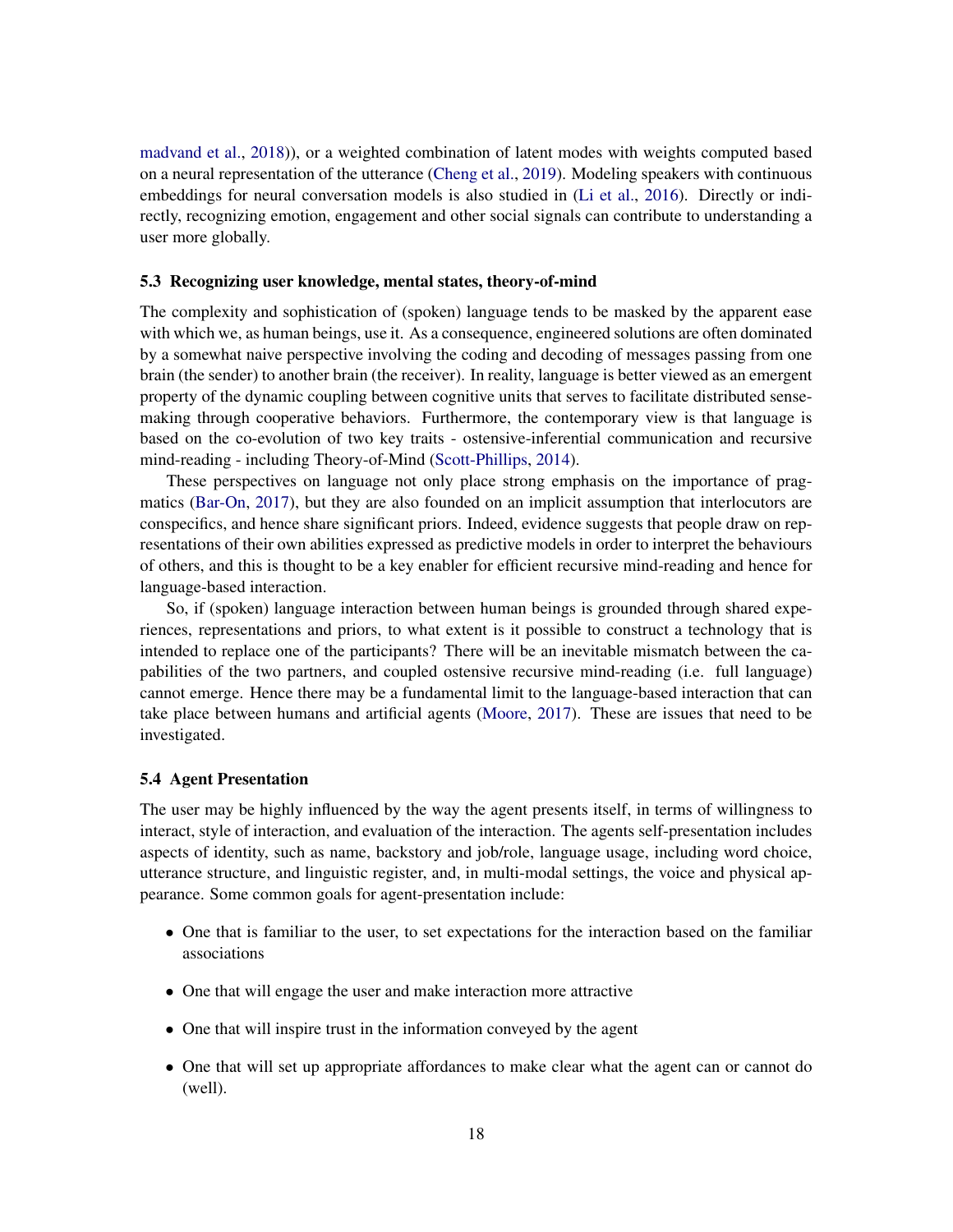madvand et al., 2018)), or a weighted combination of latent modes with weights computed based on a neural representation of the utterance (Cheng et al., 2019). Modeling speakers with continuous embeddings for neural conversation models is also studied in (Li et al., 2016). Directly or indirectly, recognizing emotion, engagement and other social signals can contribute to understanding a user more globally.

### 5.3 Recognizing user knowledge, mental states, theory-of-mind

The complexity and sophistication of (spoken) language tends to be masked by the apparent ease with which we, as human beings, use it. As a consequence, engineered solutions are often dominated by a somewhat naive perspective involving the coding and decoding of messages passing from one brain (the sender) to another brain (the receiver). In reality, language is better viewed as an emergent property of the dynamic coupling between cognitive units that serves to facilitate distributed sense-making through cooperative behaviors. Furthermore, the contemporary view is that language is based on the co-evolution of two key traits - ostensive-inferential communication and recursive mind-reading - including Theory-of-Mind (Scott-Phillips, 2014).

These perspectives on language not only place strong emphasis on the importance of pragmatics (Bar-On, 2017), but they are also founded on an implicit assumption that interlocutors are conspecifics, and hence share significant priors. Indeed, evidence suggests that people draw on representations of their own abilities expressed as predictive models in order to interpret the behaviours of others, and this is thought to be a key enabler for efficient recursive mind-reading and hence for language-based interaction.

So, if (spoken) language interaction between human beings is grounded through shared experiences, representations and priors, to what extent is it possible to construct a technology that is intended to replace one of the participants? There will be an inevitable mismatch between the capabilities of the two partners, and coupled ostensive recursive mind-reading (i.e. full language) cannot emerge. Hence there may be a fundamental limit to the language-based interaction that can take place between humans and artificial agents (Moore, 2017). These are issues that need to be investigated.

### 5.4 Agent Presentation

The user may be highly influenced by the way the agent presents itself, in terms of willingness to interact, style of interaction, and evaluation of the interaction. The agents self-presentation includes aspects of identity, such as name, backstory and job/role, language usage, including word choice, utterance structure, and linguistic register, and, in multi-modal settings, the voice and physical appearance. Some common goals for agent-presentation include:

- One that is familiar to the user, to set expectations for the interaction based on the familiar associations
- One that will engage the user and make interaction more attractive
- One that will inspire trust in the information conveyed by the agent
- One that will set up appropriate affordances to make clear what the agent can or cannot do (well).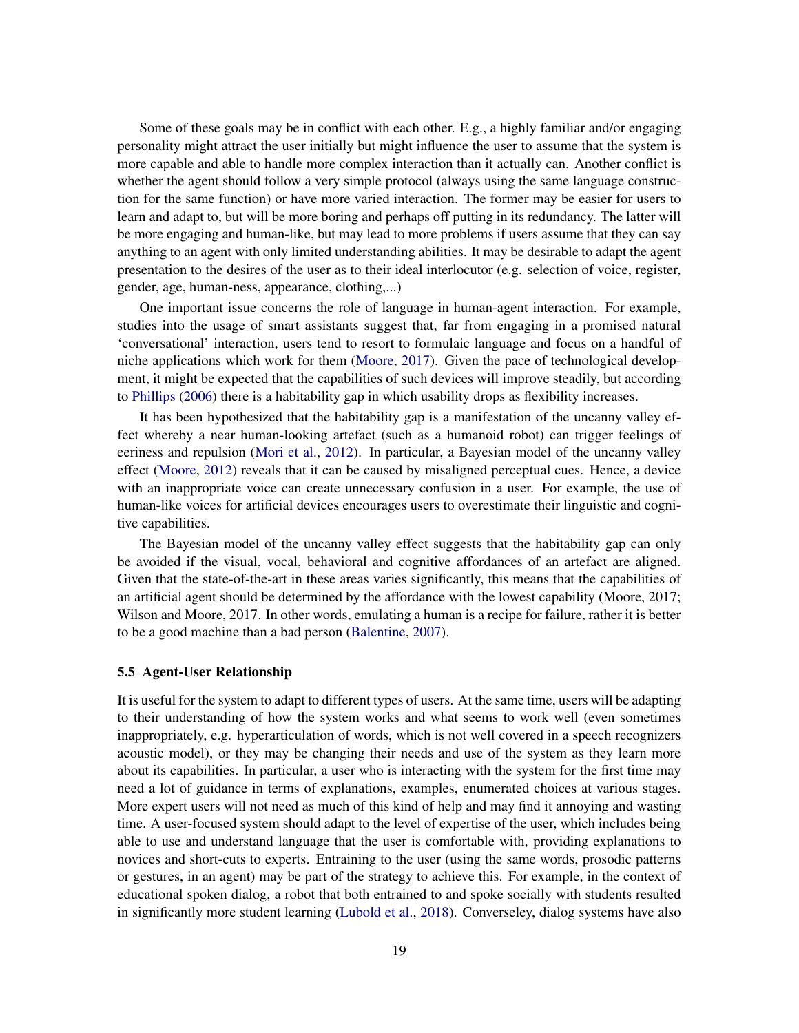Some of these goals may be in conflict with each other. E.g., a highly familiar and/or engaging personality might attract the user initially but might influence the user to assume that the system is more capable and able to handle more complex interaction than it actually can. Another conflict is whether the agent should follow a very simple protocol (always using the same language construction for the same function) or have more varied interaction. The former may be easier for users to learn and adapt to, but will be more boring and perhaps off putting in its redundancy. The latter will be more engaging and human-like, but may lead to more problems if users assume that they can say anything to an agent with only limited understanding abilities. It may be desirable to adapt the agent presentation to the desires of the user as to their ideal interlocutor (e.g. selection of voice, register, gender, age, human-ness, appearance, clothing,...)

One important issue concerns the role of language in human-agent interaction. For example, studies into the usage of smart assistants suggest that, far from engaging in a promised natural 'conversational' interaction, users tend to resort to formulaic language and focus on a handful of niche applications which work for them (Moore, 2017). Given the pace of technological development, it might be expected that the capabilities of such devices will improve steadily, but according to Phillips (2006) there is a habitability gap in which usability drops as flexibility increases.

It has been hypothesized that the habitability gap is a manifestation of the uncanny valley effect whereby a near human-looking artefact (such as a humanoid robot) can trigger feelings of eeriness and repulsion (Mori et al., 2012). In particular, a Bayesian model of the uncanny valley effect (Moore, 2012) reveals that it can be caused by misaligned perceptual cues. Hence, a device with an inappropriate voice can create unnecessary confusion in a user. For example, the use of human-like voices for artificial devices encourages users to overestimate their linguistic and cognitive capabilities.

The Bayesian model of the uncanny valley effect suggests that the habitability gap can only be avoided if the visual, vocal, behavioral and cognitive affordances of an artefact are aligned. Given that the state-of-the-art in these areas varies significantly, this means that the capabilities of an artificial agent should be determined by the affordance with the lowest capability (Moore, 2017; Wilson and Moore, 2017. In other words, emulating a human is a recipe for failure, rather it is better to be a good machine than a bad person (Balentine, 2007).

### 5.5 Agent-User Relationship

It is useful for the system to adapt to different types of users. At the same time, users will be adapting to their understanding of how the system works and what seems to work well (even sometimes inappropriately, e.g. hyperarticulation of words, which is not well covered in a speech recognizers acoustic model), or they may be changing their needs and use of the system as they learn more about its capabilities. In particular, a user who is interacting with the system for the first time may need a lot of guidance in terms of explanations, examples, enumerated choices at various stages. More expert users will not need as much of this kind of help and may find it annoying and wasting time. A user-focused system should adapt to the level of expertise of the user, which includes being able to use and understand language that the user is comfortable with, providing explanations to novices and short-cuts to experts. Entraining to the user (using the same words, prosodic patterns or gestures, in an agent) may be part of the strategy to achieve this. For example, in the context of educational spoken dialog, a robot that both entrained to and spoke socially with students resulted in significantly more student learning (Lubold et al., 2018). Converseley, dialog systems have also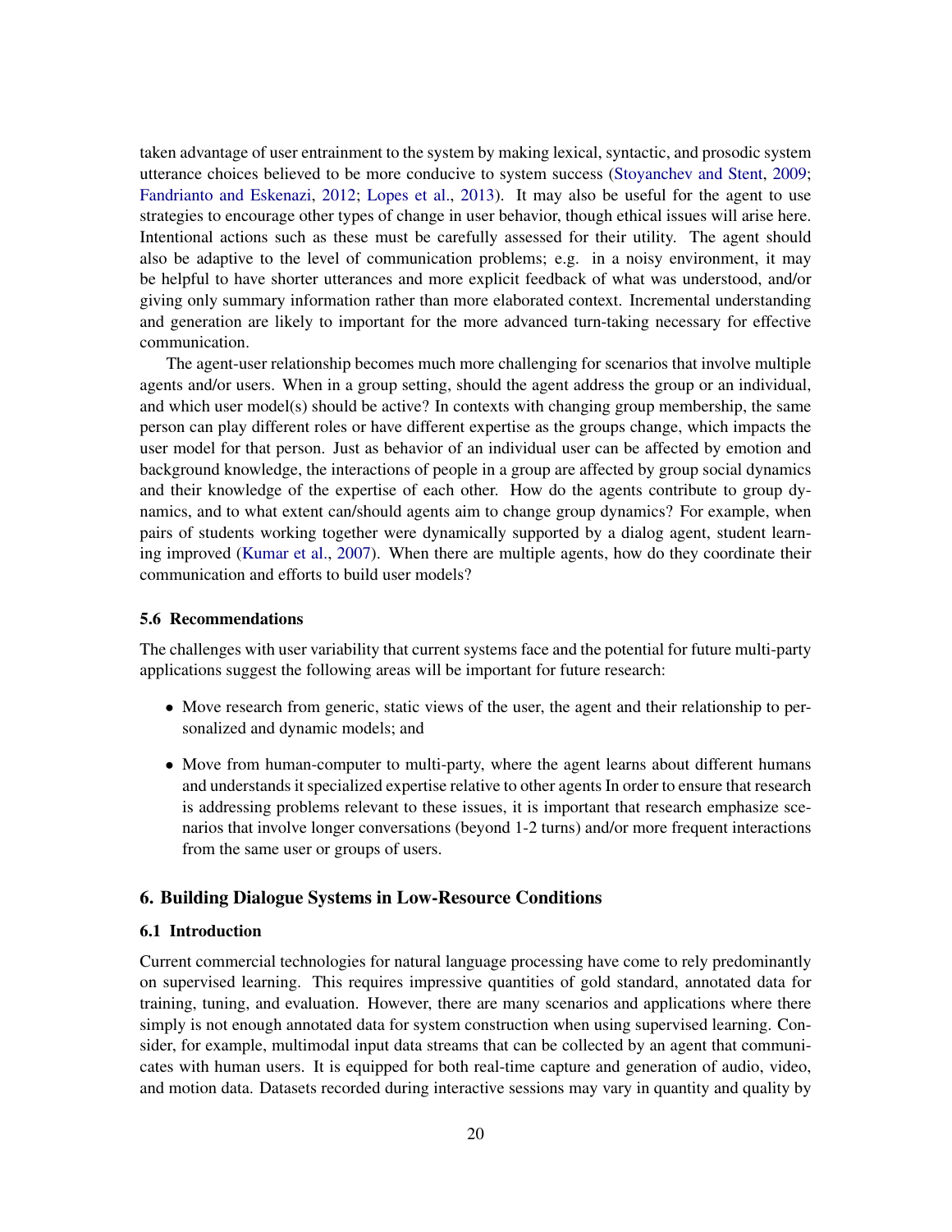taken advantage of user entrainment to the system by making lexical, syntactic, and prosodic system utterance choices believed to be more conducive to system success (Stoyanchev and Stent, 2009; Fandrianto and Eskenazi, 2012; Lopes et al., 2013). It may also be useful for the agent to use strategies to encourage other types of change in user behavior, though ethical issues will arise here. Intentional actions such as these must be carefully assessed for their utility. The agent should also be adaptive to the level of communication problems; e.g. in a noisy environment, it may be helpful to have shorter utterances and more explicit feedback of what was understood, and/or giving only summary information rather than more elaborated context. Incremental understanding and generation are likely to important for the more advanced turn-taking necessary for effective communication.

The agent-user relationship becomes much more challenging for scenarios that involve multiple agents and/or users. When in a group setting, should the agent address the group or an individual, and which user model(s) should be active? In contexts with changing group membership, the same person can play different roles or have different expertise as the groups change, which impacts the user model for that person. Just as behavior of an individual user can be affected by emotion and background knowledge, the interactions of people in a group are affected by group social dynamics and their knowledge of the expertise of each other. How do the agents contribute to group dynamics, and to what extent can/should agents aim to change group dynamics? For example, when pairs of students working together were dynamically supported by a dialog agent, student learning improved (Kumar et al., 2007). When there are multiple agents, how do they coordinate their communication and efforts to build user models?

### 5.6 Recommendations

The challenges with user variability that current systems face and the potential for future multi-party applications suggest the following areas will be important for future research:

- Move research from generic, static views of the user, the agent and their relationship to personalized and dynamic models; and
- Move from human-computer to multi-party, where the agent learns about different humans and understands it specialized expertise relative to other agents In order to ensure that research is addressing problems relevant to these issues, it is important that research emphasize scenarios that involve longer conversations (beyond 1-2 turns) and/or more frequent interactions from the same user or groups of users.

## 6. Building Dialogue Systems in Low-Resource Conditions

### 6.1 Introduction

Current commercial technologies for natural language processing have come to rely predominantly on supervised learning. This requires impressive quantities of gold standard, annotated data for training, tuning, and evaluation. However, there are many scenarios and applications where there simply is not enough annotated data for system construction when using supervised learning. Consider, for example, multimodal input data streams that can be collected by an agent that communicates with human users. It is equipped for both real-time capture and generation of audio, video, and motion data. Datasets recorded during interactive sessions may vary in quantity and quality by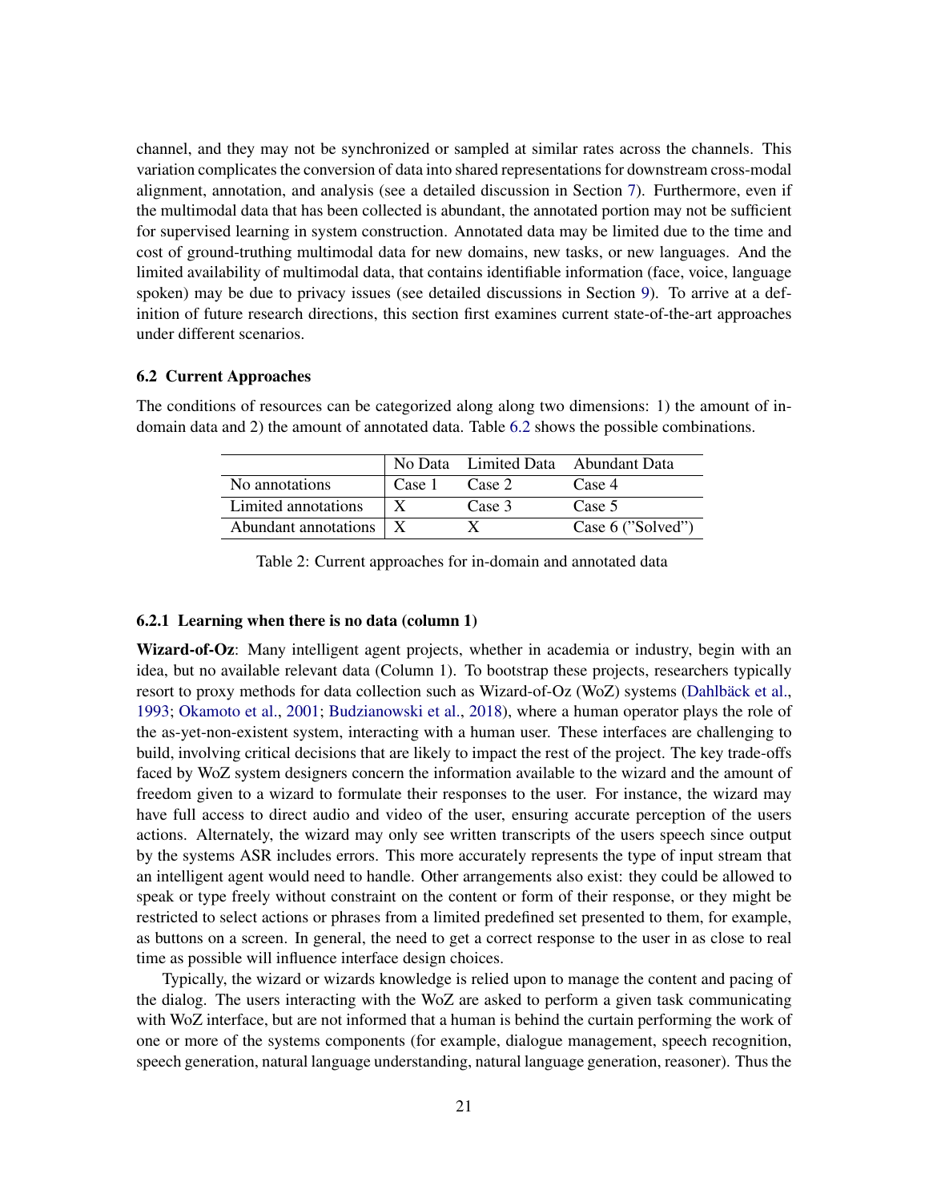channel, and they may not be synchronized or sampled at similar rates across the channels. This variation complicates the conversion of data into shared representations for downstream cross-modal alignment, annotation, and analysis (see a detailed discussion in Section 7). Furthermore, even if the multimodal data that has been collected is abundant, the annotated portion may not be sufficient for supervised learning in system construction. Annotated data may be limited due to the time and cost of ground-truthing multimodal data for new domains, new tasks, or new languages. And the limited availability of multimodal data, that contains identifiable information (face, voice, language spoken) may be due to privacy issues (see detailed discussions in Section 9). To arrive at a definition of future research directions, this section first examines current state-of-the-art approaches under different scenarios.

### 6.2 Current Approaches

The conditions of resources can be categorized along along two dimensions: 1) the amount of in-domain data and 2) the amount of annotated data. Table 6.2 shows the possible combinations.

| | No Data | Limited Data | Abundant Data |
|---|---|---|---|
| No annotations | Case 1 | Case 2 | Case 4 |
| Limited annotations | X | Case 3 | Case 5 |
| Abundant annotations | X | X | Case 6 ("Solved") |

Table 2: Current approaches for in-domain and annotated data

#### 6.2.1 Learning when there is no data (column 1)

**Wizard-of-Oz**: Many intelligent agent projects, whether in academia or industry, begin with an idea, but no available relevant data (Column 1). To bootstrap these projects, researchers typically resort to proxy methods for data collection such as Wizard-of-Oz (WoZ) systems (Dahlbäck et al., 1993; Okamoto et al., 2001; Budzianowski et al., 2018), where a human operator plays the role of the as-yet-non-existent system, interacting with a human user. These interfaces are challenging to build, involving critical decisions that are likely to impact the rest of the project. The key trade-offs faced by WoZ system designers concern the information available to the wizard and the amount of freedom given to a wizard to formulate their responses to the user. For instance, the wizard may have full access to direct audio and video of the user, ensuring accurate perception of the users actions. Alternately, the wizard may only see written transcripts of the users speech since output by the systems ASR includes errors. This more accurately represents the type of input stream that an intelligent agent would need to handle. Other arrangements also exist: they could be allowed to speak or type freely without constraint on the content or form of their response, or they might be restricted to select actions or phrases from a limited predefined set presented to them, for example, as buttons on a screen. In general, the need to get a correct response to the user in as close to real time as possible will influence interface design choices.

Typically, the wizard or wizards knowledge is relied upon to manage the content and pacing of the dialog. The users interacting with the WoZ are asked to perform a given task communicating with WoZ interface, but are not informed that a human is behind the curtain performing the work of one or more of the systems components (for example, dialogue management, speech recognition, speech generation, natural language understanding, natural language generation, reasoner). Thus the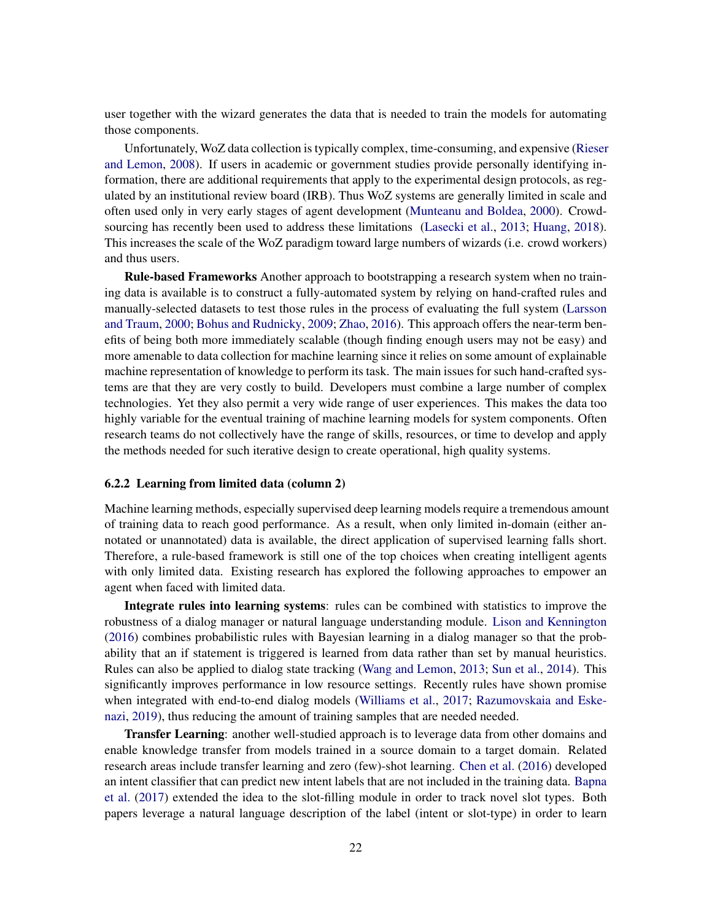user together with the wizard generates the data that is needed to train the models for automating those components.

Unfortunately, WoZ data collection is typically complex, time-consuming, and expensive (Rieser and Lemon, 2008). If users in academic or government studies provide personally identifying information, there are additional requirements that apply to the experimental design protocols, as regulated by an institutional review board (IRB). Thus WoZ systems are generally limited in scale and often used only in very early stages of agent development (Munteanu and Boldea, 2000). Crowdsourcing has recently been used to address these limitations (Lasecki et al., 2013; Huang, 2018). This increases the scale of the WoZ paradigm toward large numbers of wizards (i.e. crowd workers) and thus users.

**Rule-based Frameworks** Another approach to bootstrapping a research system when no training data is available is to construct a fully-automated system by relying on hand-crafted rules and manually-selected datasets to test those rules in the process of evaluating the full system (Larsson and Traum, 2000; Bohus and Rudnicky, 2009; Zhao, 2016). This approach offers the near-term benefits of being both more immediately scalable (though finding enough users may not be easy) and more amenable to data collection for machine learning since it relies on some amount of explainable machine representation of knowledge to perform its task. The main issues for such hand-crafted systems are that they are very costly to build. Developers must combine a large number of complex technologies. Yet they also permit a very wide range of user experiences. This makes the data too highly variable for the eventual training of machine learning models for system components. Often research teams do not collectively have the range of skills, resources, or time to develop and apply the methods needed for such iterative design to create operational, high quality systems.

### 6.2.2 Learning from limited data (column 2)

Machine learning methods, especially supervised deep learning models require a tremendous amount of training data to reach good performance. As a result, when only limited in-domain (either annotated or unannotated) data is available, the direct application of supervised learning falls short. Therefore, a rule-based framework is still one of the top choices when creating intelligent agents with only limited data. Existing research has explored the following approaches to empower an agent when faced with limited data.

**Integrate rules into learning systems**: rules can be combined with statistics to improve the robustness of a dialog manager or natural language understanding module. Lison and Kennington (2016) combines probabilistic rules with Bayesian learning in a dialog manager so that the probability that an if statement is triggered is learned from data rather than set by manual heuristics. Rules can also be applied to dialog state tracking (Wang and Lemon, 2013; Sun et al., 2014). This significantly improves performance in low resource settings. Recently rules have shown promise when integrated with end-to-end dialog models (Williams et al., 2017; Razumovskaia and Eskenazi, 2019), thus reducing the amount of training samples that are needed needed.

**Transfer Learning**: another well-studied approach is to leverage data from other domains and enable knowledge transfer from models trained in a source domain to a target domain. Related research areas include transfer learning and zero (few)-shot learning. Chen et al. (2016) developed an intent classifier that can predict new intent labels that are not included in the training data. Bapna et al. (2017) extended the idea to the slot-filling module in order to track novel slot types. Both papers leverage a natural language description of the label (intent or slot-type) in order to learn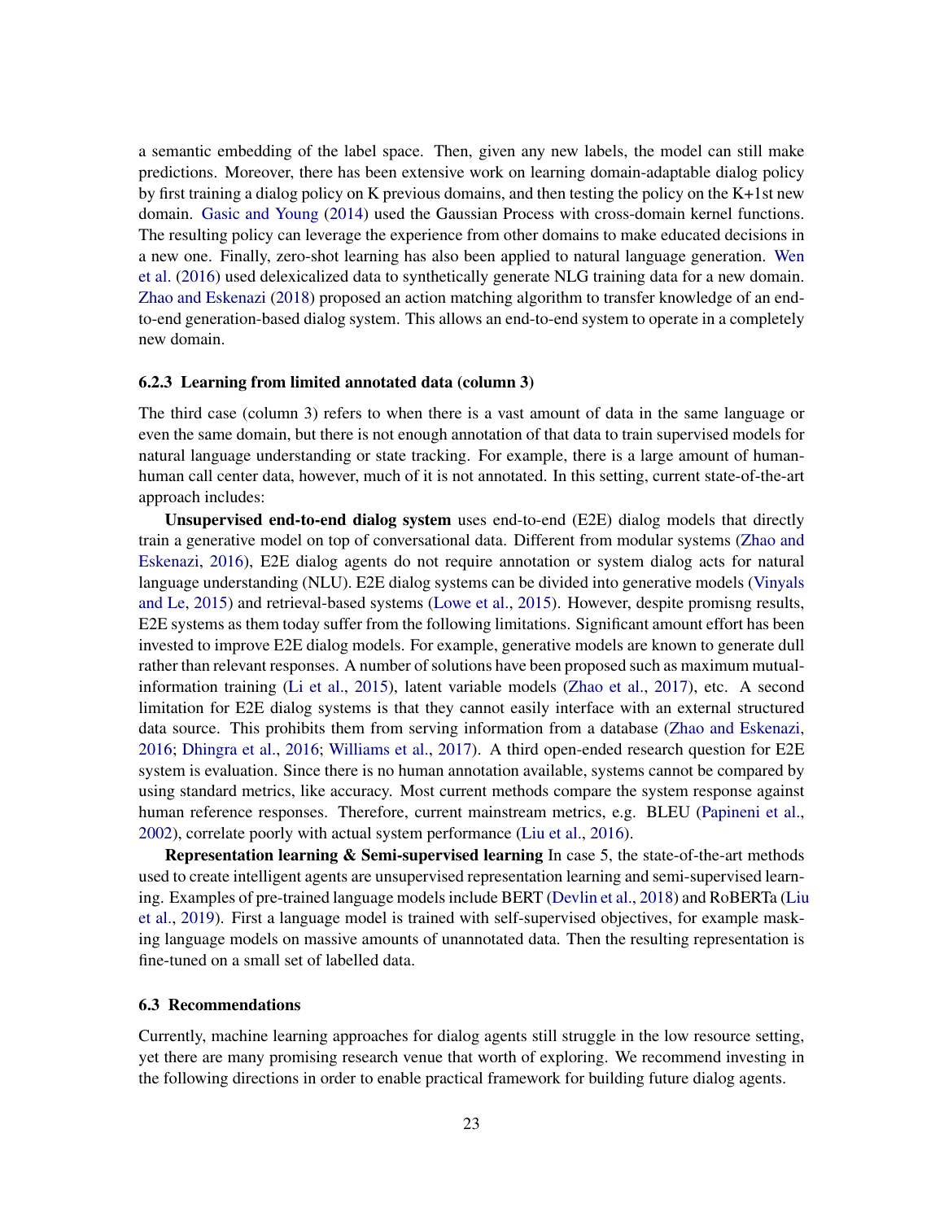a semantic embedding of the label space. Then, given any new labels, the model can still make predictions. Moreover, there has been extensive work on learning domain-adaptable dialog policy by first training a dialog policy on K previous domains, and then testing the policy on the K+1st new domain. Gasic and Young (2014) used the Gaussian Process with cross-domain kernel functions. The resulting policy can leverage the experience from other domains to make educated decisions in a new one. Finally, zero-shot learning has also been applied to natural language generation. Wen et al. (2016) used delexicalized data to synthetically generate NLG training data for a new domain. Zhao and Eskenazi (2018) proposed an action matching algorithm to transfer knowledge of an end-to-end generation-based dialog system. This allows an end-to-end system to operate in a completely new domain.

### 6.2.3 Learning from limited annotated data (column 3)

The third case (column 3) refers to when there is a vast amount of data in the same language or even the same domain, but there is not enough annotation of that data to train supervised models for natural language understanding or state tracking. For example, there is a large amount of human-human call center data, however, much of it is not annotated. In this setting, current state-of-the-art approach includes:

**Unsupervised end-to-end dialog system** uses end-to-end (E2E) dialog models that directly train a generative model on top of conversational data. Different from modular systems (Zhao and Eskenazi, 2016), E2E dialog agents do not require annotation or system dialog acts for natural language understanding (NLU). E2E dialog systems can be divided into generative models (Vinyals and Le, 2015) and retrieval-based systems (Lowe et al., 2015). However, despite promisng results, E2E systems as them today suffer from the following limitations. Significant amount effort has been invested to improve E2E dialog models. For example, generative models are known to generate dull rather than relevant responses. A number of solutions have been proposed such as maximum mutual-information training (Li et al., 2015), latent variable models (Zhao et al., 2017), etc. A second limitation for E2E dialog systems is that they cannot easily interface with an external structured data source. This prohibits them from serving information from a database (Zhao and Eskenazi, 2016; Dhingra et al., 2016; Williams et al., 2017). A third open-ended research question for E2E system is evaluation. Since there is no human annotation available, systems cannot be compared by using standard metrics, like accuracy. Most current methods compare the system response against human reference responses. Therefore, current mainstream metrics, e.g. BLEU (Papineni et al., 2002), correlate poorly with actual system performance (Liu et al., 2016).

**Representation learning & Semi-supervised learning** In case 5, the state-of-the-art methods used to create intelligent agents are unsupervised representation learning and semi-supervised learning. Examples of pre-trained language models include BERT (Devlin et al., 2018) and RoBERTa (Liu et al., 2019). First a language model is trained with self-supervised objectives, for example masking language models on massive amounts of unannotated data. Then the resulting representation is fine-tuned on a small set of labelled data.

## 6.3 Recommendations

Currently, machine learning approaches for dialog agents still struggle in the low resource setting, yet there are many promising research venue that worth of exploring. We recommend investing in the following directions in order to enable practical framework for building future dialog agents.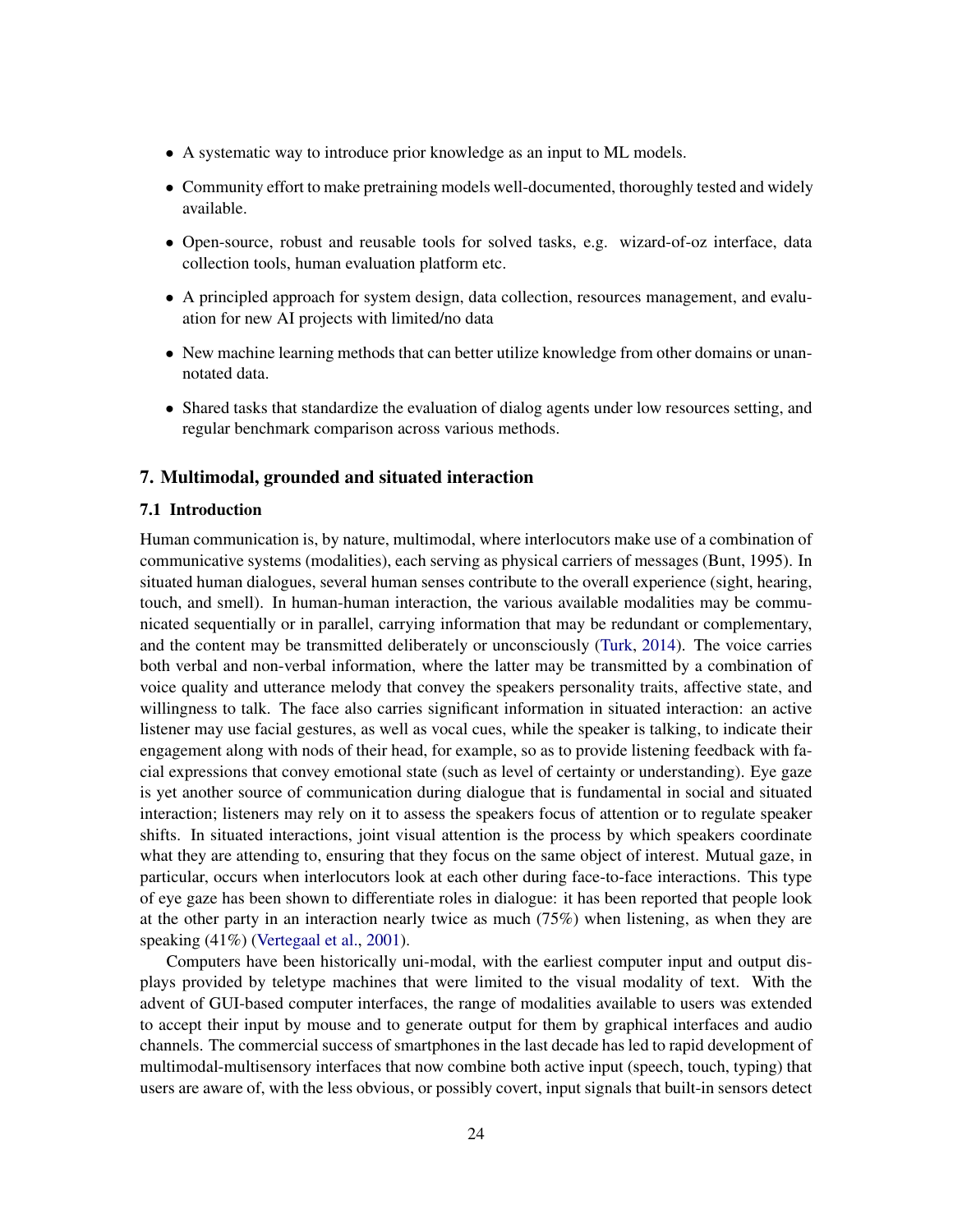- A systematic way to introduce prior knowledge as an input to ML models.
- Community effort to make pretraining models well-documented, thoroughly tested and widely available.
- Open-source, robust and reusable tools for solved tasks, e.g. wizard-of-oz interface, data collection tools, human evaluation platform etc.
- A principled approach for system design, data collection, resources management, and evaluation for new AI projects with limited/no data
- New machine learning methods that can better utilize knowledge from other domains or unannotated data.
- Shared tasks that standardize the evaluation of dialog agents under low resources setting, and regular benchmark comparison across various methods.

## 7. Multimodal, grounded and situated interaction

### 7.1 Introduction

Human communication is, by nature, multimodal, where interlocutors make use of a combination of communicative systems (modalities), each serving as physical carriers of messages (Bunt, 1995). In situated human dialogues, several human senses contribute to the overall experience (sight, hearing, touch, and smell). In human-human interaction, the various available modalities may be communicated sequentially or in parallel, carrying information that may be redundant or complementary, and the content may be transmitted deliberately or unconsciously (Turk, 2014). The voice carries both verbal and non-verbal information, where the latter may be transmitted by a combination of voice quality and utterance melody that convey the speakers personality traits, affective state, and willingness to talk. The face also carries significant information in situated interaction: an active listener may use facial gestures, as well as vocal cues, while the speaker is talking, to indicate their engagement along with nods of their head, for example, so as to provide listening feedback with facial expressions that convey emotional state (such as level of certainty or understanding). Eye gaze is yet another source of communication during dialogue that is fundamental in social and situated interaction; listeners may rely on it to assess the speakers focus of attention or to regulate speaker shifts. In situated interactions, joint visual attention is the process by which speakers coordinate what they are attending to, ensuring that they focus on the same object of interest. Mutual gaze, in particular, occurs when interlocutors look at each other during face-to-face interactions. This type of eye gaze has been shown to differentiate roles in dialogue: it has been reported that people look at the other party in an interaction nearly twice as much (75%) when listening, as when they are speaking (41%) (Vertegaal et al., 2001).

Computers have been historically uni-modal, with the earliest computer input and output displays provided by teletype machines that were limited to the visual modality of text. With the advent of GUI-based computer interfaces, the range of modalities available to users was extended to accept their input by mouse and to generate output for them by graphical interfaces and audio channels. The commercial success of smartphones in the last decade has led to rapid development of multimodal-multisensory interfaces that now combine both active input (speech, touch, typing) that users are aware of, with the less obvious, or possibly covert, input signals that built-in sensors detect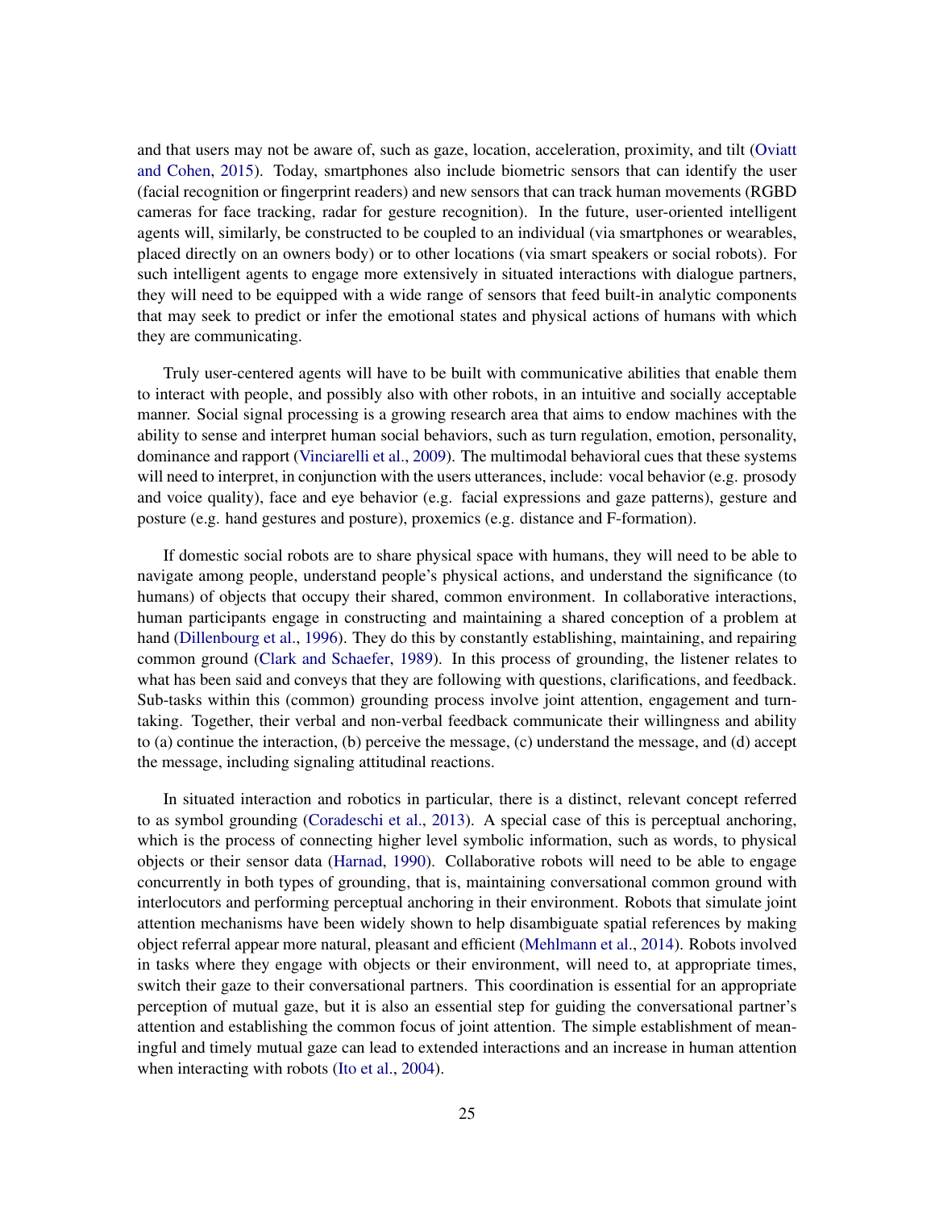and that users may not be aware of, such as gaze, location, acceleration, proximity, and tilt (Oviatt and Cohen, 2015). Today, smartphones also include biometric sensors that can identify the user (facial recognition or fingerprint readers) and new sensors that can track human movements (RGBD cameras for face tracking, radar for gesture recognition). In the future, user-oriented intelligent agents will, similarly, be constructed to be coupled to an individual (via smartphones or wearables, placed directly on an owners body) or to other locations (via smart speakers or social robots). For such intelligent agents to engage more extensively in situated interactions with dialogue partners, they will need to be equipped with a wide range of sensors that feed built-in analytic components that may seek to predict or infer the emotional states and physical actions of humans with which they are communicating.

Truly user-centered agents will have to be built with communicative abilities that enable them to interact with people, and possibly also with other robots, in an intuitive and socially acceptable manner. Social signal processing is a growing research area that aims to endow machines with the ability to sense and interpret human social behaviors, such as turn regulation, emotion, personality, dominance and rapport (Vinciarelli et al., 2009). The multimodal behavioral cues that these systems will need to interpret, in conjunction with the users utterances, include: vocal behavior (e.g. prosody and voice quality), face and eye behavior (e.g. facial expressions and gaze patterns), gesture and posture (e.g. hand gestures and posture), proxemics (e.g. distance and F-formation).

If domestic social robots are to share physical space with humans, they will need to be able to navigate among people, understand people's physical actions, and understand the significance (to humans) of objects that occupy their shared, common environment. In collaborative interactions, human participants engage in constructing and maintaining a shared conception of a problem at hand (Dillenbourg et al., 1996). They do this by constantly establishing, maintaining, and repairing common ground (Clark and Schaefer, 1989). In this process of grounding, the listener relates to what has been said and conveys that they are following with questions, clarifications, and feedback. Sub-tasks within this (common) grounding process involve joint attention, engagement and turn-taking. Together, their verbal and non-verbal feedback communicate their willingness and ability to (a) continue the interaction, (b) perceive the message, (c) understand the message, and (d) accept the message, including signaling attitudinal reactions.

In situated interaction and robotics in particular, there is a distinct, relevant concept referred to as symbol grounding (Coradeschi et al., 2013). A special case of this is perceptual anchoring, which is the process of connecting higher level symbolic information, such as words, to physical objects or their sensor data (Harnad, 1990). Collaborative robots will need to be able to engage concurrently in both types of grounding, that is, maintaining conversational common ground with interlocutors and performing perceptual anchoring in their environment. Robots that simulate joint attention mechanisms have been widely shown to help disambiguate spatial references by making object referral appear more natural, pleasant and efficient (Mehlmann et al., 2014). Robots involved in tasks where they engage with objects or their environment, will need to, at appropriate times, switch their gaze to their conversational partners. This coordination is essential for an appropriate perception of mutual gaze, but it is also an essential step for guiding the conversational partner's attention and establishing the common focus of joint attention. The simple establishment of meaningful and timely mutual gaze can lead to extended interactions and an increase in human attention when interacting with robots (Ito et al., 2004).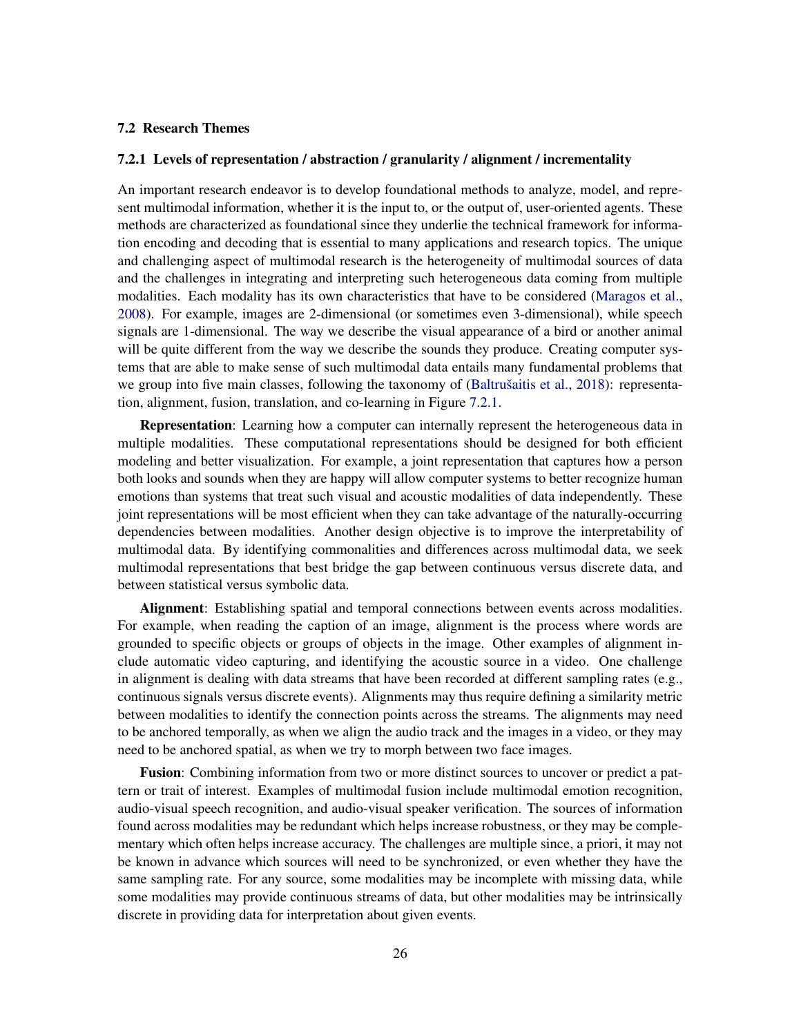## 7.2 Research Themes

### 7.2.1 Levels of representation / abstraction / granularity / alignment / incrementality

An important research endeavor is to develop foundational methods to analyze, model, and represent multimodal information, whether it is the input to, or the output of, user-oriented agents. These methods are characterized as foundational since they underlie the technical framework for information encoding and decoding that is essential to many applications and research topics. The unique and challenging aspect of multimodal research is the heterogeneity of multimodal sources of data and the challenges in integrating and interpreting such heterogeneous data coming from multiple modalities. Each modality has its own characteristics that have to be considered (Maragos et al., 2008). For example, images are 2-dimensional (or sometimes even 3-dimensional), while speech signals are 1-dimensional. The way we describe the visual appearance of a bird or another animal will be quite different from the way we describe the sounds they produce. Creating computer systems that are able to make sense of such multimodal data entails many fundamental problems that we group into five main classes, following the taxonomy of (Baltrušaitis et al., 2018): representation, alignment, fusion, translation, and co-learning in Figure 7.2.1.

**Representation**: Learning how a computer can internally represent the heterogeneous data in multiple modalities. These computational representations should be designed for both efficient modeling and better visualization. For example, a joint representation that captures how a person both looks and sounds when they are happy will allow computer systems to better recognize human emotions than systems that treat such visual and acoustic modalities of data independently. These joint representations will be most efficient when they can take advantage of the naturally-occurring dependencies between modalities. Another design objective is to improve the interpretability of multimodal data. By identifying commonalities and differences across multimodal data, we seek multimodal representations that best bridge the gap between continuous versus discrete data, and between statistical versus symbolic data.

**Alignment**: Establishing spatial and temporal connections between events across modalities. For example, when reading the caption of an image, alignment is the process where words are grounded to specific objects or groups of objects in the image. Other examples of alignment include automatic video capturing, and identifying the acoustic source in a video. One challenge in alignment is dealing with data streams that have been recorded at different sampling rates (e.g., continuous signals versus discrete events). Alignments may thus require defining a similarity metric between modalities to identify the connection points across the streams. The alignments may need to be anchored temporally, as when we align the audio track and the images in a video, or they may need to be anchored spatial, as when we try to morph between two face images.

**Fusion**: Combining information from two or more distinct sources to uncover or predict a pattern or trait of interest. Examples of multimodal fusion include multimodal emotion recognition, audio-visual speech recognition, and audio-visual speaker verification. The sources of information found across modalities may be redundant which helps increase robustness, or they may be complementary which often helps increase accuracy. The challenges are multiple since, a priori, it may not be known in advance which sources will need to be synchronized, or even whether they have the same sampling rate. For any source, some modalities may be incomplete with missing data, while some modalities may provide continuous streams of data, but other modalities may be intrinsically discrete in providing data for interpretation about given events.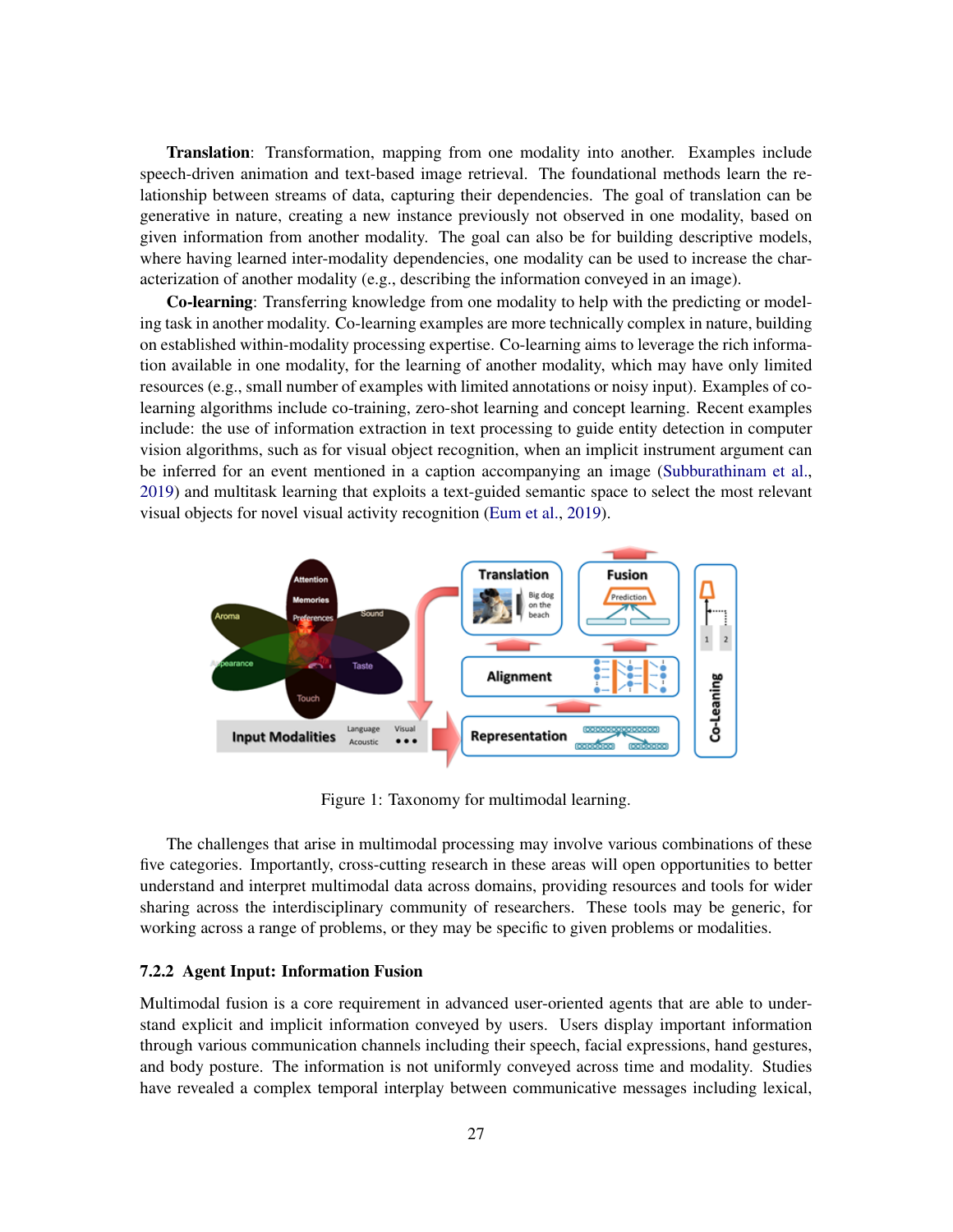**Translation**: Transformation, mapping from one modality into another. Examples include speech-driven animation and text-based image retrieval. The foundational methods learn the relationship between streams of data, capturing their dependencies. The goal of translation can be generative in nature, creating a new instance previously not observed in one modality, based on given information from another modality. The goal can also be for building descriptive models, where having learned inter-modality dependencies, one modality can be used to increase the characterization of another modality (e.g., describing the information conveyed in an image).

**Co-learning**: Transferring knowledge from one modality to help with the predicting or modeling task in another modality. Co-learning examples are more technically complex in nature, building on established within-modality processing expertise. Co-learning aims to leverage the rich information available in one modality, for the learning of another modality, which may have only limited resources (e.g., small number of examples with limited annotations or noisy input). Examples of co-learning algorithms include co-training, zero-shot learning and concept learning. Recent examples include: the use of information extraction in text processing to guide entity detection in computer vision algorithms, such as for visual object recognition, when an implicit instrument argument can be inferred for an event mentioned in a caption accompanying an image (Subburathinam et al., 2019) and multitask learning that exploits a text-guided semantic space to select the most relevant visual objects for novel visual activity recognition (Eum et al., 2019).

Figure 1: Taxonomy for multimodal learning.

The challenges that arise in multimodal processing may involve various combinations of these five categories. Importantly, cross-cutting research in these areas will open opportunities to better understand and interpret multimodal data across domains, providing resources and tools for wider sharing across the interdisciplinary community of researchers. These tools may be generic, for working across a range of problems, or they may be specific to given problems or modalities.

### 7.2.2 Agent Input: Information Fusion

Multimodal fusion is a core requirement in advanced user-oriented agents that are able to understand explicit and implicit information conveyed by users. Users display important information through various communication channels including their speech, facial expressions, hand gestures, and body posture. The information is not uniformly conveyed across time and modality. Studies have revealed a complex temporal interplay between communicative messages including lexical,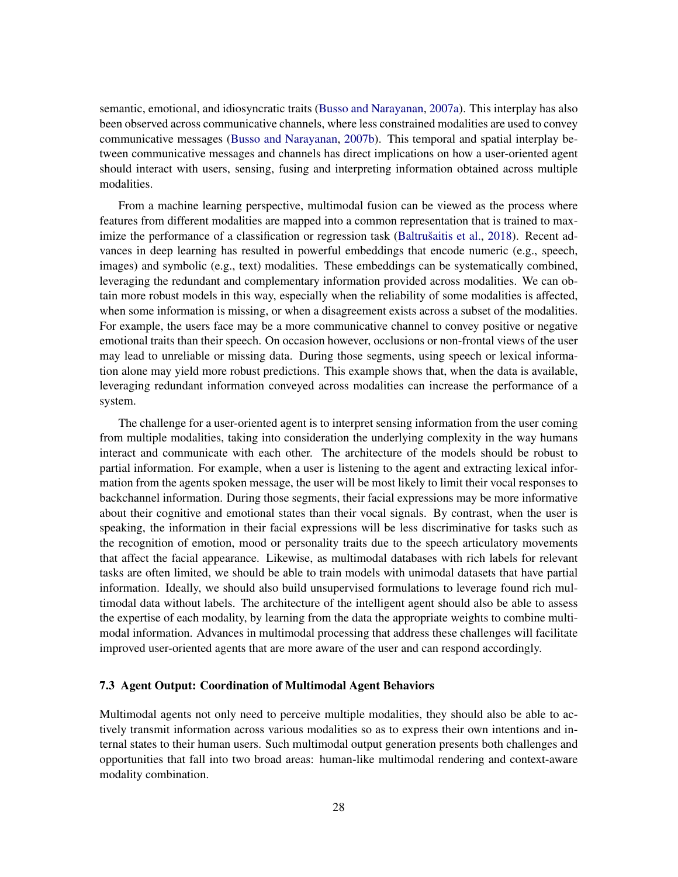semantic, emotional, and idiosyncratic traits (Busso and Narayanan, 2007a). This interplay has also been observed across communicative channels, where less constrained modalities are used to convey communicative messages (Busso and Narayanan, 2007b). This temporal and spatial interplay between communicative messages and channels has direct implications on how a user-oriented agent should interact with users, sensing, fusing and interpreting information obtained across multiple modalities.

From a machine learning perspective, multimodal fusion can be viewed as the process where features from different modalities are mapped into a common representation that is trained to maximize the performance of a classification or regression task (Baltrušaitis et al., 2018). Recent advances in deep learning has resulted in powerful embeddings that encode numeric (e.g., speech, images) and symbolic (e.g., text) modalities. These embeddings can be systematically combined, leveraging the redundant and complementary information provided across modalities. We can obtain more robust models in this way, especially when the reliability of some modalities is affected, when some information is missing, or when a disagreement exists across a subset of the modalities. For example, the users face may be a more communicative channel to convey positive or negative emotional traits than their speech. On occasion however, occlusions or non-frontal views of the user may lead to unreliable or missing data. During those segments, using speech or lexical information alone may yield more robust predictions. This example shows that, when the data is available, leveraging redundant information conveyed across modalities can increase the performance of a system.

The challenge for a user-oriented agent is to interpret sensing information from the user coming from multiple modalities, taking into consideration the underlying complexity in the way humans interact and communicate with each other. The architecture of the models should be robust to partial information. For example, when a user is listening to the agent and extracting lexical information from the agents spoken message, the user will be most likely to limit their vocal responses to backchannel information. During those segments, their facial expressions may be more informative about their cognitive and emotional states than their vocal signals. By contrast, when the user is speaking, the information in their facial expressions will be less discriminative for tasks such as the recognition of emotion, mood or personality traits due to the speech articulatory movements that affect the facial appearance. Likewise, as multimodal databases with rich labels for relevant tasks are often limited, we should be able to train models with unimodal datasets that have partial information. Ideally, we should also build unsupervised formulations to leverage found rich multimodal data without labels. The architecture of the intelligent agent should also be able to assess the expertise of each modality, by learning from the data the appropriate weights to combine multimodal information. Advances in multimodal processing that address these challenges will facilitate improved user-oriented agents that are more aware of the user and can respond accordingly.

### 7.3 Agent Output: Coordination of Multimodal Agent Behaviors

Multimodal agents not only need to perceive multiple modalities, they should also be able to actively transmit information across various modalities so as to express their own intentions and internal states to their human users. Such multimodal output generation presents both challenges and opportunities that fall into two broad areas: human-like multimodal rendering and context-aware modality combination.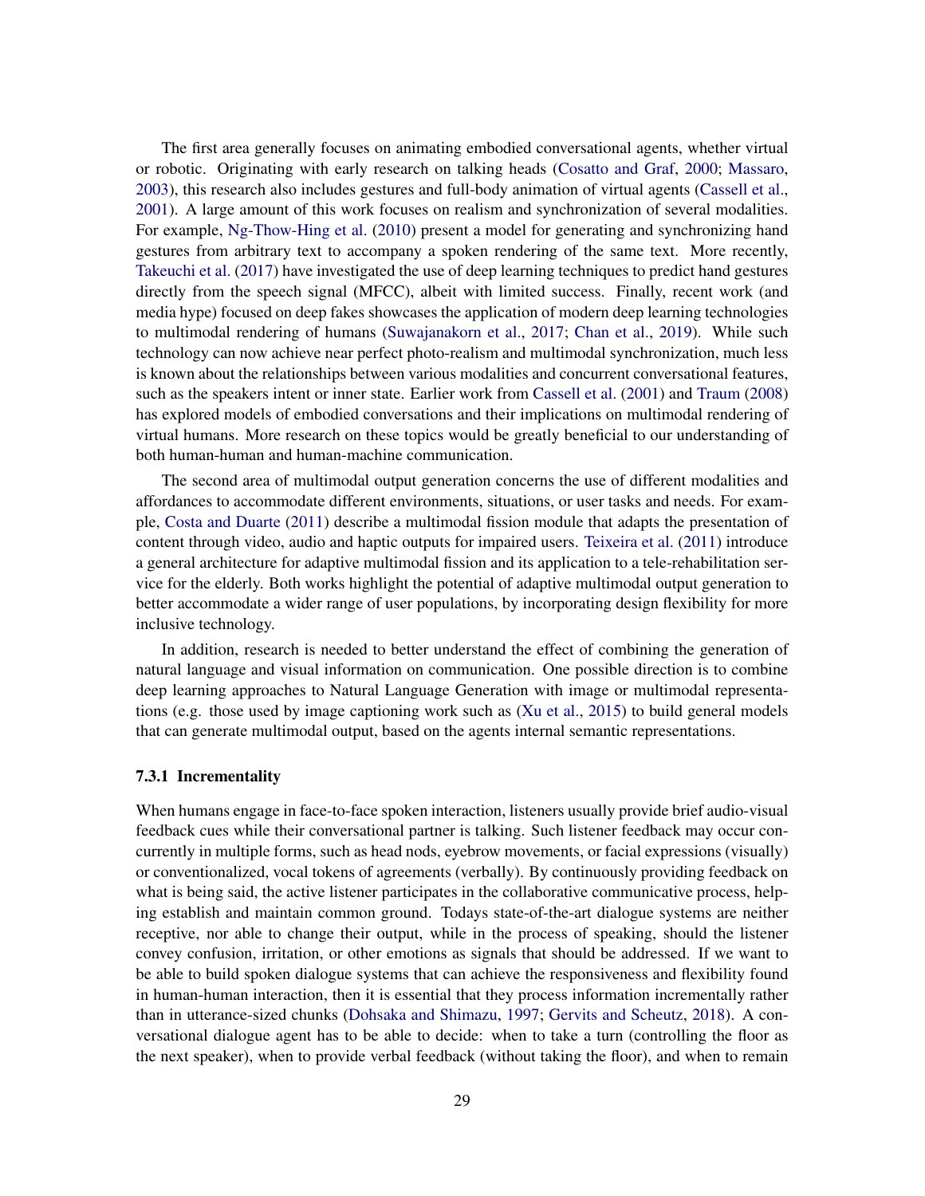The first area generally focuses on animating embodied conversational agents, whether virtual or robotic. Originating with early research on talking heads (Cosatto and Graf, 2000; Massaro, 2003), this research also includes gestures and full-body animation of virtual agents (Cassell et al., 2001). A large amount of this work focuses on realism and synchronization of several modalities. For example, Ng-Thow-Hing et al. (2010) present a model for generating and synchronizing hand gestures from arbitrary text to accompany a spoken rendering of the same text. More recently, Takeuchi et al. (2017) have investigated the use of deep learning techniques to predict hand gestures directly from the speech signal (MFCC), albeit with limited success. Finally, recent work (and media hype) focused on deep fakes showcases the application of modern deep learning technologies to multimodal rendering of humans (Suwajanakorn et al., 2017; Chan et al., 2019). While such technology can now achieve near perfect photo-realism and multimodal synchronization, much less is known about the relationships between various modalities and concurrent conversational features, such as the speakers intent or inner state. Earlier work from Cassell et al. (2001) and Traum (2008) has explored models of embodied conversations and their implications on multimodal rendering of virtual humans. More research on these topics would be greatly beneficial to our understanding of both human-human and human-machine communication.

The second area of multimodal output generation concerns the use of different modalities and affordances to accommodate different environments, situations, or user tasks and needs. For example, Costa and Duarte (2011) describe a multimodal fission module that adapts the presentation of content through video, audio and haptic outputs for impaired users. Teixeira et al. (2011) introduce a general architecture for adaptive multimodal fission and its application to a tele-rehabilitation service for the elderly. Both works highlight the potential of adaptive multimodal output generation to better accommodate a wider range of user populations, by incorporating design flexibility for more inclusive technology.

In addition, research is needed to better understand the effect of combining the generation of natural language and visual information on communication. One possible direction is to combine deep learning approaches to Natural Language Generation with image or multimodal representations (e.g. those used by image captioning work such as (Xu et al., 2015) to build general models that can generate multimodal output, based on the agents internal semantic representations.

### 7.3.1 Incrementality

When humans engage in face-to-face spoken interaction, listeners usually provide brief audio-visual feedback cues while their conversational partner is talking. Such listener feedback may occur concurrently in multiple forms, such as head nods, eyebrow movements, or facial expressions (visually) or conventionalized, vocal tokens of agreements (verbally). By continuously providing feedback on what is being said, the active listener participates in the collaborative communicative process, helping establish and maintain common ground. Todays state-of-the-art dialogue systems are neither receptive, nor able to change their output, while in the process of speaking, should the listener convey confusion, irritation, or other emotions as signals that should be addressed. If we want to be able to build spoken dialogue systems that can achieve the responsiveness and flexibility found in human-human interaction, then it is essential that they process information incrementally rather than in utterance-sized chunks (Dohsaka and Shimazu, 1997; Gervits and Scheutz, 2018). A conversational dialogue agent has to be able to decide: when to take a turn (controlling the floor as the next speaker), when to provide verbal feedback (without taking the floor), and when to remain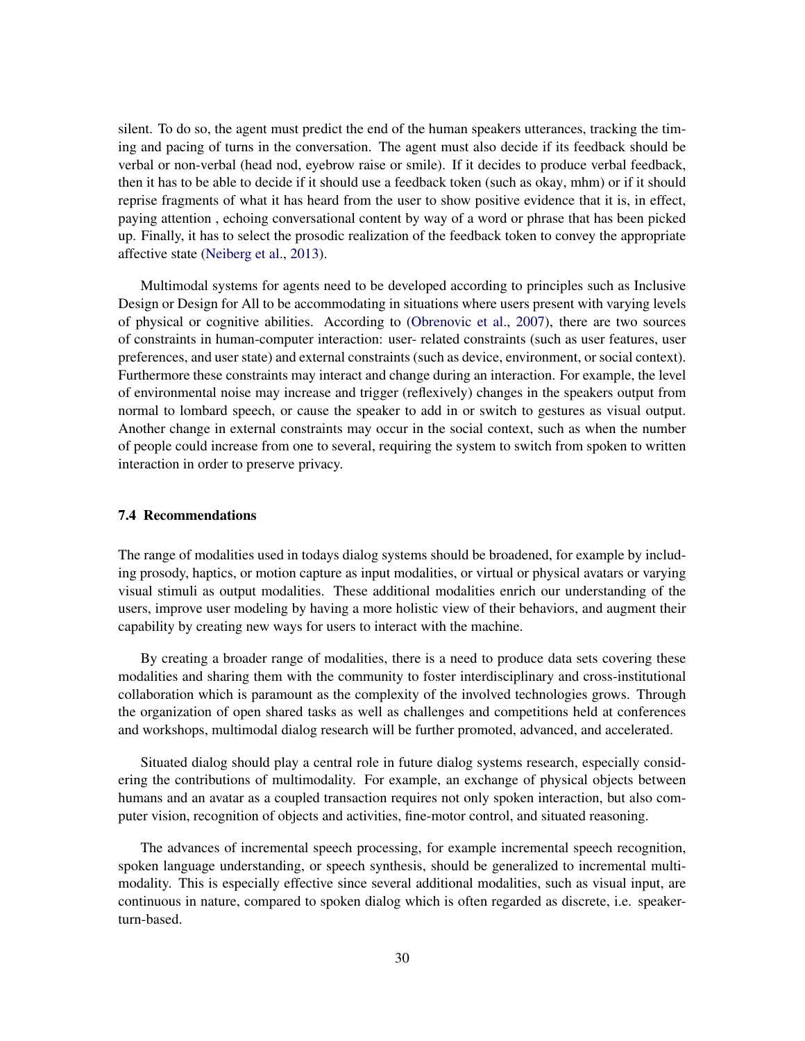silent. To do so, the agent must predict the end of the human speakers utterances, tracking the timing and pacing of turns in the conversation. The agent must also decide if its feedback should be verbal or non-verbal (head nod, eyebrow raise or smile). If it decides to produce verbal feedback, then it has to be able to decide if it should use a feedback token (such as okay, mhm) or if it should reprise fragments of what it has heard from the user to show positive evidence that it is, in effect, paying attention , echoing conversational content by way of a word or phrase that has been picked up. Finally, it has to select the prosodic realization of the feedback token to convey the appropriate affective state (Neiberg et al., 2013).

Multimodal systems for agents need to be developed according to principles such as Inclusive Design or Design for All to be accommodating in situations where users present with varying levels of physical or cognitive abilities. According to (Obrenovic et al., 2007), there are two sources of constraints in human-computer interaction: user- related constraints (such as user features, user preferences, and user state) and external constraints (such as device, environment, or social context). Furthermore these constraints may interact and change during an interaction. For example, the level of environmental noise may increase and trigger (reflexively) changes in the speakers output from normal to lombard speech, or cause the speaker to add in or switch to gestures as visual output. Another change in external constraints may occur in the social context, such as when the number of people could increase from one to several, requiring the system to switch from spoken to written interaction in order to preserve privacy.

### 7.4 Recommendations

The range of modalities used in todays dialog systems should be broadened, for example by including prosody, haptics, or motion capture as input modalities, or virtual or physical avatars or varying visual stimuli as output modalities. These additional modalities enrich our understanding of the users, improve user modeling by having a more holistic view of their behaviors, and augment their capability by creating new ways for users to interact with the machine.

By creating a broader range of modalities, there is a need to produce data sets covering these modalities and sharing them with the community to foster interdisciplinary and cross-institutional collaboration which is paramount as the complexity of the involved technologies grows. Through the organization of open shared tasks as well as challenges and competitions held at conferences and workshops, multimodal dialog research will be further promoted, advanced, and accelerated.

Situated dialog should play a central role in future dialog systems research, especially considering the contributions of multimodality. For example, an exchange of physical objects between humans and an avatar as a coupled transaction requires not only spoken interaction, but also computer vision, recognition of objects and activities, fine-motor control, and situated reasoning.

The advances of incremental speech processing, for example incremental speech recognition, spoken language understanding, or speech synthesis, should be generalized to incremental multimodality. This is especially effective since several additional modalities, such as visual input, are continuous in nature, compared to spoken dialog which is often regarded as discrete, i.e. speaker-turn-based.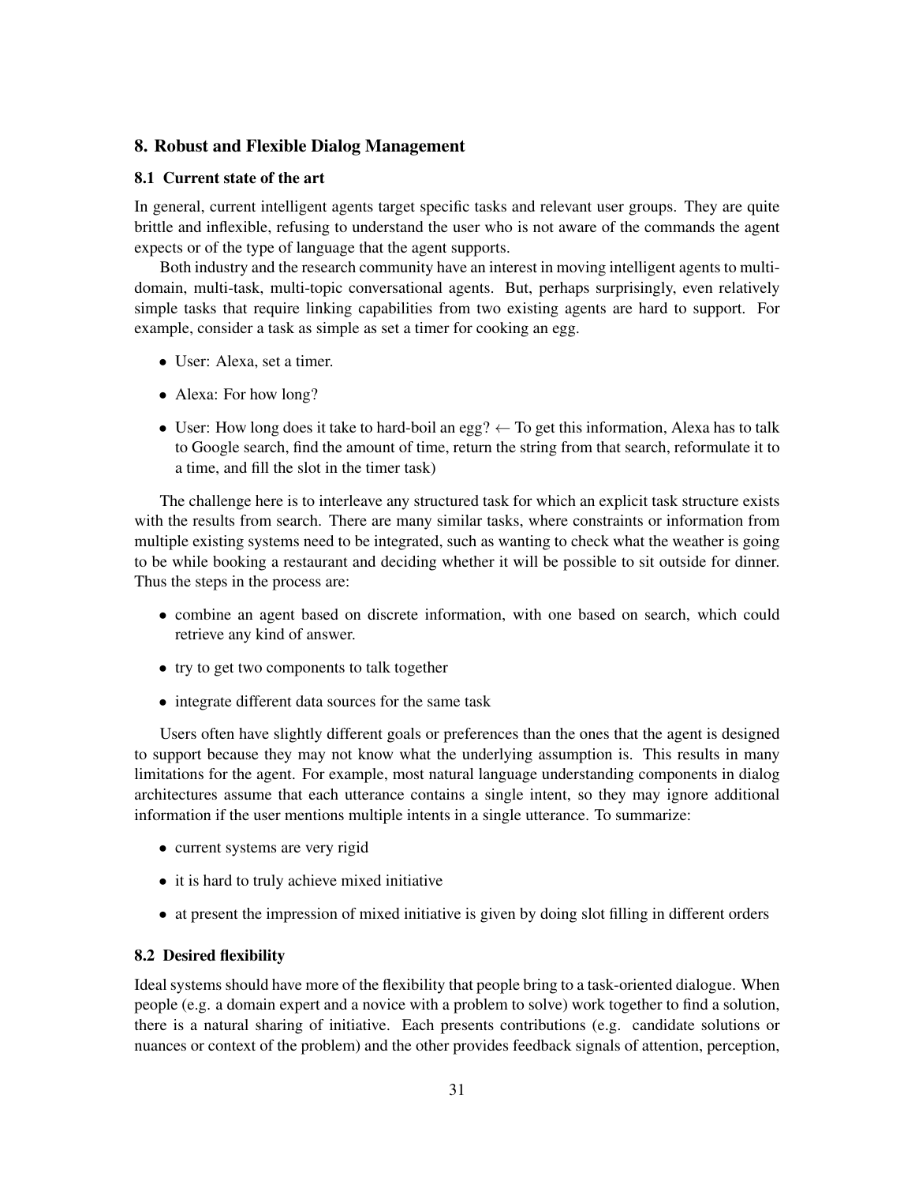## 8. Robust and Flexible Dialog Management

### 8.1 Current state of the art

In general, current intelligent agents target specific tasks and relevant user groups. They are quite brittle and inflexible, refusing to understand the user who is not aware of the commands the agent expects or of the type of language that the agent supports.

Both industry and the research community have an interest in moving intelligent agents to multi-domain, multi-task, multi-topic conversational agents. But, perhaps surprisingly, even relatively simple tasks that require linking capabilities from two existing agents are hard to support. For example, consider a task as simple as set a timer for cooking an egg.

- User: Alexa, set a timer.
- Alexa: For how long?
- User: How long does it take to hard-boil an egg? ← To get this information, Alexa has to talk to Google search, find the amount of time, return the string from that search, reformulate it to a time, and fill the slot in the timer task)

The challenge here is to interleave any structured task for which an explicit task structure exists with the results from search. There are many similar tasks, where constraints or information from multiple existing systems need to be integrated, such as wanting to check what the weather is going to be while booking a restaurant and deciding whether it will be possible to sit outside for dinner. Thus the steps in the process are:

- combine an agent based on discrete information, with one based on search, which could retrieve any kind of answer.
- try to get two components to talk together
- integrate different data sources for the same task

Users often have slightly different goals or preferences than the ones that the agent is designed to support because they may not know what the underlying assumption is. This results in many limitations for the agent. For example, most natural language understanding components in dialog architectures assume that each utterance contains a single intent, so they may ignore additional information if the user mentions multiple intents in a single utterance. To summarize:

- current systems are very rigid
- it is hard to truly achieve mixed initiative
- at present the impression of mixed initiative is given by doing slot filling in different orders

### 8.2 Desired flexibility

Ideal systems should have more of the flexibility that people bring to a task-oriented dialogue. When people (e.g. a domain expert and a novice with a problem to solve) work together to find a solution, there is a natural sharing of initiative. Each presents contributions (e.g. candidate solutions or nuances or context of the problem) and the other provides feedback signals of attention, perception,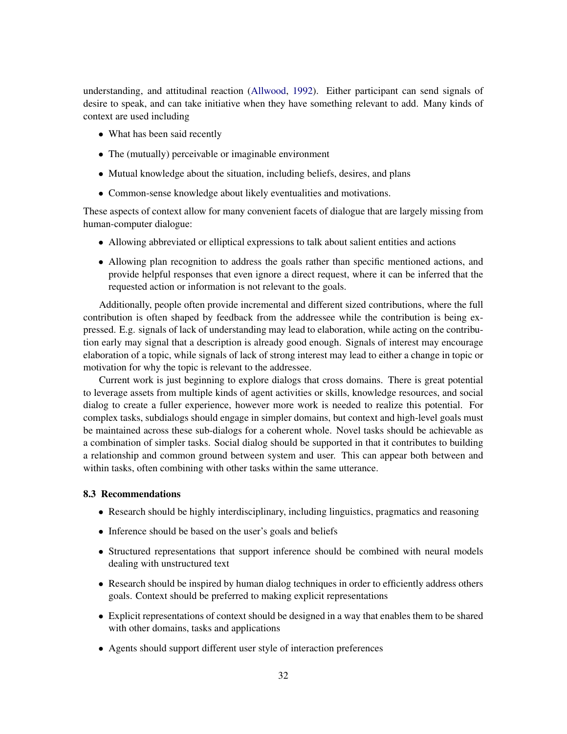understanding, and attitudinal reaction (Allwood, 1992). Either participant can send signals of desire to speak, and can take initiative when they have something relevant to add. Many kinds of context are used including

- What has been said recently
- The (mutually) perceivable or imaginable environment
- Mutual knowledge about the situation, including beliefs, desires, and plans
- Common-sense knowledge about likely eventualities and motivations.

These aspects of context allow for many convenient facets of dialogue that are largely missing from human-computer dialogue:

- Allowing abbreviated or elliptical expressions to talk about salient entities and actions
- Allowing plan recognition to address the goals rather than specific mentioned actions, and provide helpful responses that even ignore a direct request, where it can be inferred that the requested action or information is not relevant to the goals.

Additionally, people often provide incremental and different sized contributions, where the full contribution is often shaped by feedback from the addressee while the contribution is being expressed. E.g. signals of lack of understanding may lead to elaboration, while acting on the contribution early may signal that a description is already good enough. Signals of interest may encourage elaboration of a topic, while signals of lack of strong interest may lead to either a change in topic or motivation for why the topic is relevant to the addressee.

Current work is just beginning to explore dialogs that cross domains. There is great potential to leverage assets from multiple kinds of agent activities or skills, knowledge resources, and social dialog to create a fuller experience, however more work is needed to realize this potential. For complex tasks, subdialogs should engage in simpler domains, but context and high-level goals must be maintained across these sub-dialogs for a coherent whole. Novel tasks should be achievable as a combination of simpler tasks. Social dialog should be supported in that it contributes to building a relationship and common ground between system and user. This can appear both between and within tasks, often combining with other tasks within the same utterance.

### 8.3 Recommendations

- Research should be highly interdisciplinary, including linguistics, pragmatics and reasoning
- Inference should be based on the user's goals and beliefs
- Structured representations that support inference should be combined with neural models dealing with unstructured text
- Research should be inspired by human dialog techniques in order to efficiently address others goals. Context should be preferred to making explicit representations
- Explicit representations of context should be designed in a way that enables them to be shared with other domains, tasks and applications
- Agents should support different user style of interaction preferences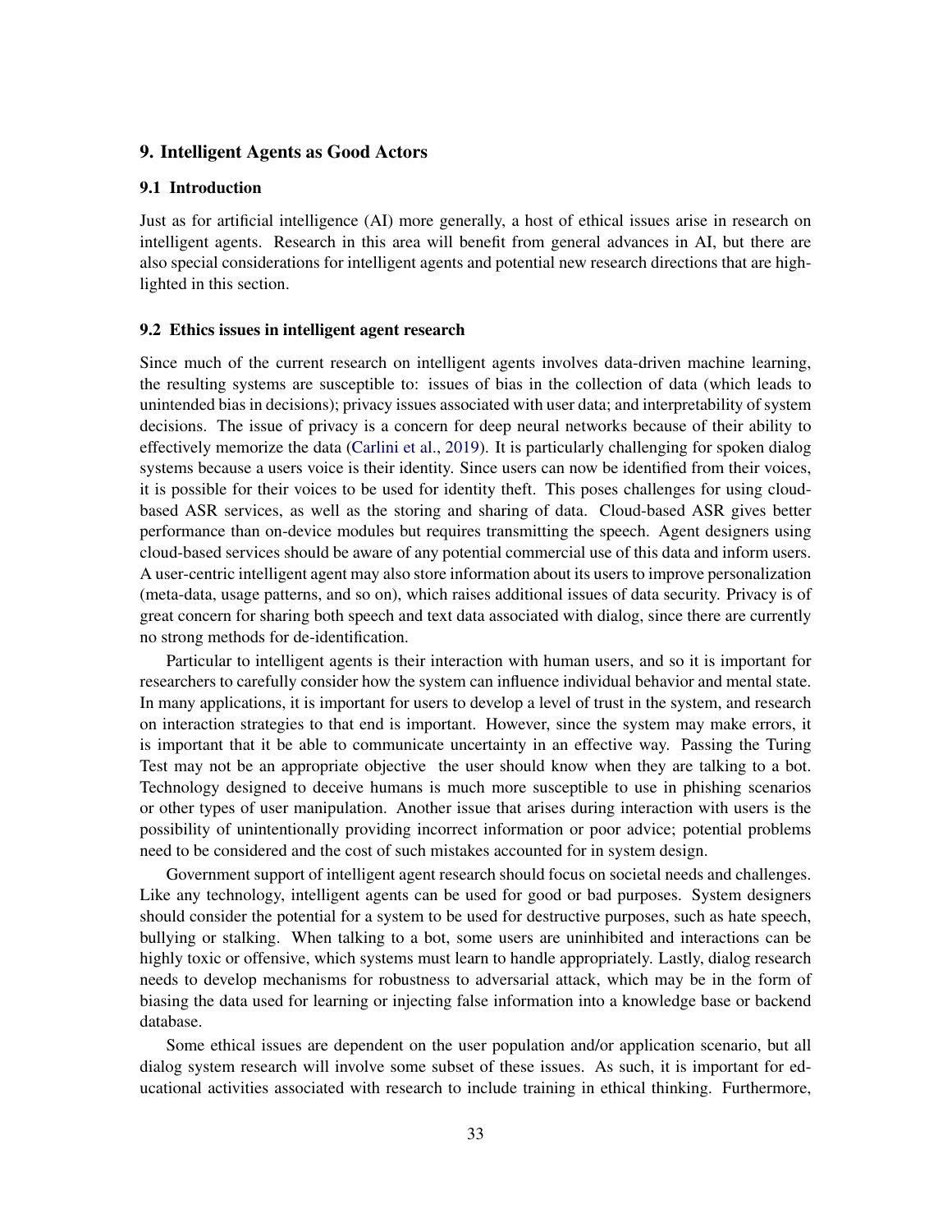## 9. Intelligent Agents as Good Actors

### 9.1 Introduction

Just as for artificial intelligence (AI) more generally, a host of ethical issues arise in research on intelligent agents. Research in this area will benefit from general advances in AI, but there are also special considerations for intelligent agents and potential new research directions that are highlighted in this section.

### 9.2 Ethics issues in intelligent agent research

Since much of the current research on intelligent agents involves data-driven machine learning, the resulting systems are susceptible to: issues of bias in the collection of data (which leads to unintended bias in decisions); privacy issues associated with user data; and interpretability of system decisions. The issue of privacy is a concern for deep neural networks because of their ability to effectively memorize the data (Carlini et al., 2019). It is particularly challenging for spoken dialog systems because a users voice is their identity. Since users can now be identified from their voices, it is possible for their voices to be used for identity theft. This poses challenges for using cloud-based ASR services, as well as the storing and sharing of data. Cloud-based ASR gives better performance than on-device modules but requires transmitting the speech. Agent designers using cloud-based services should be aware of any potential commercial use of this data and inform users. A user-centric intelligent agent may also store information about its users to improve personalization (meta-data, usage patterns, and so on), which raises additional issues of data security. Privacy is of great concern for sharing both speech and text data associated with dialog, since there are currently no strong methods for de-identification.

Particular to intelligent agents is their interaction with human users, and so it is important for researchers to carefully consider how the system can influence individual behavior and mental state. In many applications, it is important for users to develop a level of trust in the system, and research on interaction strategies to that end is important. However, since the system may make errors, it is important that it be able to communicate uncertainty in an effective way. Passing the Turing Test may not be an appropriate objective the user should know when they are talking to a bot. Technology designed to deceive humans is much more susceptible to use in phishing scenarios or other types of user manipulation. Another issue that arises during interaction with users is the possibility of unintentionally providing incorrect information or poor advice; potential problems need to be considered and the cost of such mistakes accounted for in system design.

Government support of intelligent agent research should focus on societal needs and challenges. Like any technology, intelligent agents can be used for good or bad purposes. System designers should consider the potential for a system to be used for destructive purposes, such as hate speech, bullying or stalking. When talking to a bot, some users are uninhibited and interactions can be highly toxic or offensive, which systems must learn to handle appropriately. Lastly, dialog research needs to develop mechanisms for robustness to adversarial attack, which may be in the form of biasing the data used for learning or injecting false information into a knowledge base or backend database.

Some ethical issues are dependent on the user population and/or application scenario, but all dialog system research will involve some subset of these issues. As such, it is important for educational activities associated with research to include training in ethical thinking. Furthermore,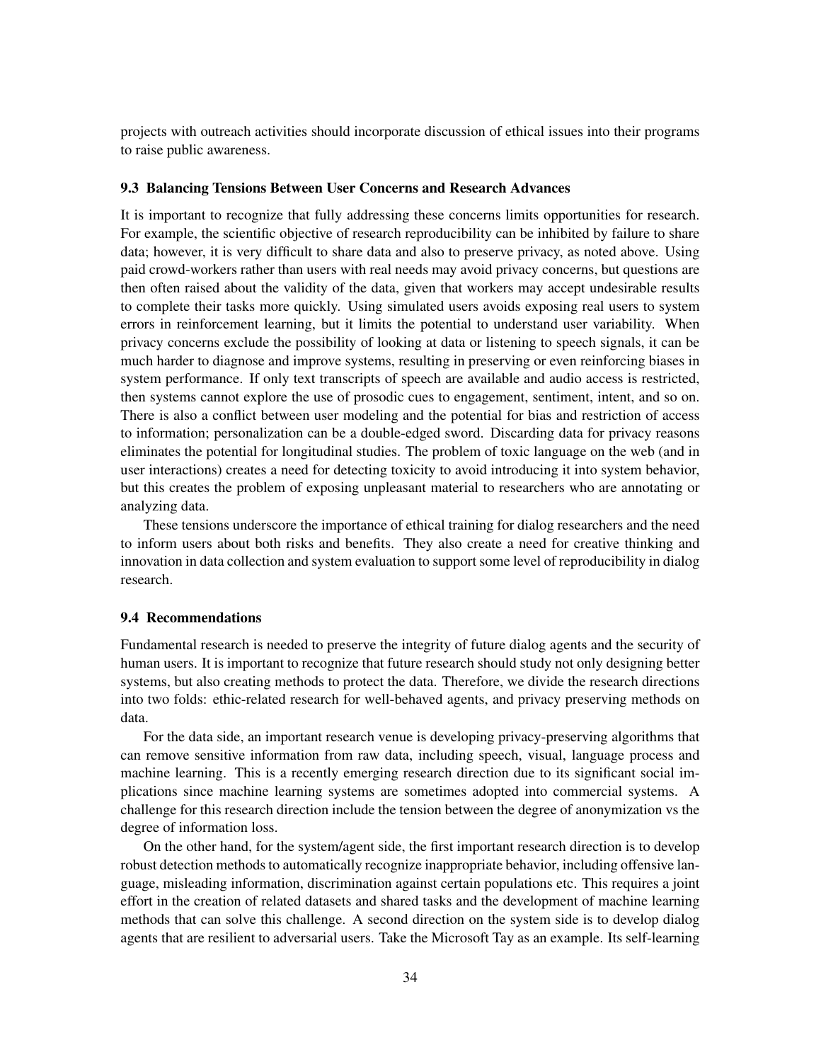projects with outreach activities should incorporate discussion of ethical issues into their programs to raise public awareness.

### 9.3 Balancing Tensions Between User Concerns and Research Advances

It is important to recognize that fully addressing these concerns limits opportunities for research. For example, the scientific objective of research reproducibility can be inhibited by failure to share data; however, it is very difficult to share data and also to preserve privacy, as noted above. Using paid crowd-workers rather than users with real needs may avoid privacy concerns, but questions are then often raised about the validity of the data, given that workers may accept undesirable results to complete their tasks more quickly. Using simulated users avoids exposing real users to system errors in reinforcement learning, but it limits the potential to understand user variability. When privacy concerns exclude the possibility of looking at data or listening to speech signals, it can be much harder to diagnose and improve systems, resulting in preserving or even reinforcing biases in system performance. If only text transcripts of speech are available and audio access is restricted, then systems cannot explore the use of prosodic cues to engagement, sentiment, intent, and so on. There is also a conflict between user modeling and the potential for bias and restriction of access to information; personalization can be a double-edged sword. Discarding data for privacy reasons eliminates the potential for longitudinal studies. The problem of toxic language on the web (and in user interactions) creates a need for detecting toxicity to avoid introducing it into system behavior, but this creates the problem of exposing unpleasant material to researchers who are annotating or analyzing data.

These tensions underscore the importance of ethical training for dialog researchers and the need to inform users about both risks and benefits. They also create a need for creative thinking and innovation in data collection and system evaluation to support some level of reproducibility in dialog research.

### 9.4 Recommendations

Fundamental research is needed to preserve the integrity of future dialog agents and the security of human users. It is important to recognize that future research should study not only designing better systems, but also creating methods to protect the data. Therefore, we divide the research directions into two folds: ethic-related research for well-behaved agents, and privacy preserving methods on data.

For the data side, an important research venue is developing privacy-preserving algorithms that can remove sensitive information from raw data, including speech, visual, language process and machine learning. This is a recently emerging research direction due to its significant social implications since machine learning systems are sometimes adopted into commercial systems. A challenge for this research direction include the tension between the degree of anonymization vs the degree of information loss.

On the other hand, for the system/agent side, the first important research direction is to develop robust detection methods to automatically recognize inappropriate behavior, including offensive language, misleading information, discrimination against certain populations etc. This requires a joint effort in the creation of related datasets and shared tasks and the development of machine learning methods that can solve this challenge. A second direction on the system side is to develop dialog agents that are resilient to adversarial users. Take the Microsoft Tay as an example. Its self-learning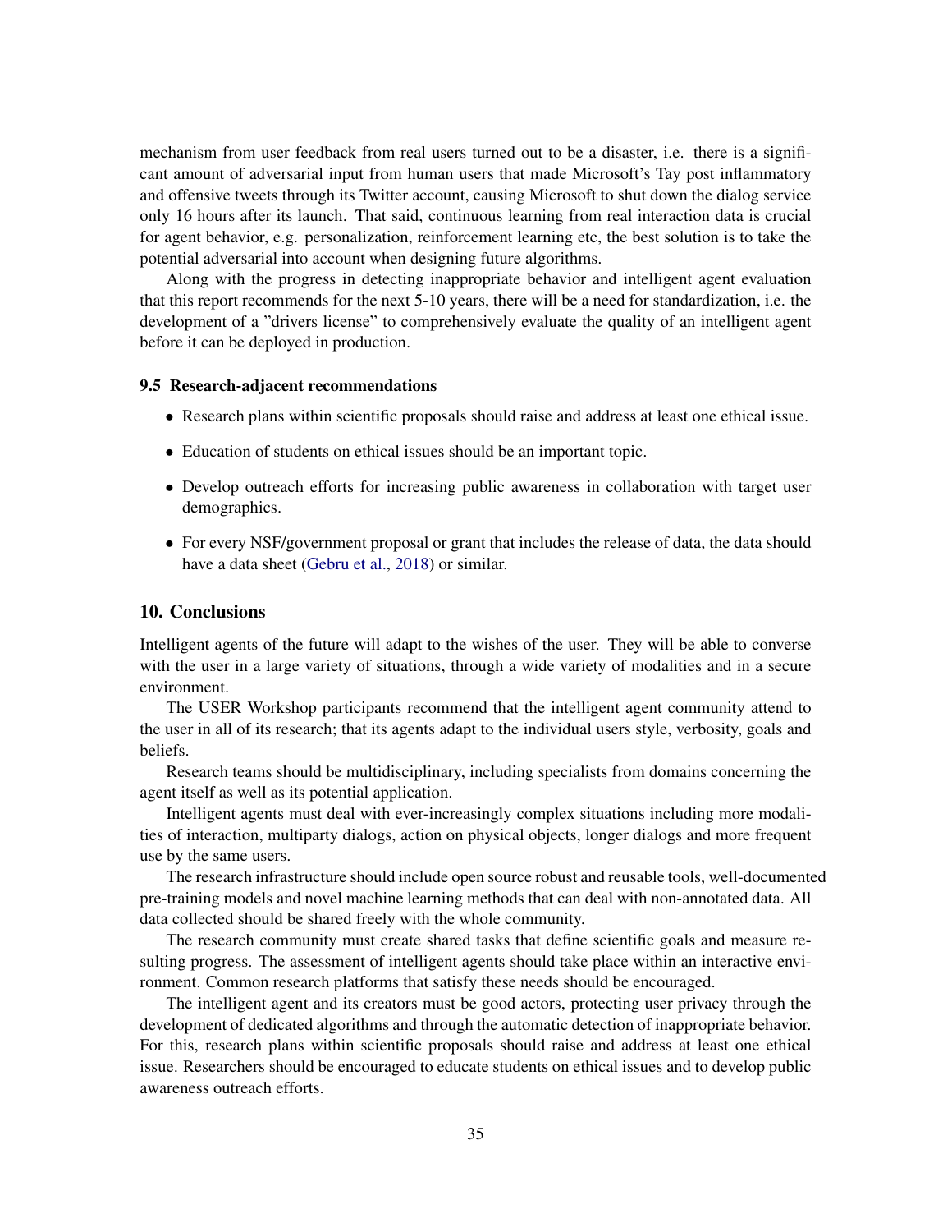mechanism from user feedback from real users turned out to be a disaster, i.e. there is a significant amount of adversarial input from human users that made Microsoft's Tay post inflammatory and offensive tweets through its Twitter account, causing Microsoft to shut down the dialog service only 16 hours after its launch. That said, continuous learning from real interaction data is crucial for agent behavior, e.g. personalization, reinforcement learning etc, the best solution is to take the potential adversarial into account when designing future algorithms.

Along with the progress in detecting inappropriate behavior and intelligent agent evaluation that this report recommends for the next 5-10 years, there will be a need for standardization, i.e. the development of a "drivers license" to comprehensively evaluate the quality of an intelligent agent before it can be deployed in production.

### 9.5 Research-adjacent recommendations

- Research plans within scientific proposals should raise and address at least one ethical issue.
- Education of students on ethical issues should be an important topic.
- Develop outreach efforts for increasing public awareness in collaboration with target user demographics.
- For every NSF/government proposal or grant that includes the release of data, the data should have a data sheet (Gebru et al., 2018) or similar.

## 10. Conclusions

Intelligent agents of the future will adapt to the wishes of the user. They will be able to converse with the user in a large variety of situations, through a wide variety of modalities and in a secure environment.

The USER Workshop participants recommend that the intelligent agent community attend to the user in all of its research; that its agents adapt to the individual users style, verbosity, goals and beliefs.

Research teams should be multidisciplinary, including specialists from domains concerning the agent itself as well as its potential application.

Intelligent agents must deal with ever-increasingly complex situations including more modalities of interaction, multiparty dialogs, action on physical objects, longer dialogs and more frequent use by the same users.

The research infrastructure should include open source robust and reusable tools, well-documented pre-training models and novel machine learning methods that can deal with non-annotated data. All data collected should be shared freely with the whole community.

The research community must create shared tasks that define scientific goals and measure resulting progress. The assessment of intelligent agents should take place within an interactive environment. Common research platforms that satisfy these needs should be encouraged.

The intelligent agent and its creators must be good actors, protecting user privacy through the development of dedicated algorithms and through the automatic detection of inappropriate behavior. For this, research plans within scientific proposals should raise and address at least one ethical issue. Researchers should be encouraged to educate students on ethical issues and to develop public awareness outreach efforts.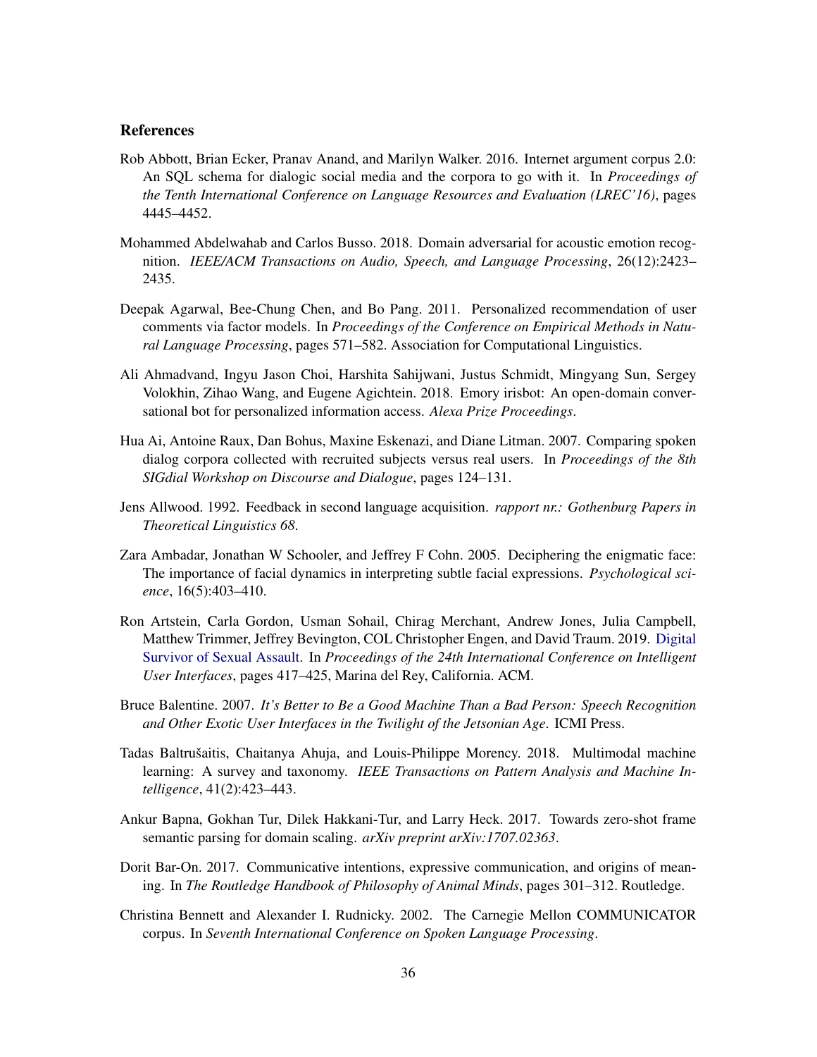## References

Rob Abbott, Brian Ecker, Pranav Anand, and Marilyn Walker. 2016. Internet argument corpus 2.0: An SQL schema for dialogic social media and the corpora to go with it. In *Proceedings of the Tenth International Conference on Language Resources and Evaluation (LREC'16)*, pages 4445–4452.

Mohammed Abdelwahab and Carlos Busso. 2018. Domain adversarial for acoustic emotion recognition. *IEEE/ACM Transactions on Audio, Speech, and Language Processing*, 26(12):2423–2435.

Deepak Agarwal, Bee-Chung Chen, and Bo Pang. 2011. Personalized recommendation of user comments via factor models. In *Proceedings of the Conference on Empirical Methods in Natural Language Processing*, pages 571–582. Association for Computational Linguistics.

Ali Ahmadvand, Ingyu Jason Choi, Harshita Sahijwani, Justus Schmidt, Mingyang Sun, Sergey Volokhin, Zihao Wang, and Eugene Agichtein. 2018. Emory irisbot: An open-domain conversational bot for personalized information access. *Alexa Prize Proceedings*.

Hua Ai, Antoine Raux, Dan Bohus, Maxine Eskenazi, and Diane Litman. 2007. Comparing spoken dialog corpora collected with recruited subjects versus real users. In *Proceedings of the 8th SIGdial Workshop on Discourse and Dialogue*, pages 124–131.

Jens Allwood. 1992. Feedback in second language acquisition. *rapport nr.: Gothenburg Papers in Theoretical Linguistics 68*.

Zara Ambadar, Jonathan W Schooler, and Jeffrey F Cohn. 2005. Deciphering the enigmatic face: The importance of facial dynamics in interpreting subtle facial expressions. *Psychological science*, 16(5):403–410.

Ron Artstein, Carla Gordon, Usman Sohail, Chirag Merchant, Andrew Jones, Julia Campbell, Matthew Trimmer, Jeffrey Bevington, COL Christopher Engen, and David Traum. 2019. Digital Survivor of Sexual Assault. In *Proceedings of the 24th International Conference on Intelligent User Interfaces*, pages 417–425, Marina del Rey, California. ACM.

Bruce Balentine. 2007. *It's Better to Be a Good Machine Than a Bad Person: Speech Recognition and Other Exotic User Interfaces in the Twilight of the Jetsonian Age*. ICMI Press.

Tadas Baltrušaitis, Chaitanya Ahuja, and Louis-Philippe Morency. 2018. Multimodal machine learning: A survey and taxonomy. *IEEE Transactions on Pattern Analysis and Machine Intelligence*, 41(2):423–443.

Ankur Bapna, Gokhan Tur, Dilek Hakkani-Tur, and Larry Heck. 2017. Towards zero-shot frame semantic parsing for domain scaling. *arXiv preprint arXiv:1707.02363*.

Dorit Bar-On. 2017. Communicative intentions, expressive communication, and origins of meaning. In *The Routledge Handbook of Philosophy of Animal Minds*, pages 301–312. Routledge.

Christina Bennett and Alexander I. Rudnicky. 2002. The Carnegie Mellon COMMUNICATOR corpus. In *Seventh International Conference on Spoken Language Processing*.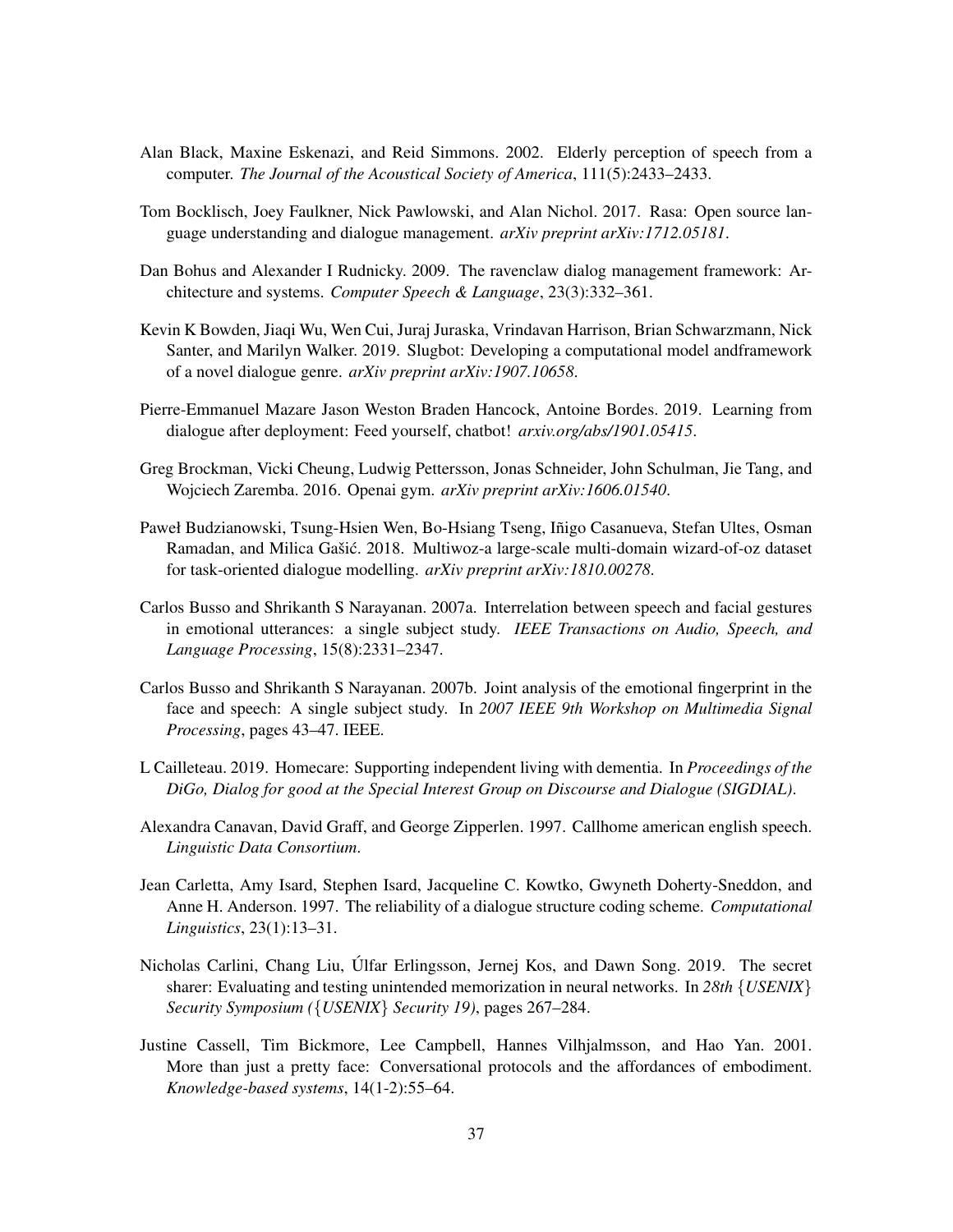Alan Black, Maxine Eskenazi, and Reid Simmons. 2002. Elderly perception of speech from a computer. *The Journal of the Acoustical Society of America*, 111(5):2433–2433.

Tom Bocklisch, Joey Faulkner, Nick Pawlowski, and Alan Nichol. 2017. Rasa: Open source language understanding and dialogue management. *arXiv preprint arXiv:1712.05181*.

Dan Bohus and Alexander I Rudnicky. 2009. The ravenclaw dialog management framework: Architecture and systems. *Computer Speech & Language*, 23(3):332–361.

Kevin K Bowden, Jiaqi Wu, Wen Cui, Juraj Juraska, Vrindavan Harrison, Brian Schwarzmann, Nick Santer, and Marilyn Walker. 2019. Slugbot: Developing a computational model andframework of a novel dialogue genre. *arXiv preprint arXiv:1907.10658*.

Pierre-Emmanuel Mazare Jason Weston Braden Hancock, Antoine Bordes. 2019. Learning from dialogue after deployment: Feed yourself, chatbot! *arxiv.org/abs/1901.05415*.

Greg Brockman, Vicki Cheung, Ludwig Pettersson, Jonas Schneider, John Schulman, Jie Tang, and Wojciech Zaremba. 2016. Openai gym. *arXiv preprint arXiv:1606.01540*.

Paweł Budzianowski, Tsung-Hsien Wen, Bo-Hsiang Tseng, Iñigo Casanueva, Stefan Ultes, Osman Ramadan, and Milica Gašić. 2018. Multiwoz-a large-scale multi-domain wizard-of-oz dataset for task-oriented dialogue modelling. *arXiv preprint arXiv:1810.00278*.

Carlos Busso and Shrikanth S Narayanan. 2007a. Interrelation between speech and facial gestures in emotional utterances: a single subject study. *IEEE Transactions on Audio, Speech, and Language Processing*, 15(8):2331–2347.

Carlos Busso and Shrikanth S Narayanan. 2007b. Joint analysis of the emotional fingerprint in the face and speech: A single subject study. In *2007 IEEE 9th Workshop on Multimedia Signal Processing*, pages 43–47. IEEE.

L Cailleteau. 2019. Homecare: Supporting independent living with dementia. In *Proceedings of the DiGo, Dialog for good at the Special Interest Group on Discourse and Dialogue (SIGDIAL)*.

Alexandra Canavan, David Graff, and George Zipperlen. 1997. Callhome american english speech. *Linguistic Data Consortium*.

Jean Carletta, Amy Isard, Stephen Isard, Jacqueline C. Kowtko, Gwyneth Doherty-Sneddon, and Anne H. Anderson. 1997. The reliability of a dialogue structure coding scheme. *Computational Linguistics*, 23(1):13–31.

Nicholas Carlini, Chang Liu, Úlfar Erlingsson, Jernej Kos, and Dawn Song. 2019. The secret sharer: Evaluating and testing unintended memorization in neural networks. In *28th {USENIX} Security Symposium ({USENIX} Security 19)*, pages 267–284.

Justine Cassell, Tim Bickmore, Lee Campbell, Hannes Vilhjalmsson, and Hao Yan. 2001. More than just a pretty face: Conversational protocols and the affordances of embodiment. *Knowledge-based systems*, 14(1-2):55–64.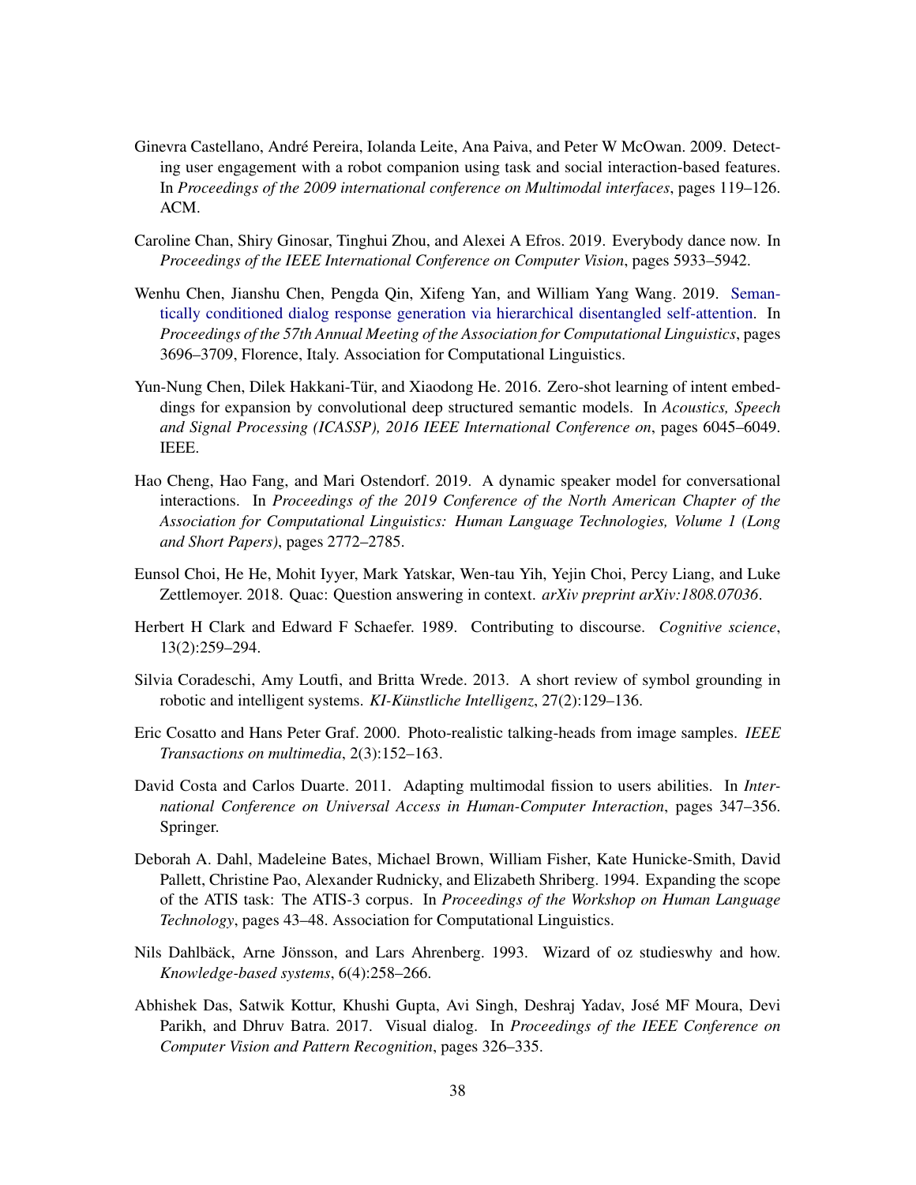Ginevra Castellano, André Pereira, Iolanda Leite, Ana Paiva, and Peter W McOwan. 2009. Detecting user engagement with a robot companion using task and social interaction-based features. In *Proceedings of the 2009 international conference on Multimodal interfaces*, pages 119–126. ACM.

Caroline Chan, Shiry Ginosar, Tinghui Zhou, and Alexei A Efros. 2019. Everybody dance now. In *Proceedings of the IEEE International Conference on Computer Vision*, pages 5933–5942.

Wenhu Chen, Jianshu Chen, Pengda Qin, Xifeng Yan, and William Yang Wang. 2019. Semantically conditioned dialog response generation via hierarchical disentangled self-attention. In *Proceedings of the 57th Annual Meeting of the Association for Computational Linguistics*, pages 3696–3709, Florence, Italy. Association for Computational Linguistics.

Yun-Nung Chen, Dilek Hakkani-Tür, and Xiaodong He. 2016. Zero-shot learning of intent embeddings for expansion by convolutional deep structured semantic models. In *Acoustics, Speech and Signal Processing (ICASSP), 2016 IEEE International Conference on*, pages 6045–6049. IEEE.

Hao Cheng, Hao Fang, and Mari Ostendorf. 2019. A dynamic speaker model for conversational interactions. In *Proceedings of the 2019 Conference of the North American Chapter of the Association for Computational Linguistics: Human Language Technologies, Volume 1 (Long and Short Papers)*, pages 2772–2785.

Eunsol Choi, He He, Mohit Iyyer, Mark Yatskar, Wen-tau Yih, Yejin Choi, Percy Liang, and Luke Zettlemoyer. 2018. Quac: Question answering in context. *arXiv preprint arXiv:1808.07036*.

Herbert H Clark and Edward F Schaefer. 1989. Contributing to discourse. *Cognitive science*, 13(2):259–294.

Silvia Coradeschi, Amy Loutfi, and Britta Wrede. 2013. A short review of symbol grounding in robotic and intelligent systems. *KI-Künstliche Intelligenz*, 27(2):129–136.

Eric Cosatto and Hans Peter Graf. 2000. Photo-realistic talking-heads from image samples. *IEEE Transactions on multimedia*, 2(3):152–163.

David Costa and Carlos Duarte. 2011. Adapting multimodal fission to users abilities. In *International Conference on Universal Access in Human-Computer Interaction*, pages 347–356. Springer.

Deborah A. Dahl, Madeleine Bates, Michael Brown, William Fisher, Kate Hunicke-Smith, David Pallett, Christine Pao, Alexander Rudnicky, and Elizabeth Shriberg. 1994. Expanding the scope of the ATIS task: The ATIS-3 corpus. In *Proceedings of the Workshop on Human Language Technology*, pages 43–48. Association for Computational Linguistics.

Nils Dahlbäck, Arne Jönsson, and Lars Ahrenberg. 1993. Wizard of oz studieswhy and how. *Knowledge-based systems*, 6(4):258–266.

Abhishek Das, Satwik Kottur, Khushi Gupta, Avi Singh, Deshraj Yadav, José MF Moura, Devi Parikh, and Dhruv Batra. 2017. Visual dialog. In *Proceedings of the IEEE Conference on Computer Vision and Pattern Recognition*, pages 326–335.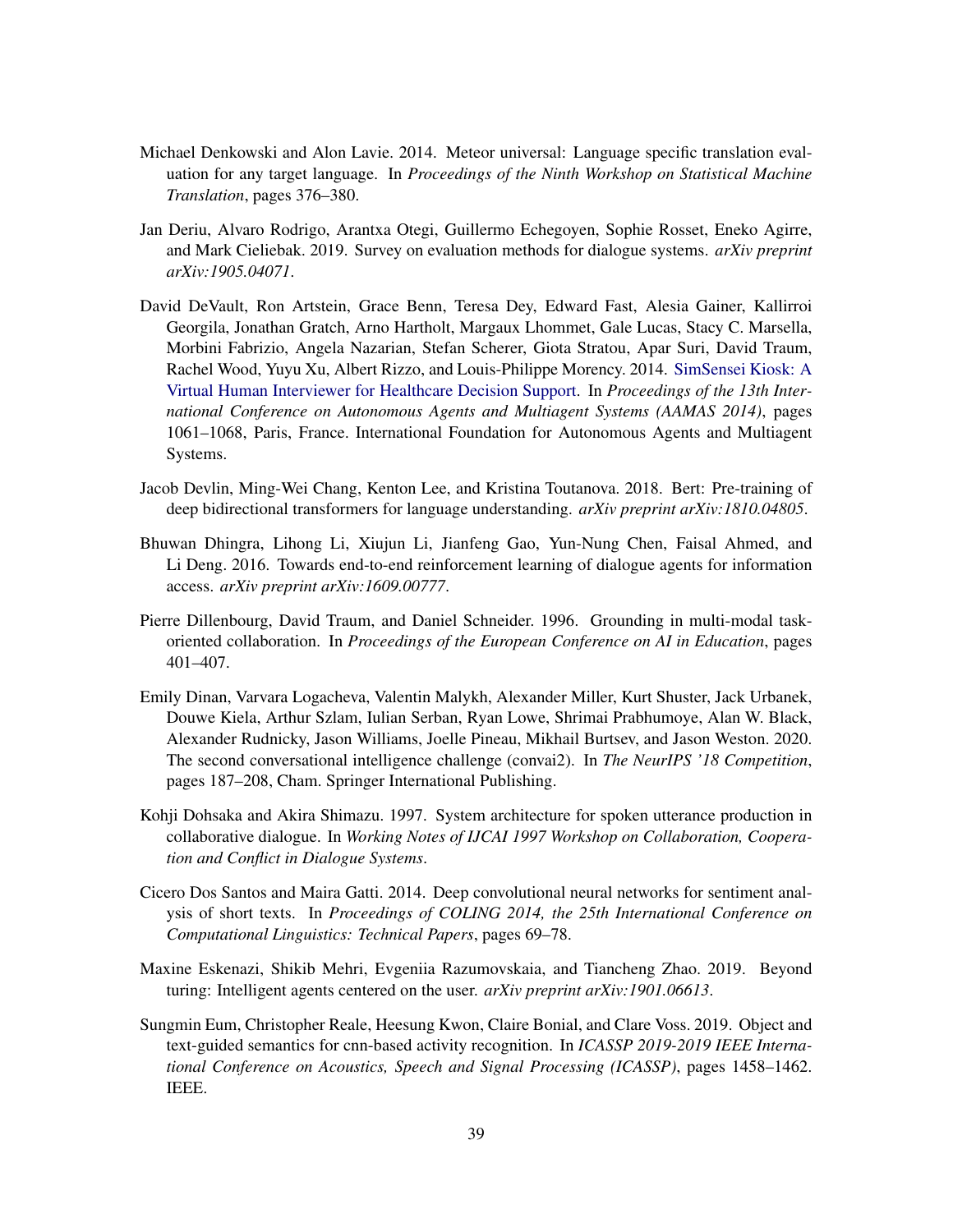Michael Denkowski and Alon Lavie. 2014. Meteor universal: Language specific translation evaluation for any target language. In *Proceedings of the Ninth Workshop on Statistical Machine Translation*, pages 376–380.

Jan Deriu, Alvaro Rodrigo, Arantxa Otegi, Guillermo Echegoyen, Sophie Rosset, Eneko Agirre, and Mark Cieliebak. 2019. Survey on evaluation methods for dialogue systems. *arXiv preprint arXiv:1905.04071*.

David DeVault, Ron Artstein, Grace Benn, Teresa Dey, Edward Fast, Alesia Gainer, Kallirroi Georgila, Jonathan Gratch, Arno Hartholt, Margaux Lhommet, Gale Lucas, Stacy C. Marsella, Morbini Fabrizio, Angela Nazarian, Stefan Scherer, Giota Stratou, Apar Suri, David Traum, Rachel Wood, Yuyu Xu, Albert Rizzo, and Louis-Philippe Morency. 2014. SimSensei Kiosk: A Virtual Human Interviewer for Healthcare Decision Support. In *Proceedings of the 13th International Conference on Autonomous Agents and Multiagent Systems (AAMAS 2014)*, pages 1061–1068, Paris, France. International Foundation for Autonomous Agents and Multiagent Systems.

Jacob Devlin, Ming-Wei Chang, Kenton Lee, and Kristina Toutanova. 2018. Bert: Pre-training of deep bidirectional transformers for language understanding. *arXiv preprint arXiv:1810.04805*.

Bhuwan Dhingra, Lihong Li, Xiujun Li, Jianfeng Gao, Yun-Nung Chen, Faisal Ahmed, and Li Deng. 2016. Towards end-to-end reinforcement learning of dialogue agents for information access. *arXiv preprint arXiv:1609.00777*.

Pierre Dillenbourg, David Traum, and Daniel Schneider. 1996. Grounding in multi-modal task-oriented collaboration. In *Proceedings of the European Conference on AI in Education*, pages 401–407.

Emily Dinan, Varvara Logacheva, Valentin Malykh, Alexander Miller, Kurt Shuster, Jack Urbanek, Douwe Kiela, Arthur Szlam, Iulian Serban, Ryan Lowe, Shrimai Prabhumoye, Alan W. Black, Alexander Rudnicky, Jason Williams, Joelle Pineau, Mikhail Burtsev, and Jason Weston. 2020. The second conversational intelligence challenge (convai2). In *The NeurIPS '18 Competition*, pages 187–208, Cham. Springer International Publishing.

Kohji Dohsaka and Akira Shimazu. 1997. System architecture for spoken utterance production in collaborative dialogue. In *Working Notes of IJCAI 1997 Workshop on Collaboration, Cooperation and Conflict in Dialogue Systems*.

Cicero Dos Santos and Maira Gatti. 2014. Deep convolutional neural networks for sentiment analysis of short texts. In *Proceedings of COLING 2014, the 25th International Conference on Computational Linguistics: Technical Papers*, pages 69–78.

Maxine Eskenazi, Shikib Mehri, Evgeniia Razumovskaia, and Tiancheng Zhao. 2019. Beyond turing: Intelligent agents centered on the user. *arXiv preprint arXiv:1901.06613*.

Sungmin Eum, Christopher Reale, Heesung Kwon, Claire Bonial, and Clare Voss. 2019. Object and text-guided semantics for cnn-based activity recognition. In *ICASSP 2019-2019 IEEE International Conference on Acoustics, Speech and Signal Processing (ICASSP)*, pages 1458–1462. IEEE.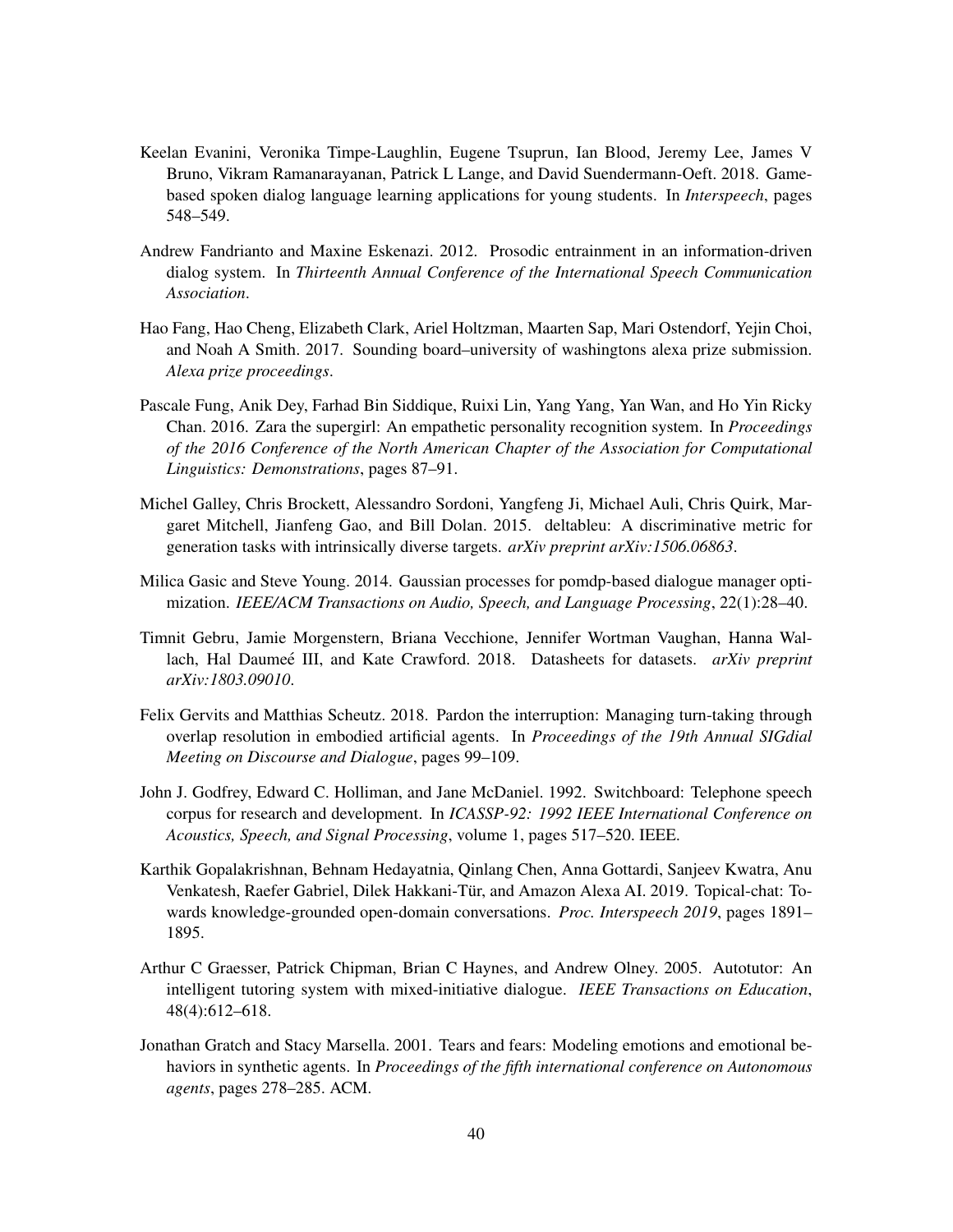Keelan Evanini, Veronika Timpe-Laughlin, Eugene Tsuprun, Ian Blood, Jeremy Lee, James V Bruno, Vikram Ramanarayanan, Patrick L Lange, and David Suendermann-Oeft. 2018. Game-based spoken dialog language learning applications for young students. In *Interspeech*, pages 548–549.

Andrew Fandrianto and Maxine Eskenazi. 2012. Prosodic entrainment in an information-driven dialog system. In *Thirteenth Annual Conference of the International Speech Communication Association*.

Hao Fang, Hao Cheng, Elizabeth Clark, Ariel Holtzman, Maarten Sap, Mari Ostendorf, Yejin Choi, and Noah A Smith. 2017. Sounding board–university of washingtons alexa prize submission. *Alexa prize proceedings*.

Pascale Fung, Anik Dey, Farhad Bin Siddique, Ruixi Lin, Yang Yang, Yan Wan, and Ho Yin Ricky Chan. 2016. Zara the supergirl: An empathetic personality recognition system. In *Proceedings of the 2016 Conference of the North American Chapter of the Association for Computational Linguistics: Demonstrations*, pages 87–91.

Michel Galley, Chris Brockett, Alessandro Sordoni, Yangfeng Ji, Michael Auli, Chris Quirk, Margaret Mitchell, Jianfeng Gao, and Bill Dolan. 2015. deltableu: A discriminative metric for generation tasks with intrinsically diverse targets. *arXiv preprint arXiv:1506.06863*.

Milica Gasic and Steve Young. 2014. Gaussian processes for pomdp-based dialogue manager optimization. *IEEE/ACM Transactions on Audio, Speech, and Language Processing*, 22(1):28–40.

Timnit Gebru, Jamie Morgenstern, Briana Vecchione, Jennifer Wortman Vaughan, Hanna Wallach, Hal Daumeé III, and Kate Crawford. 2018. Datasheets for datasets. *arXiv preprint arXiv:1803.09010*.

Felix Gervits and Matthias Scheutz. 2018. Pardon the interruption: Managing turn-taking through overlap resolution in embodied artificial agents. In *Proceedings of the 19th Annual SIGdial Meeting on Discourse and Dialogue*, pages 99–109.

John J. Godfrey, Edward C. Holliman, and Jane McDaniel. 1992. Switchboard: Telephone speech corpus for research and development. In *ICASSP-92: 1992 IEEE International Conference on Acoustics, Speech, and Signal Processing*, volume 1, pages 517–520. IEEE.

Karthik Gopalakrishnan, Behnam Hedayatnia, Qinlang Chen, Anna Gottardi, Sanjeev Kwatra, Anu Venkatesh, Raefer Gabriel, Dilek Hakkani-Tür, and Amazon Alexa AI. 2019. Topical-chat: Towards knowledge-grounded open-domain conversations. *Proc. Interspeech 2019*, pages 1891–1895.

Arthur C Graesser, Patrick Chipman, Brian C Haynes, and Andrew Olney. 2005. Autotutor: An intelligent tutoring system with mixed-initiative dialogue. *IEEE Transactions on Education*, 48(4):612–618.

Jonathan Gratch and Stacy Marsella. 2001. Tears and fears: Modeling emotions and emotional behaviors in synthetic agents. In *Proceedings of the fifth international conference on Autonomous agents*, pages 278–285. ACM.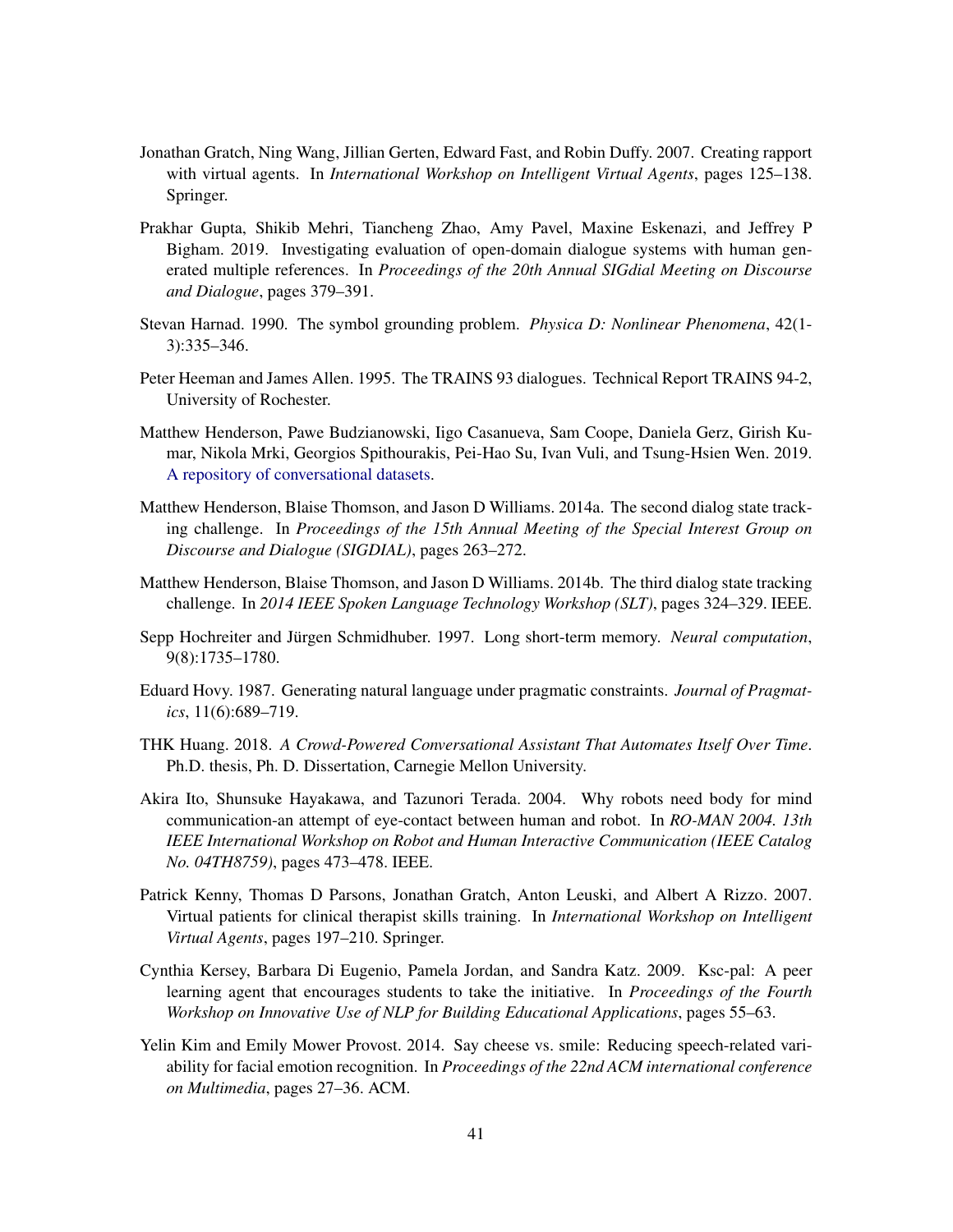Jonathan Gratch, Ning Wang, Jillian Gerten, Edward Fast, and Robin Duffy. 2007. Creating rapport with virtual agents. In *International Workshop on Intelligent Virtual Agents*, pages 125–138. Springer.

Prakhar Gupta, Shikib Mehri, Tiancheng Zhao, Amy Pavel, Maxine Eskenazi, and Jeffrey P Bigham. 2019. Investigating evaluation of open-domain dialogue systems with human generated multiple references. In *Proceedings of the 20th Annual SIGdial Meeting on Discourse and Dialogue*, pages 379–391.

Stevan Harnad. 1990. The symbol grounding problem. *Physica D: Nonlinear Phenomena*, 42(1-3):335–346.

Peter Heeman and James Allen. 1995. The TRAINS 93 dialogues. Technical Report TRAINS 94-2, University of Rochester.

Matthew Henderson, Pawe Budzianowski, Iigo Casanueva, Sam Coope, Daniela Gerz, Girish Kumar, Nikola Mrki, Georgios Spithourakis, Pei-Hao Su, Ivan Vuli, and Tsung-Hsien Wen. 2019. A repository of conversational datasets.

Matthew Henderson, Blaise Thomson, and Jason D Williams. 2014a. The second dialog state tracking challenge. In *Proceedings of the 15th Annual Meeting of the Special Interest Group on Discourse and Dialogue (SIGDIAL)*, pages 263–272.

Matthew Henderson, Blaise Thomson, and Jason D Williams. 2014b. The third dialog state tracking challenge. In *2014 IEEE Spoken Language Technology Workshop (SLT)*, pages 324–329. IEEE.

Sepp Hochreiter and Jürgen Schmidhuber. 1997. Long short-term memory. *Neural computation*, 9(8):1735–1780.

Eduard Hovy. 1987. Generating natural language under pragmatic constraints. *Journal of Pragmatics*, 11(6):689–719.

THK Huang. 2018. *A Crowd-Powered Conversational Assistant That Automates Itself Over Time*. Ph.D. thesis, Ph. D. Dissertation, Carnegie Mellon University.

Akira Ito, Shunsuke Hayakawa, and Tazunori Terada. 2004. Why robots need body for mind communication-an attempt of eye-contact between human and robot. In *RO-MAN 2004. 13th IEEE International Workshop on Robot and Human Interactive Communication (IEEE Catalog No. 04TH8759)*, pages 473–478. IEEE.

Patrick Kenny, Thomas D Parsons, Jonathan Gratch, Anton Leuski, and Albert A Rizzo. 2007. Virtual patients for clinical therapist skills training. In *International Workshop on Intelligent Virtual Agents*, pages 197–210. Springer.

Cynthia Kersey, Barbara Di Eugenio, Pamela Jordan, and Sandra Katz. 2009. Ksc-pal: A peer learning agent that encourages students to take the initiative. In *Proceedings of the Fourth Workshop on Innovative Use of NLP for Building Educational Applications*, pages 55–63.

Yelin Kim and Emily Mower Provost. 2014. Say cheese vs. smile: Reducing speech-related variability for facial emotion recognition. In *Proceedings of the 22nd ACM international conference on Multimedia*, pages 27–36. ACM.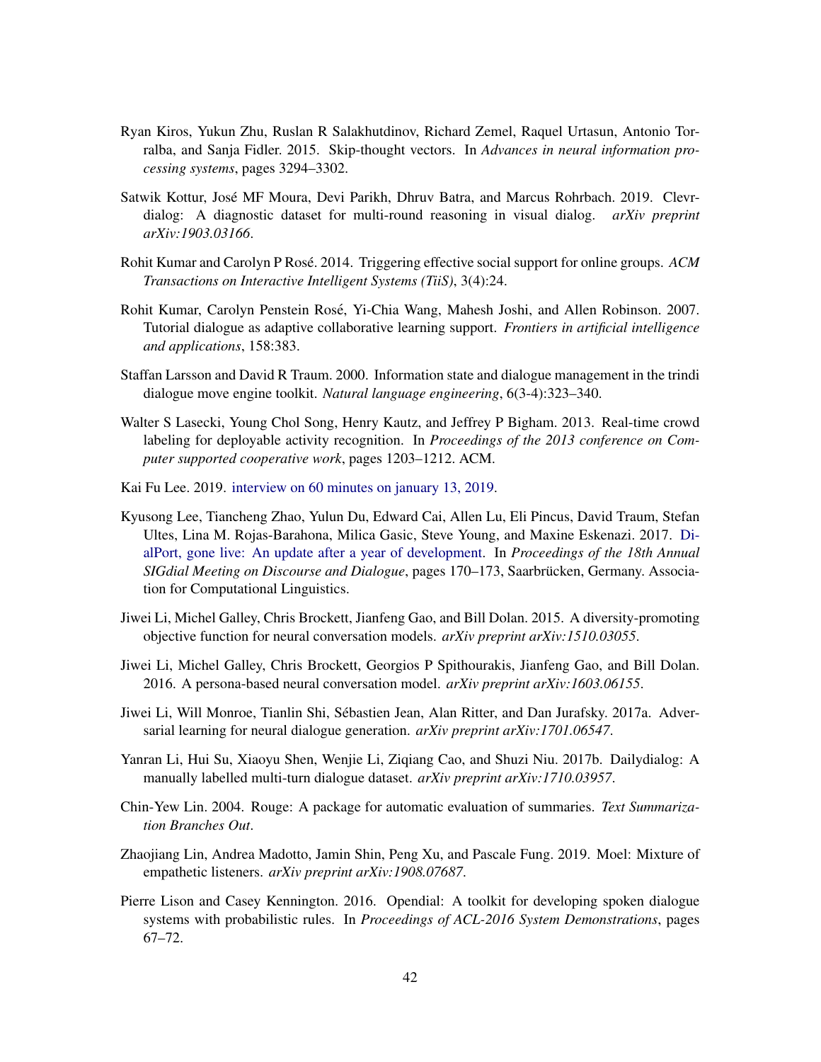Ryan Kiros, Yukun Zhu, Ruslan R Salakhutdinov, Richard Zemel, Raquel Urtasun, Antonio Torralba, and Sanja Fidler. 2015. Skip-thought vectors. In *Advances in neural information processing systems*, pages 3294–3302.

Satwik Kottur, José MF Moura, Devi Parikh, Dhruv Batra, and Marcus Rohrbach. 2019. Clevr-dialog: A diagnostic dataset for multi-round reasoning in visual dialog. *arXiv preprint arXiv:1903.03166*.

Rohit Kumar and Carolyn P Rosé. 2014. Triggering effective social support for online groups. *ACM Transactions on Interactive Intelligent Systems (TiiS)*, 3(4):24.

Rohit Kumar, Carolyn Penstein Rosé, Yi-Chia Wang, Mahesh Joshi, and Allen Robinson. 2007. Tutorial dialogue as adaptive collaborative learning support. *Frontiers in artificial intelligence and applications*, 158:383.

Staffan Larsson and David R Traum. 2000. Information state and dialogue management in the trindi dialogue move engine toolkit. *Natural language engineering*, 6(3-4):323–340.

Walter S Lasecki, Young Chol Song, Henry Kautz, and Jeffrey P Bigham. 2013. Real-time crowd labeling for deployable activity recognition. In *Proceedings of the 2013 conference on Computer supported cooperative work*, pages 1203–1212. ACM.

Kai Fu Lee. 2019. interview on 60 minutes on january 13, 2019.

Kyusong Lee, Tiancheng Zhao, Yulun Du, Edward Cai, Allen Lu, Eli Pincus, David Traum, Stefan Ultes, Lina M. Rojas-Barahona, Milica Gasic, Steve Young, and Maxine Eskenazi. 2017. DialPort, gone live: An update after a year of development. In *Proceedings of the 18th Annual SIGdial Meeting on Discourse and Dialogue*, pages 170–173, Saarbrücken, Germany. Association for Computational Linguistics.

Jiwei Li, Michel Galley, Chris Brockett, Jianfeng Gao, and Bill Dolan. 2015. A diversity-promoting objective function for neural conversation models. *arXiv preprint arXiv:1510.03055*.

Jiwei Li, Michel Galley, Chris Brockett, Georgios P Spithourakis, Jianfeng Gao, and Bill Dolan. 2016. A persona-based neural conversation model. *arXiv preprint arXiv:1603.06155*.

Jiwei Li, Will Monroe, Tianlin Shi, Sébastien Jean, Alan Ritter, and Dan Jurafsky. 2017a. Adversarial learning for neural dialogue generation. *arXiv preprint arXiv:1701.06547*.

Yanran Li, Hui Su, Xiaoyu Shen, Wenjie Li, Ziqiang Cao, and Shuzi Niu. 2017b. Dailydialog: A manually labelled multi-turn dialogue dataset. *arXiv preprint arXiv:1710.03957*.

Chin-Yew Lin. 2004. Rouge: A package for automatic evaluation of summaries. *Text Summarization Branches Out*.

Zhaojiang Lin, Andrea Madotto, Jamin Shin, Peng Xu, and Pascale Fung. 2019. Moel: Mixture of empathetic listeners. *arXiv preprint arXiv:1908.07687*.

Pierre Lison and Casey Kennington. 2016. Opendial: A toolkit for developing spoken dialogue systems with probabilistic rules. In *Proceedings of ACL-2016 System Demonstrations*, pages 67–72.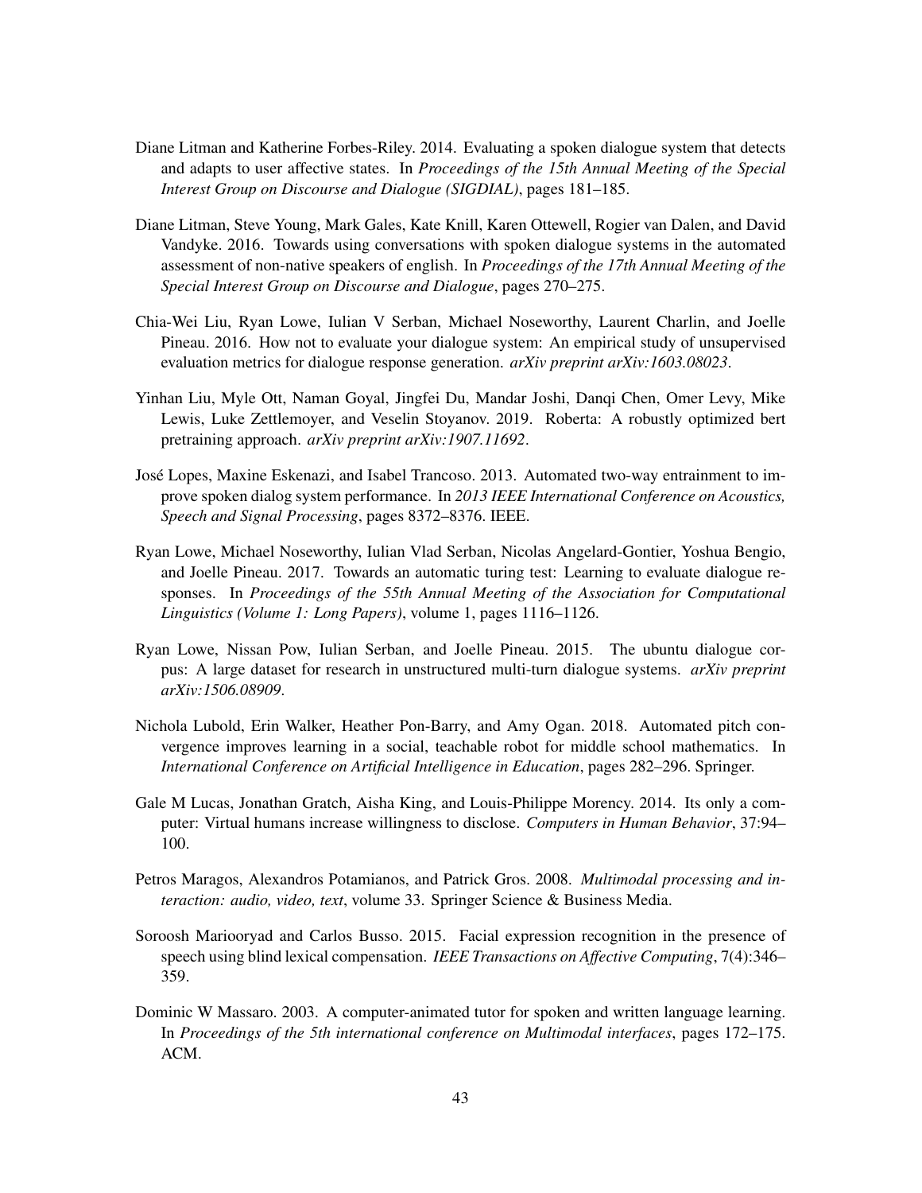Diane Litman and Katherine Forbes-Riley. 2014. Evaluating a spoken dialogue system that detects and adapts to user affective states. In *Proceedings of the 15th Annual Meeting of the Special Interest Group on Discourse and Dialogue (SIGDIAL)*, pages 181–185.

Diane Litman, Steve Young, Mark Gales, Kate Knill, Karen Ottewell, Rogier van Dalen, and David Vandyke. 2016. Towards using conversations with spoken dialogue systems in the automated assessment of non-native speakers of english. In *Proceedings of the 17th Annual Meeting of the Special Interest Group on Discourse and Dialogue*, pages 270–275.

Chia-Wei Liu, Ryan Lowe, Iulian V Serban, Michael Noseworthy, Laurent Charlin, and Joelle Pineau. 2016. How not to evaluate your dialogue system: An empirical study of unsupervised evaluation metrics for dialogue response generation. *arXiv preprint arXiv:1603.08023*.

Yinhan Liu, Myle Ott, Naman Goyal, Jingfei Du, Mandar Joshi, Danqi Chen, Omer Levy, Mike Lewis, Luke Zettlemoyer, and Veselin Stoyanov. 2019. Roberta: A robustly optimized bert pretraining approach. *arXiv preprint arXiv:1907.11692*.

José Lopes, Maxine Eskenazi, and Isabel Trancoso. 2013. Automated two-way entrainment to improve spoken dialog system performance. In *2013 IEEE International Conference on Acoustics, Speech and Signal Processing*, pages 8372–8376. IEEE.

Ryan Lowe, Michael Noseworthy, Iulian Vlad Serban, Nicolas Angelard-Gontier, Yoshua Bengio, and Joelle Pineau. 2017. Towards an automatic turing test: Learning to evaluate dialogue responses. In *Proceedings of the 55th Annual Meeting of the Association for Computational Linguistics (Volume 1: Long Papers)*, volume 1, pages 1116–1126.

Ryan Lowe, Nissan Pow, Iulian Serban, and Joelle Pineau. 2015. The ubuntu dialogue corpus: A large dataset for research in unstructured multi-turn dialogue systems. *arXiv preprint arXiv:1506.08909*.

Nichola Lubold, Erin Walker, Heather Pon-Barry, and Amy Ogan. 2018. Automated pitch convergence improves learning in a social, teachable robot for middle school mathematics. In *International Conference on Artificial Intelligence in Education*, pages 282–296. Springer.

Gale M Lucas, Jonathan Gratch, Aisha King, and Louis-Philippe Morency. 2014. Its only a computer: Virtual humans increase willingness to disclose. *Computers in Human Behavior*, 37:94–100.

Petros Maragos, Alexandros Potamianos, and Patrick Gros. 2008. *Multimodal processing and interaction: audio, video, text*, volume 33. Springer Science & Business Media.

Soroosh Mariooryad and Carlos Busso. 2015. Facial expression recognition in the presence of speech using blind lexical compensation. *IEEE Transactions on Affective Computing*, 7(4):346–359.

Dominic W Massaro. 2003. A computer-animated tutor for spoken and written language learning. In *Proceedings of the 5th international conference on Multimodal interfaces*, pages 172–175. ACM.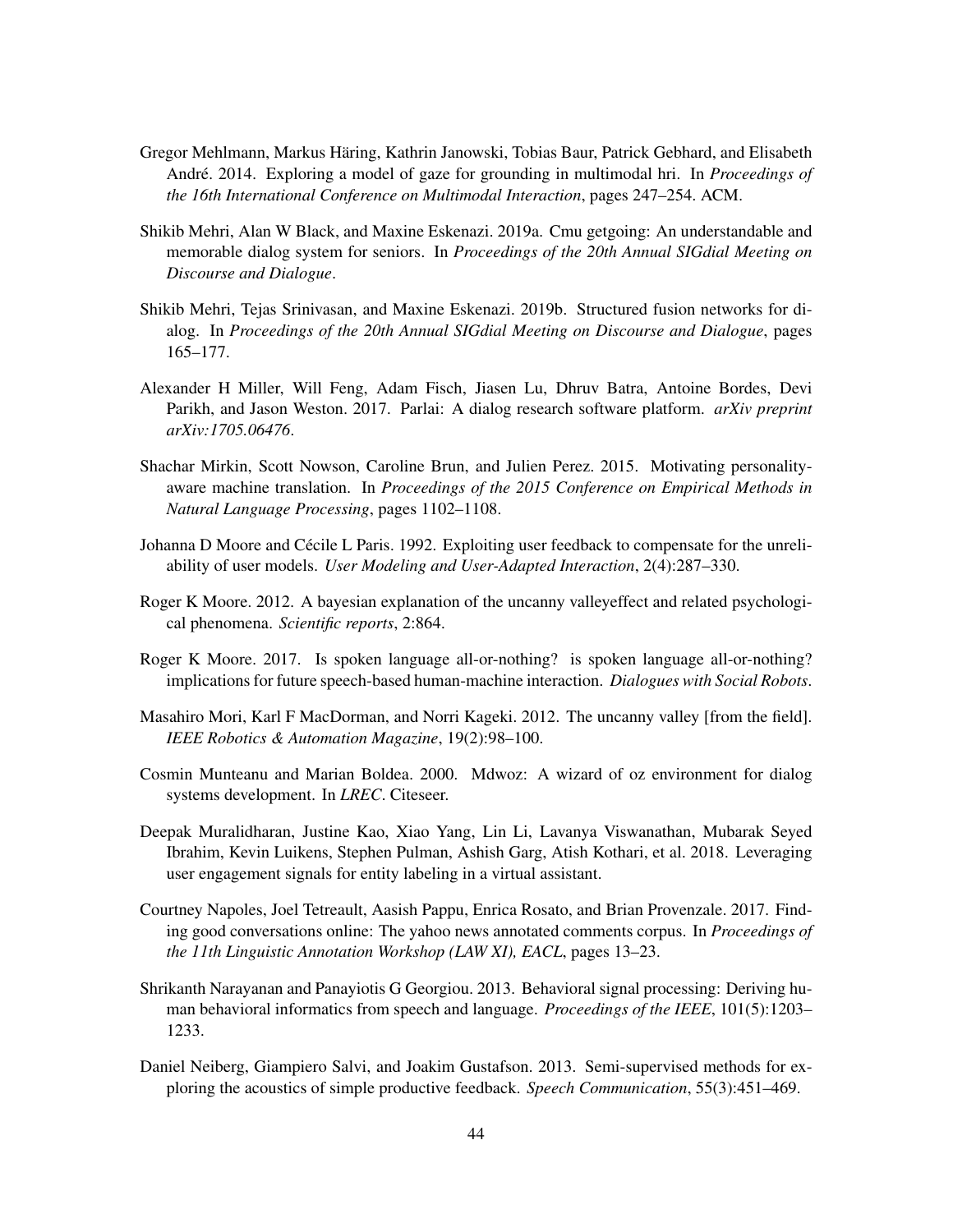Gregor Mehlmann, Markus Häring, Kathrin Janowski, Tobias Baur, Patrick Gebhard, and Elisabeth André. 2014. Exploring a model of gaze for grounding in multimodal hri. In *Proceedings of the 16th International Conference on Multimodal Interaction*, pages 247–254. ACM.

Shikib Mehri, Alan W Black, and Maxine Eskenazi. 2019a. Cmu getgoing: An understandable and memorable dialog system for seniors. In *Proceedings of the 20th Annual SIGdial Meeting on Discourse and Dialogue*.

Shikib Mehri, Tejas Srinivasan, and Maxine Eskenazi. 2019b. Structured fusion networks for dialog. In *Proceedings of the 20th Annual SIGdial Meeting on Discourse and Dialogue*, pages 165–177.

Alexander H Miller, Will Feng, Adam Fisch, Jiasen Lu, Dhruv Batra, Antoine Bordes, Devi Parikh, and Jason Weston. 2017. Parlai: A dialog research software platform. *arXiv preprint arXiv:1705.06476*.

Shachar Mirkin, Scott Nowson, Caroline Brun, and Julien Perez. 2015. Motivating personality-aware machine translation. In *Proceedings of the 2015 Conference on Empirical Methods in Natural Language Processing*, pages 1102–1108.

Johanna D Moore and Cécile L Paris. 1992. Exploiting user feedback to compensate for the unreliability of user models. *User Modeling and User-Adapted Interaction*, 2(4):287–330.

Roger K Moore. 2012. A bayesian explanation of the uncanny valleyeffect and related psychological phenomena. *Scientific reports*, 2:864.

Roger K Moore. 2017. Is spoken language all-or-nothing? is spoken language all-or-nothing? implications for future speech-based human-machine interaction. *Dialogues with Social Robots*.

Masahiro Mori, Karl F MacDorman, and Norri Kageki. 2012. The uncanny valley [from the field]. *IEEE Robotics & Automation Magazine*, 19(2):98–100.

Cosmin Munteanu and Marian Boldea. 2000. Mdwoz: A wizard of oz environment for dialog systems development. In *LREC*. Citeseer.

Deepak Muralidharan, Justine Kao, Xiao Yang, Lin Li, Lavanya Viswanathan, Mubarak Seyed Ibrahim, Kevin Luikens, Stephen Pulman, Ashish Garg, Atish Kothari, et al. 2018. Leveraging user engagement signals for entity labeling in a virtual assistant.

Courtney Napoles, Joel Tetreault, Aasish Pappu, Enrica Rosato, and Brian Provenzale. 2017. Finding good conversations online: The yahoo news annotated comments corpus. In *Proceedings of the 11th Linguistic Annotation Workshop (LAW XI), EACL*, pages 13–23.

Shrikanth Narayanan and Panayiotis G Georgiou. 2013. Behavioral signal processing: Deriving human behavioral informatics from speech and language. *Proceedings of the IEEE*, 101(5):1203–1233.

Daniel Neiberg, Giampiero Salvi, and Joakim Gustafson. 2013. Semi-supervised methods for exploring the acoustics of simple productive feedback. *Speech Communication*, 55(3):451–469.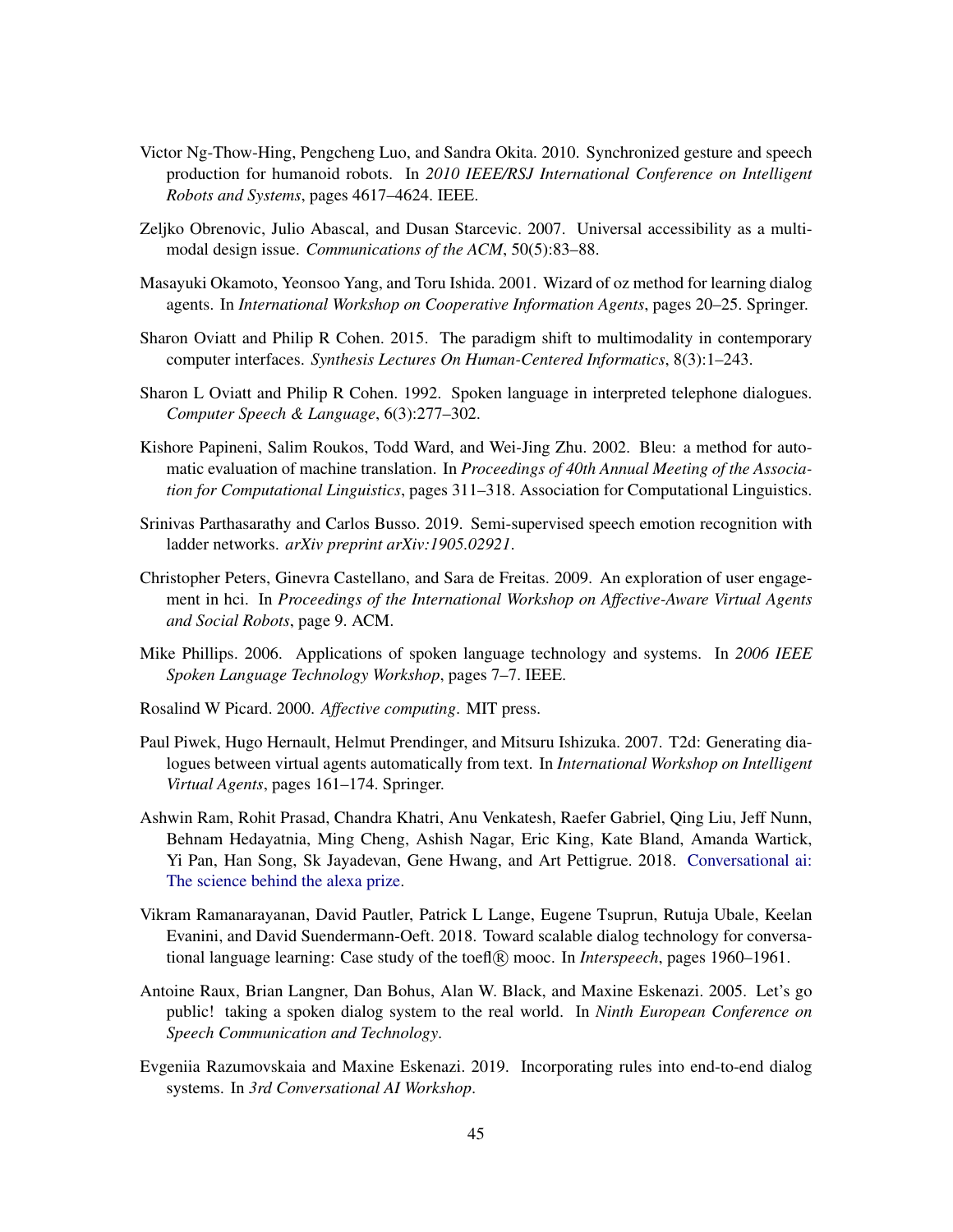Victor Ng-Thow-Hing, Pengcheng Luo, and Sandra Okita. 2010. Synchronized gesture and speech production for humanoid robots. In *2010 IEEE/RSJ International Conference on Intelligent Robots and Systems*, pages 4617–4624. IEEE.

Zeljko Obrenovic, Julio Abascal, and Dusan Starcevic. 2007. Universal accessibility as a multimodal design issue. *Communications of the ACM*, 50(5):83–88.

Masayuki Okamoto, Yeonsoo Yang, and Toru Ishida. 2001. Wizard of oz method for learning dialog agents. In *International Workshop on Cooperative Information Agents*, pages 20–25. Springer.

Sharon Oviatt and Philip R Cohen. 2015. The paradigm shift to multimodality in contemporary computer interfaces. *Synthesis Lectures On Human-Centered Informatics*, 8(3):1–243.

Sharon L Oviatt and Philip R Cohen. 1992. Spoken language in interpreted telephone dialogues. *Computer Speech & Language*, 6(3):277–302.

Kishore Papineni, Salim Roukos, Todd Ward, and Wei-Jing Zhu. 2002. Bleu: a method for automatic evaluation of machine translation. In *Proceedings of 40th Annual Meeting of the Association for Computational Linguistics*, pages 311–318. Association for Computational Linguistics.

Srinivas Parthasarathy and Carlos Busso. 2019. Semi-supervised speech emotion recognition with ladder networks. *arXiv preprint arXiv:1905.02921*.

Christopher Peters, Ginevra Castellano, and Sara de Freitas. 2009. An exploration of user engagement in hci. In *Proceedings of the International Workshop on Affective-Aware Virtual Agents and Social Robots*, page 9. ACM.

Mike Phillips. 2006. Applications of spoken language technology and systems. In *2006 IEEE Spoken Language Technology Workshop*, pages 7–7. IEEE.

Rosalind W Picard. 2000. *Affective computing*. MIT press.

Paul Piwek, Hugo Hernault, Helmut Prendinger, and Mitsuru Ishizuka. 2007. T2d: Generating dialogues between virtual agents automatically from text. In *International Workshop on Intelligent Virtual Agents*, pages 161–174. Springer.

Ashwin Ram, Rohit Prasad, Chandra Khatri, Anu Venkatesh, Raefer Gabriel, Qing Liu, Jeff Nunn, Behnam Hedayatnia, Ming Cheng, Ashish Nagar, Eric King, Kate Bland, Amanda Wartick, Yi Pan, Han Song, Sk Jayadevan, Gene Hwang, and Art Pettigrue. 2018. Conversational ai: The science behind the alexa prize.

Vikram Ramanarayanan, David Pautler, Patrick L Lange, Eugene Tsuprun, Rutuja Ubale, Keelan Evanini, and David Suendermann-Oeft. 2018. Toward scalable dialog technology for conversational language learning: Case study of the toefl® mooc. In *Interspeech*, pages 1960–1961.

Antoine Raux, Brian Langner, Dan Bohus, Alan W. Black, and Maxine Eskenazi. 2005. Let's go public! taking a spoken dialog system to the real world. In *Ninth European Conference on Speech Communication and Technology*.

Evgeniia Razumovskaia and Maxine Eskenazi. 2019. Incorporating rules into end-to-end dialog systems. In *3rd Conversational AI Workshop*.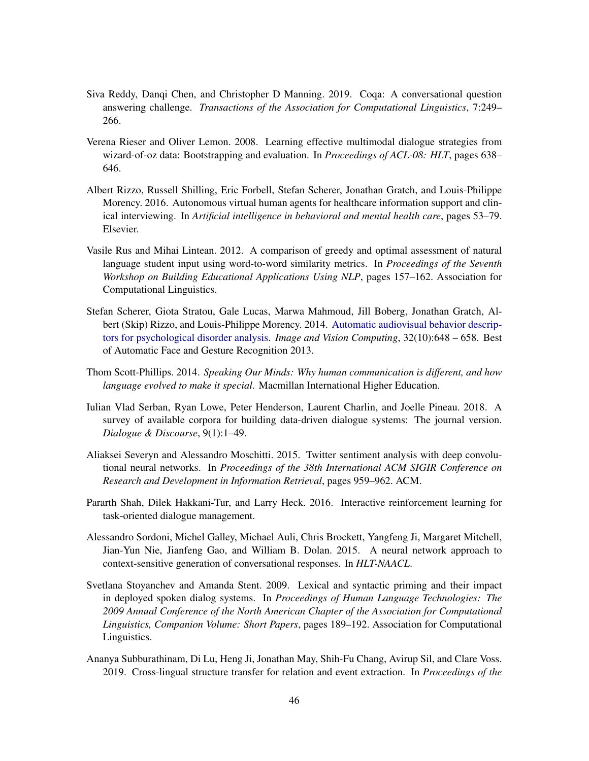Siva Reddy, Danqi Chen, and Christopher D Manning. 2019. Coqa: A conversational question answering challenge. *Transactions of the Association for Computational Linguistics*, 7:249–266.

Verena Rieser and Oliver Lemon. 2008. Learning effective multimodal dialogue strategies from wizard-of-oz data: Bootstrapping and evaluation. In *Proceedings of ACL-08: HLT*, pages 638–646.

Albert Rizzo, Russell Shilling, Eric Forbell, Stefan Scherer, Jonathan Gratch, and Louis-Philippe Morency. 2016. Autonomous virtual human agents for healthcare information support and clinical interviewing. In *Artificial intelligence in behavioral and mental health care*, pages 53–79. Elsevier.

Vasile Rus and Mihai Lintean. 2012. A comparison of greedy and optimal assessment of natural language student input using word-to-word similarity metrics. In *Proceedings of the Seventh Workshop on Building Educational Applications Using NLP*, pages 157–162. Association for Computational Linguistics.

Stefan Scherer, Giota Stratou, Gale Lucas, Marwa Mahmoud, Jill Boberg, Jonathan Gratch, Albert (Skip) Rizzo, and Louis-Philippe Morency. 2014. Automatic audiovisual behavior descriptors for psychological disorder analysis. *Image and Vision Computing*, 32(10):648 – 658. Best of Automatic Face and Gesture Recognition 2013.

Thom Scott-Phillips. 2014. *Speaking Our Minds: Why human communication is different, and how language evolved to make it special*. Macmillan International Higher Education.

Iulian Vlad Serban, Ryan Lowe, Peter Henderson, Laurent Charlin, and Joelle Pineau. 2018. A survey of available corpora for building data-driven dialogue systems: The journal version. *Dialogue & Discourse*, 9(1):1–49.

Aliaksei Severyn and Alessandro Moschitti. 2015. Twitter sentiment analysis with deep convolutional neural networks. In *Proceedings of the 38th International ACM SIGIR Conference on Research and Development in Information Retrieval*, pages 959–962. ACM.

Pararth Shah, Dilek Hakkani-Tur, and Larry Heck. 2016. Interactive reinforcement learning for task-oriented dialogue management.

Alessandro Sordoni, Michel Galley, Michael Auli, Chris Brockett, Yangfeng Ji, Margaret Mitchell, Jian-Yun Nie, Jianfeng Gao, and William B. Dolan. 2015. A neural network approach to context-sensitive generation of conversational responses. In *HLT-NAACL*.

Svetlana Stoyanchev and Amanda Stent. 2009. Lexical and syntactic priming and their impact in deployed spoken dialog systems. In *Proceedings of Human Language Technologies: The 2009 Annual Conference of the North American Chapter of the Association for Computational Linguistics, Companion Volume: Short Papers*, pages 189–192. Association for Computational Linguistics.

Ananya Subburathinam, Di Lu, Heng Ji, Jonathan May, Shih-Fu Chang, Avirup Sil, and Clare Voss. 2019. Cross-lingual structure transfer for relation and event extraction. In *Proceedings of the*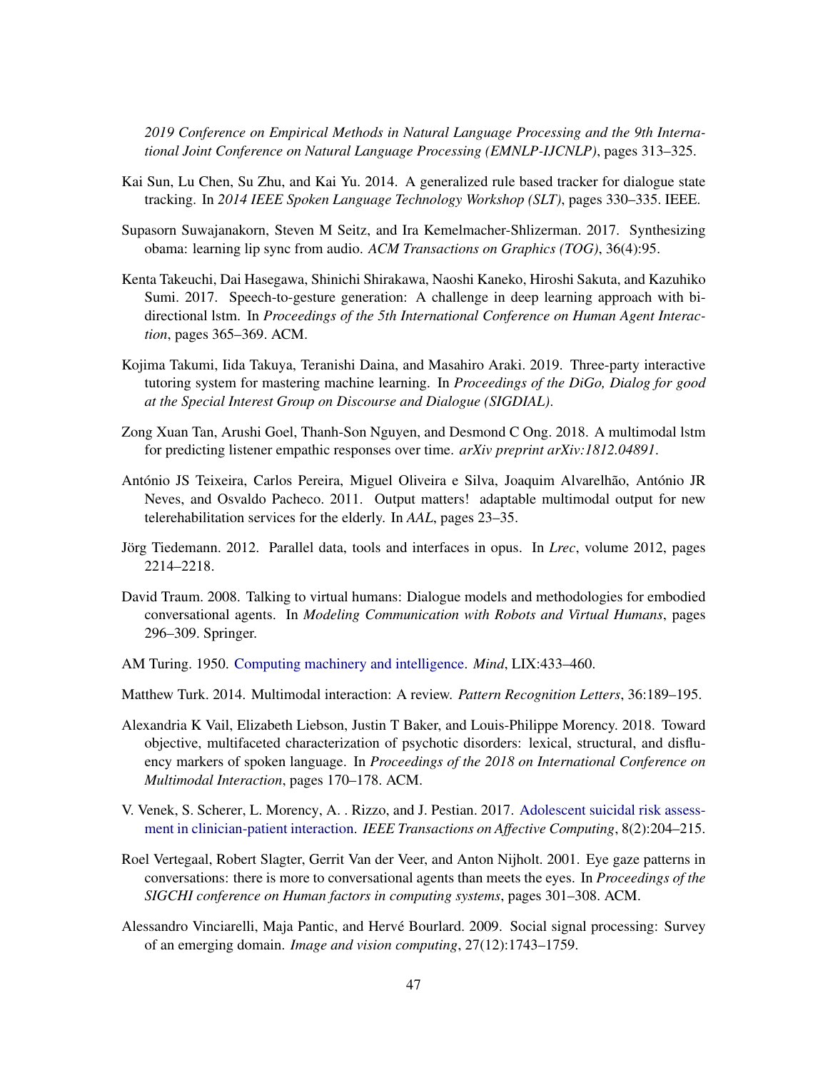*2019 Conference on Empirical Methods in Natural Language Processing and the 9th International Joint Conference on Natural Language Processing (EMNLP-IJCNLP)*, pages 313–325.

Kai Sun, Lu Chen, Su Zhu, and Kai Yu. 2014. A generalized rule based tracker for dialogue state tracking. In *2014 IEEE Spoken Language Technology Workshop (SLT)*, pages 330–335. IEEE.

Supasorn Suwajanakorn, Steven M Seitz, and Ira Kemelmacher-Shlizerman. 2017. Synthesizing obama: learning lip sync from audio. *ACM Transactions on Graphics (TOG)*, 36(4):95.

Kenta Takeuchi, Dai Hasegawa, Shinichi Shirakawa, Naoshi Kaneko, Hiroshi Sakuta, and Kazuhiko Sumi. 2017. Speech-to-gesture generation: A challenge in deep learning approach with bidirectional lstm. In *Proceedings of the 5th International Conference on Human Agent Interaction*, pages 365–369. ACM.

Kojima Takumi, Iida Takuya, Teranishi Daina, and Masahiro Araki. 2019. Three-party interactive tutoring system for mastering machine learning. In *Proceedings of the DiGo, Dialog for good at the Special Interest Group on Discourse and Dialogue (SIGDIAL)*.

Zong Xuan Tan, Arushi Goel, Thanh-Son Nguyen, and Desmond C Ong. 2018. A multimodal lstm for predicting listener empathic responses over time. *arXiv preprint arXiv:1812.04891*.

António JS Teixeira, Carlos Pereira, Miguel Oliveira e Silva, Joaquim Alvarelhão, António JR Neves, and Osvaldo Pacheco. 2011. Output matters! adaptable multimodal output for new telerehabilitation services for the elderly. In *AAL*, pages 23–35.

Jörg Tiedemann. 2012. Parallel data, tools and interfaces in opus. In *Lrec*, volume 2012, pages 2214–2218.

David Traum. 2008. Talking to virtual humans: Dialogue models and methodologies for embodied conversational agents. In *Modeling Communication with Robots and Virtual Humans*, pages 296–309. Springer.

AM Turing. 1950. Computing machinery and intelligence. *Mind*, LIX:433–460.

Matthew Turk. 2014. Multimodal interaction: A review. *Pattern Recognition Letters*, 36:189–195.

Alexandria K Vail, Elizabeth Liebson, Justin T Baker, and Louis-Philippe Morency. 2018. Toward objective, multifaceted characterization of psychotic disorders: lexical, structural, and disfluency markers of spoken language. In *Proceedings of the 2018 on International Conference on Multimodal Interaction*, pages 170–178. ACM.

V. Venek, S. Scherer, L. Morency, A. . Rizzo, and J. Pestian. 2017. Adolescent suicidal risk assessment in clinician-patient interaction. *IEEE Transactions on Affective Computing*, 8(2):204–215.

Roel Vertegaal, Robert Slagter, Gerrit Van der Veer, and Anton Nijholt. 2001. Eye gaze patterns in conversations: there is more to conversational agents than meets the eyes. In *Proceedings of the SIGCHI conference on Human factors in computing systems*, pages 301–308. ACM.

Alessandro Vinciarelli, Maja Pantic, and Hervé Bourlard. 2009. Social signal processing: Survey of an emerging domain. *Image and vision computing*, 27(12):1743–1759.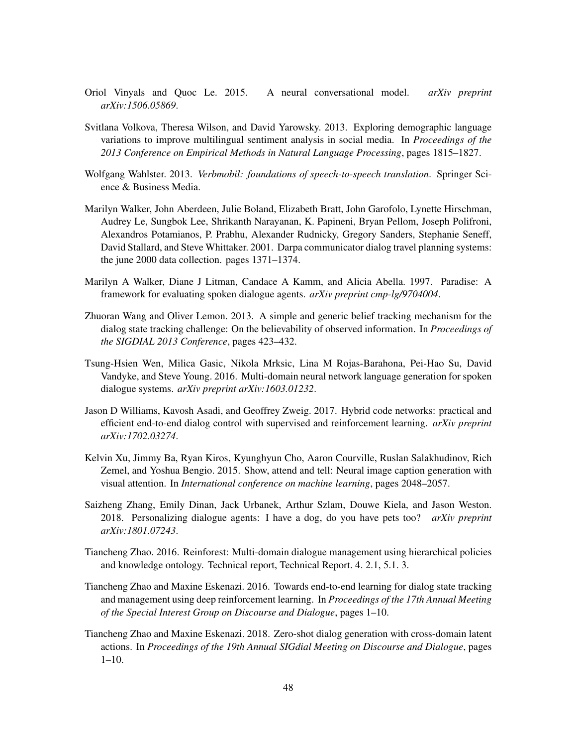Oriol Vinyals and Quoc Le. 2015. A neural conversational model. *arXiv preprint arXiv:1506.05869*.

Svitlana Volkova, Theresa Wilson, and David Yarowsky. 2013. Exploring demographic language variations to improve multilingual sentiment analysis in social media. In *Proceedings of the 2013 Conference on Empirical Methods in Natural Language Processing*, pages 1815–1827.

Wolfgang Wahlster. 2013. *Verbmobil: foundations of speech-to-speech translation*. Springer Science & Business Media.

Marilyn Walker, John Aberdeen, Julie Boland, Elizabeth Bratt, John Garofolo, Lynette Hirschman, Audrey Le, Sungbok Lee, Shrikanth Narayanan, K. Papineni, Bryan Pellom, Joseph Polifroni, Alexandros Potamianos, P. Prabhu, Alexander Rudnicky, Gregory Sanders, Stephanie Seneff, David Stallard, and Steve Whittaker. 2001. Darpa communicator dialog travel planning systems: the june 2000 data collection. pages 1371–1374.

Marilyn A Walker, Diane J Litman, Candace A Kamm, and Alicia Abella. 1997. Paradise: A framework for evaluating spoken dialogue agents. *arXiv preprint cmp-lg/9704004*.

Zhuoran Wang and Oliver Lemon. 2013. A simple and generic belief tracking mechanism for the dialog state tracking challenge: On the believability of observed information. In *Proceedings of the SIGDIAL 2013 Conference*, pages 423–432.

Tsung-Hsien Wen, Milica Gasic, Nikola Mrksic, Lina M Rojas-Barahona, Pei-Hao Su, David Vandyke, and Steve Young. 2016. Multi-domain neural network language generation for spoken dialogue systems. *arXiv preprint arXiv:1603.01232*.

Jason D Williams, Kavosh Asadi, and Geoffrey Zweig. 2017. Hybrid code networks: practical and efficient end-to-end dialog control with supervised and reinforcement learning. *arXiv preprint arXiv:1702.03274*.

Kelvin Xu, Jimmy Ba, Ryan Kiros, Kyunghyun Cho, Aaron Courville, Ruslan Salakhudinov, Rich Zemel, and Yoshua Bengio. 2015. Show, attend and tell: Neural image caption generation with visual attention. In *International conference on machine learning*, pages 2048–2057.

Saizheng Zhang, Emily Dinan, Jack Urbanek, Arthur Szlam, Douwe Kiela, and Jason Weston. 2018. Personalizing dialogue agents: I have a dog, do you have pets too? *arXiv preprint arXiv:1801.07243*.

Tiancheng Zhao. 2016. Reinforest: Multi-domain dialogue management using hierarchical policies and knowledge ontology. Technical report, Technical Report. 4. 2.1, 5.1. 3.

Tiancheng Zhao and Maxine Eskenazi. 2016. Towards end-to-end learning for dialog state tracking and management using deep reinforcement learning. In *Proceedings of the 17th Annual Meeting of the Special Interest Group on Discourse and Dialogue*, pages 1–10.

Tiancheng Zhao and Maxine Eskenazi. 2018. Zero-shot dialog generation with cross-domain latent actions. In *Proceedings of the 19th Annual SIGdial Meeting on Discourse and Dialogue*, pages 1–10.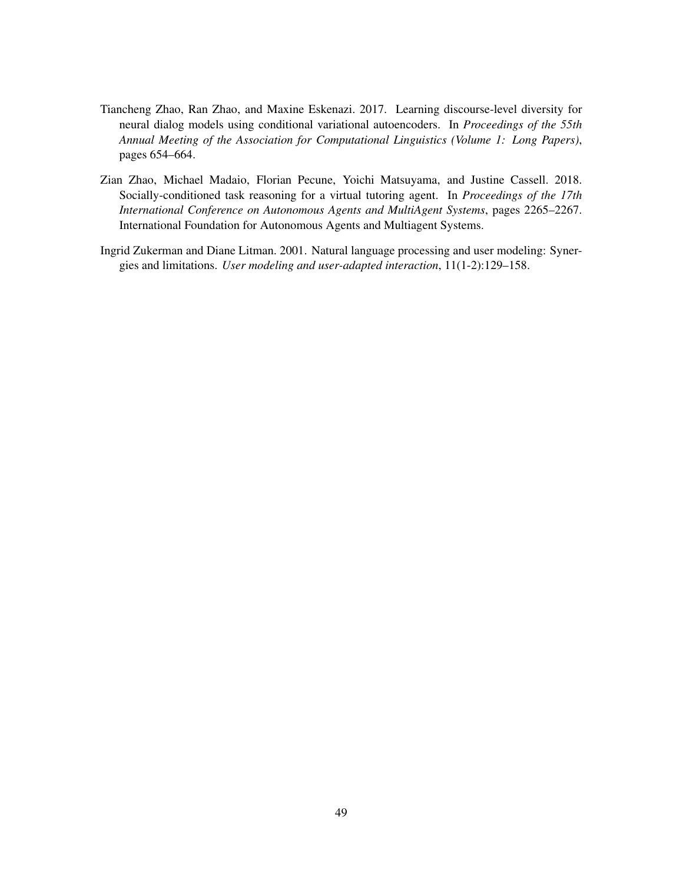Tiancheng Zhao, Ran Zhao, and Maxine Eskenazi. 2017. Learning discourse-level diversity for neural dialog models using conditional variational autoencoders. In *Proceedings of the 55th Annual Meeting of the Association for Computational Linguistics (Volume 1: Long Papers)*, pages 654–664.

Zian Zhao, Michael Madaio, Florian Pecune, Yoichi Matsuyama, and Justine Cassell. 2018. Socially-conditioned task reasoning for a virtual tutoring agent. In *Proceedings of the 17th International Conference on Autonomous Agents and MultiAgent Systems*, pages 2265–2267. International Foundation for Autonomous Agents and Multiagent Systems.

Ingrid Zukerman and Diane Litman. 2001. Natural language processing and user modeling: Synergies and limitations. *User modeling and user-adapted interaction*, 11(1-2):129–158.